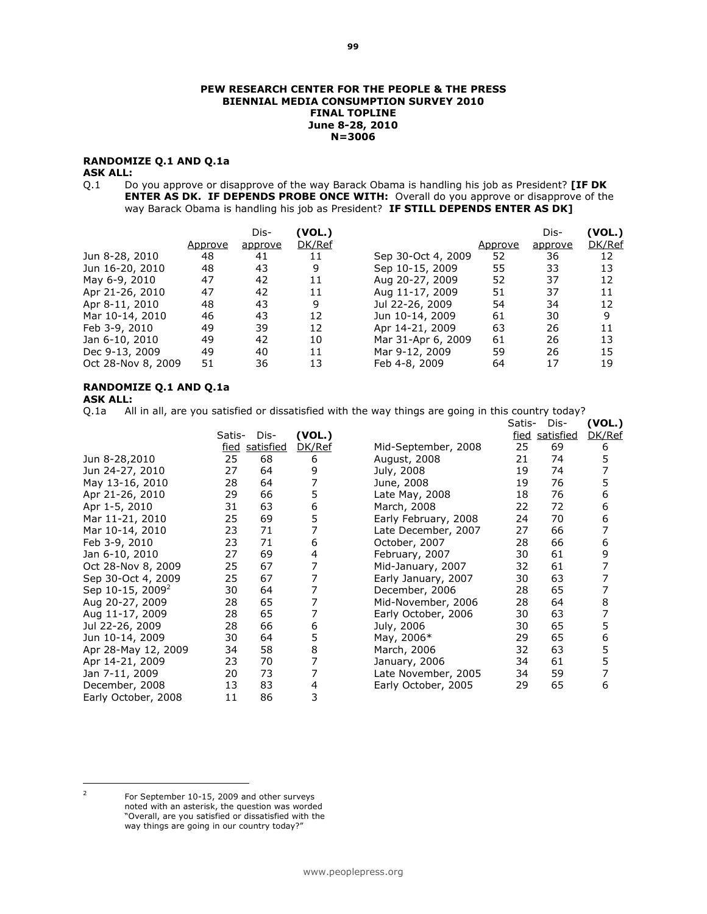**PEW RESEARCH CENTER FOR THE PEOPLE & THE PRESS**
**BIENNIAL MEDIA CONSUMPTION SURVEY 2010**
**FINAL TOPLINE**
**June 8-28, 2010**
**N=3006**

**RANDOMIZE Q.1 AND Q.1a**
**ASK ALL:**

Q.1 Do you approve or disapprove of the way Barack Obama is handling his job as President? **[IF DK ENTER AS DK. IF DEPENDS PROBE ONCE WITH:** Overall do you approve or disapprove of the way Barack Obama is handling his job as President? **IF STILL DEPENDS ENTER AS DK]**

| | Approve | Dis-approve | (VOL.) DK/Ref |
|---|---|---|---|
| Jun 8-28, 2010 | 48 | 41 | 11 |
| Jun 16-20, 2010 | 48 | 43 | 9 |
| May 6-9, 2010 | 47 | 42 | 11 |
| Apr 21-26, 2010 | 47 | 42 | 11 |
| Apr 8-11, 2010 | 48 | 43 | 9 |
| Mar 10-14, 2010 | 46 | 43 | 12 |
| Feb 3-9, 2010 | 49 | 39 | 12 |
| Jan 6-10, 2010 | 49 | 42 | 10 |
| Dec 9-13, 2009 | 49 | 40 | 11 |
| Oct 28-Nov 8, 2009 | 51 | 36 | 13 |
| Sep 30-Oct 4, 2009 | 52 | 36 | 12 |
| Sep 10-15, 2009 | 55 | 33 | 13 |
| Aug 20-27, 2009 | 52 | 37 | 12 |
| Aug 11-17, 2009 | 51 | 37 | 11 |
| Jul 22-26, 2009 | 54 | 34 | 12 |
| Jun 10-14, 2009 | 61 | 30 | 9 |
| Apr 14-21, 2009 | 63 | 26 | 11 |
| Mar 31-Apr 6, 2009 | 61 | 26 | 13 |
| Mar 9-12, 2009 | 59 | 26 | 15 |
| Feb 4-8, 2009 | 64 | 17 | 19 |

**RANDOMIZE Q.1 AND Q.1a**
**ASK ALL:**

Q.1a All in all, are you satisfied or dissatisfied with the way things are going in this country today?

| | Satis-fied | Dis-satisfied | (VOL.) DK/Ref |
|---|---|---|---|
| Jun 8-28,2010 | 25 | 68 | 6 |
| Jun 24-27, 2010 | 27 | 64 | 9 |
| May 13-16, 2010 | 28 | 64 | 7 |
| Apr 21-26, 2010 | 29 | 66 | 5 |
| Apr 1-5, 2010 | 31 | 63 | 6 |
| Mar 11-21, 2010 | 25 | 69 | 5 |
| Mar 10-14, 2010 | 23 | 71 | 7 |
| Feb 3-9, 2010 | 23 | 71 | 6 |
| Jan 6-10, 2010 | 27 | 69 | 4 |
| Oct 28-Nov 8, 2009 | 25 | 67 | 7 |
| Sep 30-Oct 4, 2009 | 25 | 67 | 7 |
| Sep 10-15, 2009[2] | 30 | 64 | 7 |
| Aug 20-27, 2009 | 28 | 65 | 7 |
| Aug 11-17, 2009 | 28 | 65 | 7 |
| Jul 22-26, 2009 | 28 | 66 | 6 |
| Jun 10-14, 2009 | 30 | 64 | 5 |
| Apr 28-May 12, 2009 | 34 | 58 | 8 |
| Apr 14-21, 2009 | 23 | 70 | 7 |
| Jan 7-11, 2009 | 20 | 73 | 7 |
| December, 2008 | 13 | 83 | 4 |
| Early October, 2008 | 11 | 86 | 3 |
| Mid-September, 2008 | 25 | 69 | 6 |
| August, 2008 | 21 | 74 | 5 |
| July, 2008 | 19 | 74 | 7 |
| June, 2008 | 19 | 76 | 5 |
| Late May, 2008 | 18 | 76 | 6 |
| March, 2008 | 22 | 72 | 6 |
| Early February, 2008 | 24 | 70 | 6 |
| Late December, 2007 | 27 | 66 | 7 |
| October, 2007 | 28 | 66 | 6 |
| February, 2007 | 30 | 61 | 9 |
| Mid-January, 2007 | 32 | 61 | 7 |
| Early January, 2007 | 30 | 63 | 7 |
| December, 2006 | 28 | 65 | 7 |
| Mid-November, 2006 | 28 | 64 | 8 |
| Early October, 2006 | 30 | 63 | 7 |
| July, 2006 | 30 | 65 | 5 |
| May, 2006* | 29 | 65 | 6 |
| March, 2006 | 32 | 63 | 5 |
| January, 2006 | 34 | 61 | 5 |
| Late November, 2005 | 34 | 59 | 7 |
| Early October, 2005 | 29 | 65 | 6 |

[2] For September 10-15, 2009 and other surveys noted with an asterisk, the question was worded "Overall, are you satisfied or dissatisfied with the way things are going in our country today?"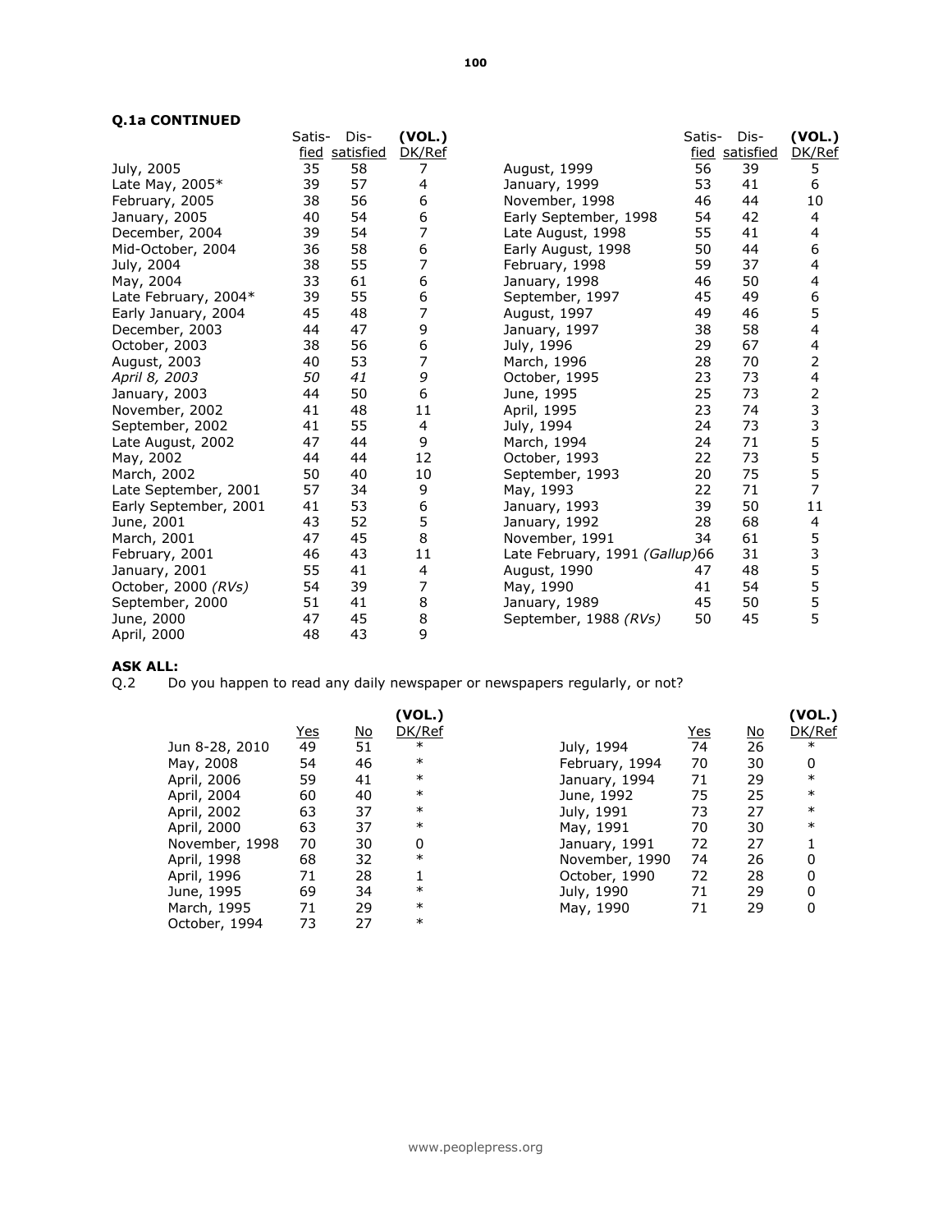**Q.1a CONTINUED**

| | Satis-fied | Dis-satisfied | (VOL.) DK/Ref |
|---|---|---|---|
| July, 2005 | 35 | 58 | 7 |
| Late May, 2005* | 39 | 57 | 4 |
| February, 2005 | 38 | 56 | 6 |
| January, 2005 | 40 | 54 | 6 |
| December, 2004 | 39 | 54 | 7 |
| Mid-October, 2004 | 36 | 58 | 6 |
| July, 2004 | 38 | 55 | 7 |
| May, 2004 | 33 | 61 | 6 |
| Late February, 2004* | 39 | 55 | 6 |
| Early January, 2004 | 45 | 48 | 7 |
| December, 2003 | 44 | 47 | 9 |
| October, 2003 | 38 | 56 | 6 |
| August, 2003 | 40 | 53 | 7 |
| *April 8, 2003* | *50* | *41* | *9* |
| January, 2003 | 44 | 50 | 6 |
| November, 2002 | 41 | 48 | 11 |
| September, 2002 | 41 | 55 | 4 |
| Late August, 2002 | 47 | 44 | 9 |
| May, 2002 | 44 | 44 | 12 |
| March, 2002 | 50 | 40 | 10 |
| Late September, 2001 | 57 | 34 | 9 |
| Early September, 2001 | 41 | 53 | 6 |
| June, 2001 | 43 | 52 | 5 |
| March, 2001 | 47 | 45 | 8 |
| February, 2001 | 46 | 43 | 11 |
| January, 2001 | 55 | 41 | 4 |
| October, 2000 *(RVs)* | 54 | 39 | 7 |
| September, 2000 | 51 | 41 | 8 |
| June, 2000 | 47 | 45 | 8 |
| April, 2000 | 48 | 43 | 9 |
| August, 1999 | 56 | 39 | 5 |
| January, 1999 | 53 | 41 | 6 |
| November, 1998 | 46 | 44 | 10 |
| Early September, 1998 | 54 | 42 | 4 |
| Late August, 1998 | 55 | 41 | 4 |
| Early August, 1998 | 50 | 44 | 6 |
| February, 1998 | 59 | 37 | 4 |
| January, 1998 | 46 | 50 | 4 |
| September, 1997 | 45 | 49 | 6 |
| August, 1997 | 49 | 46 | 5 |
| January, 1997 | 38 | 58 | 4 |
| July, 1996 | 29 | 67 | 4 |
| March, 1996 | 28 | 70 | 2 |
| October, 1995 | 23 | 73 | 4 |
| June, 1995 | 25 | 73 | 2 |
| April, 1995 | 23 | 74 | 3 |
| July, 1994 | 24 | 73 | 3 |
| March, 1994 | 24 | 71 | 5 |
| October, 1993 | 22 | 73 | 5 |
| September, 1993 | 20 | 75 | 5 |
| May, 1993 | 22 | 71 | 7 |
| January, 1993 | 39 | 50 | 11 |
| January, 1992 | 28 | 68 | 4 |
| November, 1991 | 34 | 61 | 5 |
| Late February, 1991 *(Gallup)* | 66 | 31 | 3 |
| August, 1990 | 47 | 48 | 5 |
| May, 1990 | 41 | 54 | 5 |
| January, 1989 | 45 | 50 | 5 |
| September, 1988 *(RVs)* | 50 | 45 | 5 |

**ASK ALL:**

Q.2 Do you happen to read any daily newspaper or newspapers regularly, or not?

| | Yes | No | (VOL.) DK/Ref |
|---|---|---|---|
| Jun 8-28, 2010 | 49 | 51 | * |
| May, 2008 | 54 | 46 | * |
| April, 2006 | 59 | 41 | * |
| April, 2004 | 60 | 40 | * |
| April, 2002 | 63 | 37 | * |
| April, 2000 | 63 | 37 | * |
| November, 1998 | 70 | 30 | 0 |
| April, 1998 | 68 | 32 | * |
| April, 1996 | 71 | 28 | 1 |
| June, 1995 | 69 | 34 | * |
| March, 1995 | 71 | 29 | * |
| October, 1994 | 73 | 27 | * |
| July, 1994 | 74 | 26 | * |
| February, 1994 | 70 | 30 | 0 |
| January, 1994 | 71 | 29 | * |
| June, 1992 | 75 | 25 | * |
| July, 1991 | 73 | 27 | * |
| May, 1991 | 70 | 30 | * |
| January, 1991 | 72 | 27 | 1 |
| November, 1990 | 74 | 26 | 0 |
| October, 1990 | 72 | 28 | 0 |
| July, 1990 | 71 | 29 | 0 |
| May, 1990 | 71 | 29 | 0 |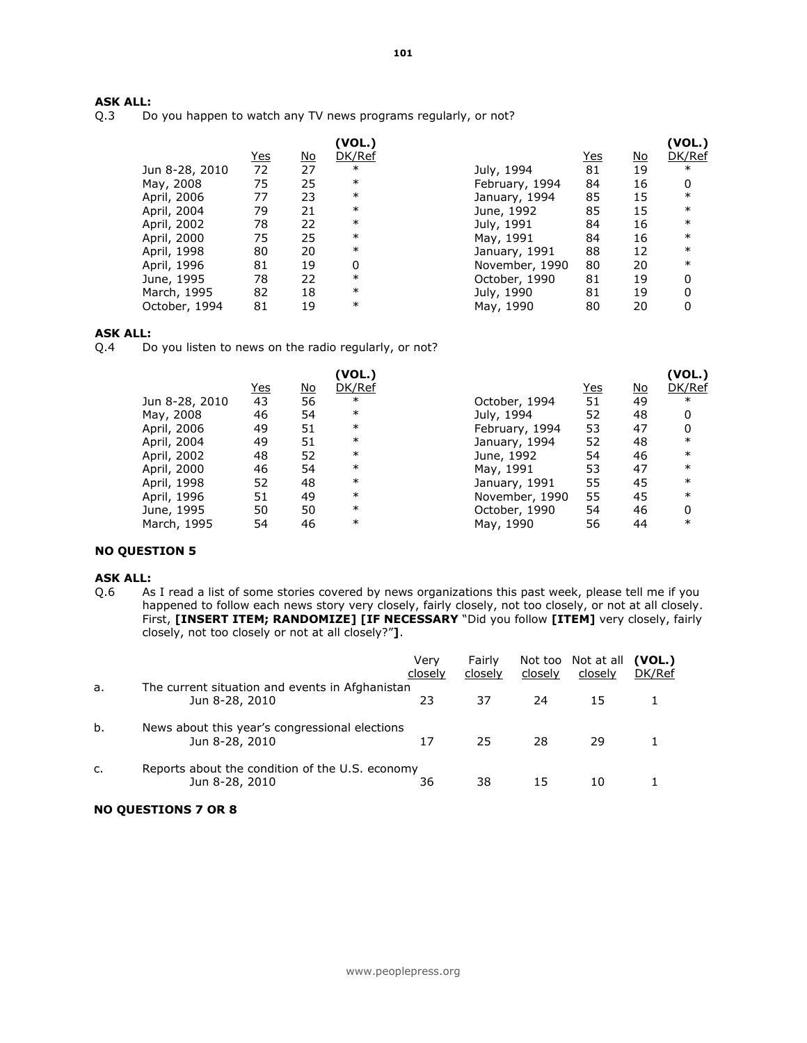**ASK ALL:**

Q.3 Do you happen to watch any TV news programs regularly, or not?

| | Yes | No | (VOL.) DK/Ref |
|---|---|---|---|
| Jun 8-28, 2010 | 72 | 27 | * |
| May, 2008 | 75 | 25 | * |
| April, 2006 | 77 | 23 | * |
| April, 2004 | 79 | 21 | * |
| April, 2002 | 78 | 22 | * |
| April, 2000 | 75 | 25 | * |
| April, 1998 | 80 | 20 | * |
| April, 1996 | 81 | 19 | 0 |
| June, 1995 | 78 | 22 | * |
| March, 1995 | 82 | 18 | * |
| October, 1994 | 81 | 19 | * |
| July, 1994 | 81 | 19 | * |
| February, 1994 | 84 | 16 | 0 |
| January, 1994 | 85 | 15 | * |
| June, 1992 | 85 | 15 | * |
| July, 1991 | 84 | 16 | * |
| May, 1991 | 84 | 16 | * |
| January, 1991 | 88 | 12 | * |
| November, 1990 | 80 | 20 | * |
| October, 1990 | 81 | 19 | 0 |
| July, 1990 | 81 | 19 | 0 |
| May, 1990 | 80 | 20 | 0 |

**ASK ALL:**

Q.4 Do you listen to news on the radio regularly, or not?

| | Yes | No | (VOL.) DK/Ref |
|---|---|---|---|
| Jun 8-28, 2010 | 43 | 56 | * |
| May, 2008 | 46 | 54 | * |
| April, 2006 | 49 | 51 | * |
| April, 2004 | 49 | 51 | * |
| April, 2002 | 48 | 52 | * |
| April, 2000 | 46 | 54 | * |
| April, 1998 | 52 | 48 | * |
| April, 1996 | 51 | 49 | * |
| June, 1995 | 50 | 50 | * |
| March, 1995 | 54 | 46 | * |
| October, 1994 | 51 | 49 | * |
| July, 1994 | 52 | 48 | 0 |
| February, 1994 | 53 | 47 | 0 |
| January, 1994 | 52 | 48 | * |
| June, 1992 | 54 | 46 | * |
| May, 1991 | 53 | 47 | * |
| January, 1991 | 55 | 45 | * |
| November, 1990 | 55 | 45 | * |
| October, 1990 | 54 | 46 | 0 |
| May, 1990 | 56 | 44 | * |

**NO QUESTION 5**

**ASK ALL:**

Q.6 As I read a list of some stories covered by news organizations this past week, please tell me if you happened to follow each news story very closely, fairly closely, not too closely, or not at all closely. First, **[INSERT ITEM; RANDOMIZE] [IF NECESSARY** "Did you follow **[ITEM]** very closely, fairly closely, not too closely or not at all closely?"**]**.

| | | Very closely | Fairly closely | Not too closely | Not at all closely | (VOL.) DK/Ref |
|---|---|---|---|---|---|---|
| a. | The current situation and events in Afghanistan | | | | | |
| | Jun 8-28, 2010 | 23 | 37 | 24 | 15 | 1 |
| b. | News about this year's congressional elections | | | | | |
| | Jun 8-28, 2010 | 17 | 25 | 28 | 29 | 1 |
| c. | Reports about the condition of the U.S. economy | | | | | |
| | Jun 8-28, 2010 | 36 | 38 | 15 | 10 | 1 |

**NO QUESTIONS 7 OR 8**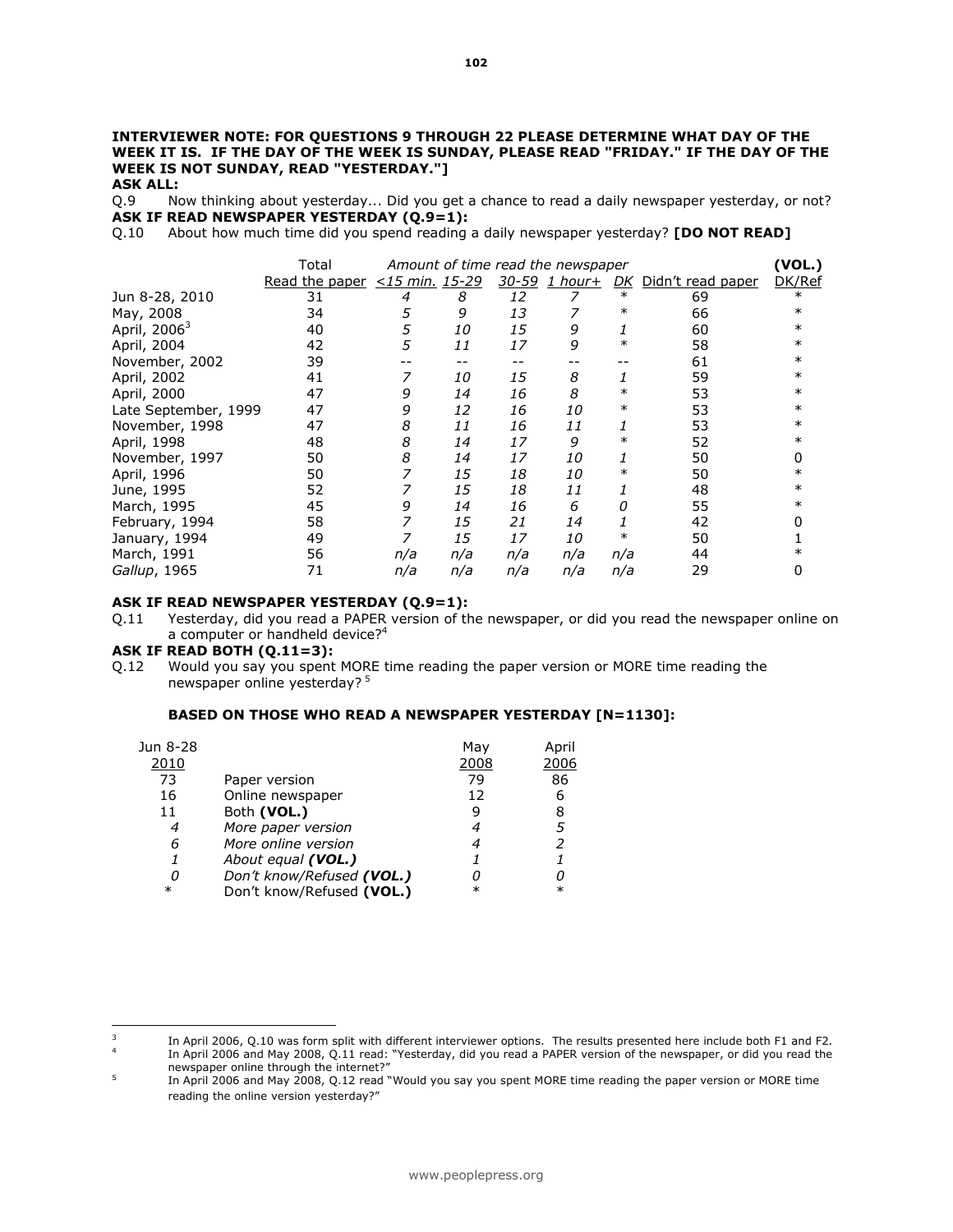**INTERVIEWER NOTE: FOR QUESTIONS 9 THROUGH 22 PLEASE DETERMINE WHAT DAY OF THE WEEK IT IS. IF THE DAY OF THE WEEK IS SUNDAY, PLEASE READ "FRIDAY." IF THE DAY OF THE WEEK IS NOT SUNDAY, READ "YESTERDAY."]**

**ASK ALL:**

Q.9 Now thinking about yesterday... Did you get a chance to read a daily newspaper yesterday, or not?

**ASK IF READ NEWSPAPER YESTERDAY (Q.9=1):**

Q.10 About how much time did you spend reading a daily newspaper yesterday? **[DO NOT READ]**

| | Total | *Amount of time read the newspaper* | | | | | | **(VOL.)** |
|---|---|---|---|---|---|---|---|---|
| | Read the paper | *<15 min.* | *15-29* | *30-59* | *1 hour+* | *DK* | Didn't read paper | DK/Ref |
| Jun 8-28, 2010 | 31 | *4* | *8* | *12* | *7* | * | 69 | * |
| May, 2008 | 34 | *5* | *9* | *13* | *7* | * | 66 | * |
| April, 2006[3] | 40 | *5* | *10* | *15* | *9* | *1* | 60 | * |
| April, 2004 | 42 | *5* | *11* | *17* | *9* | * | 58 | * |
| November, 2002 | 39 | -- | -- | -- | -- | -- | 61 | * |
| April, 2002 | 41 | *7* | *10* | *15* | *8* | *1* | 59 | * |
| April, 2000 | 47 | *9* | *14* | *16* | *8* | * | 53 | * |
| Late September, 1999 | 47 | *9* | *12* | *16* | *10* | * | 53 | * |
| November, 1998 | 47 | *8* | *11* | *16* | *11* | *1* | 53 | * |
| April, 1998 | 48 | *8* | *14* | *17* | *9* | * | 52 | * |
| November, 1997 | 50 | *8* | *14* | *17* | *10* | *1* | 50 | 0 |
| April, 1996 | 50 | *7* | *15* | *18* | *10* | * | 50 | * |
| June, 1995 | 52 | *7* | *15* | *18* | *11* | *1* | 48 | * |
| March, 1995 | 45 | *9* | *14* | *16* | *6* | *0* | 55 | * |
| February, 1994 | 58 | *7* | *15* | *21* | *14* | *1* | 42 | 0 |
| January, 1994 | 49 | *7* | *15* | *17* | *10* | * | 50 | 1 |
| March, 1991 | 56 | *n/a* | *n/a* | *n/a* | *n/a* | *n/a* | 44 | * |
| *Gallup*, 1965 | 71 | *n/a* | *n/a* | *n/a* | *n/a* | *n/a* | 29 | 0 |

**ASK IF READ NEWSPAPER YESTERDAY (Q.9=1):**

Q.11 Yesterday, did you read a PAPER version of the newspaper, or did you read the newspaper online on a computer or handheld device?[4]

**ASK IF READ BOTH (Q.11=3):**

Q.12 Would you say you spent MORE time reading the paper version or MORE time reading the newspaper online yesterday?[5]

**BASED ON THOSE WHO READ A NEWSPAPER YESTERDAY [N=1130]:**

| Jun 8-28 2010 | | May 2008 | April 2006 |
|---|---|---|---|
| 73 | Paper version | 79 | 86 |
| 16 | Online newspaper | 12 | 6 |
| 11 | Both **(VOL.)** | 9 | 8 |
| *4* | *More paper version* | *4* | *5* |
| *6* | *More online version* | *4* | *2* |
| *1* | *About equal **(VOL.)*** | *1* | *1* |
| *0* | *Don't know/Refused **(VOL.)*** | *0* | *0* |
| * | Don't know/Refused **(VOL.)** | * | * |

---

[3] In April 2006, Q.10 was form split with different interviewer options. The results presented here include both F1 and F2.

[4] In April 2006 and May 2008, Q.11 read: "Yesterday, did you read a PAPER version of the newspaper, or did you read the newspaper online through the internet?"

[5] In April 2006 and May 2008, Q.12 read "Would you say you spent MORE time reading the paper version or MORE time reading the online version yesterday?"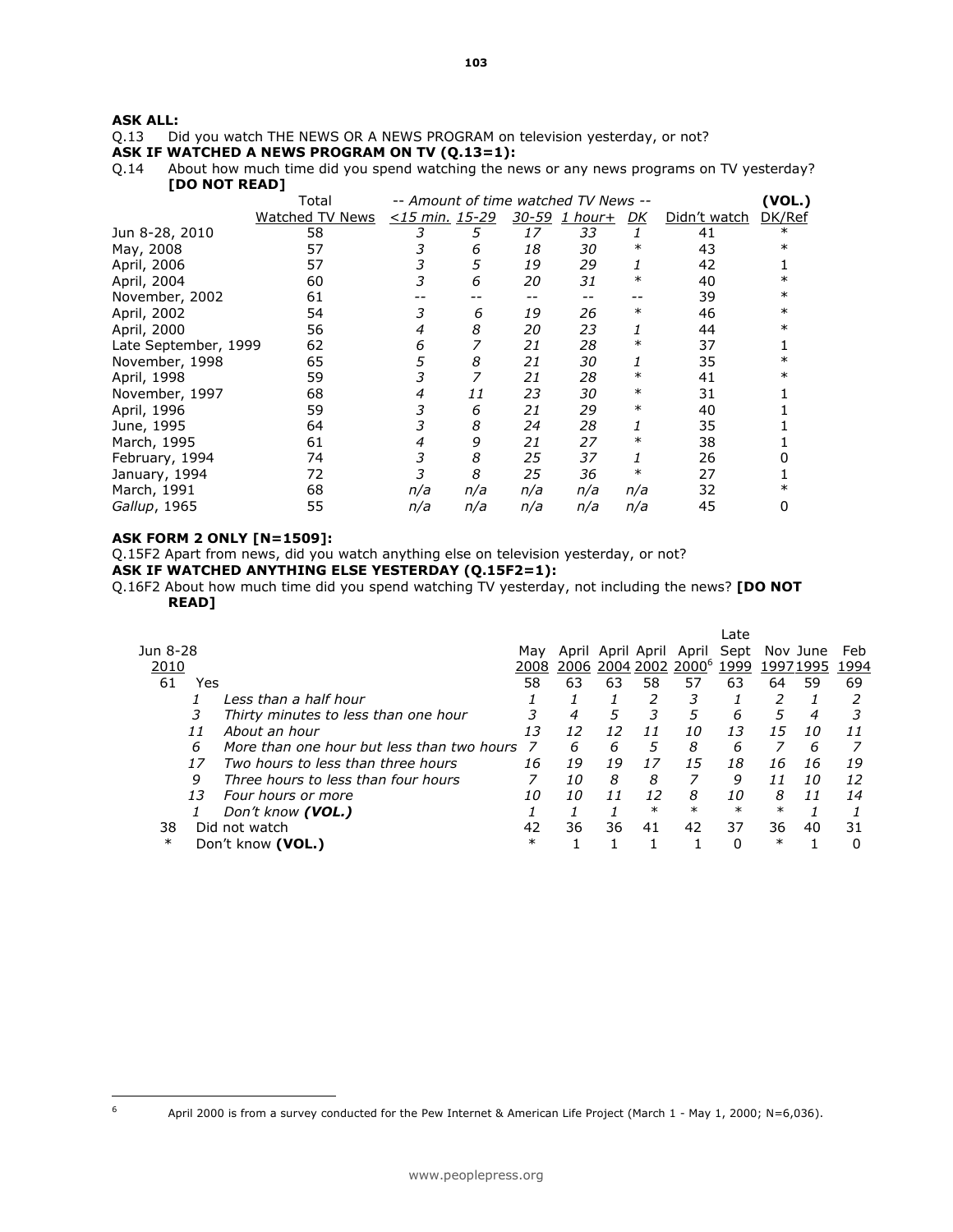**ASK ALL:**

Q.13 Did you watch THE NEWS OR A NEWS PROGRAM on television yesterday, or not?

**ASK IF WATCHED A NEWS PROGRAM ON TV (Q.13=1):**

Q.14 About how much time did you spend watching the news or any news programs on TV yesterday? **[DO NOT READ]**

| | Total | *-- Amount of time watched TV News --* | | | | | | **(VOL.)** |
|---|---|---|---|---|---|---|---|---|
| | Watched TV News | *<15 min.* | *15-29* | *30-59* | *1 hour+* | *DK* | Didn't watch | DK/Ref |
| Jun 8-28, 2010 | 58 | *3* | *5* | *17* | *33* | *1* | 41 | * |
| May, 2008 | 57 | *3* | *6* | *18* | *30* | * | 43 | * |
| April, 2006 | 57 | *3* | *5* | *19* | *29* | *1* | 42 | 1 |
| April, 2004 | 60 | *3* | *6* | *20* | *31* | * | 40 | * |
| November, 2002 | 61 | -- | -- | -- | -- | -- | 39 | * |
| April, 2002 | 54 | *3* | *6* | *19* | *26* | * | 46 | * |
| April, 2000 | 56 | *4* | *8* | *20* | *23* | *1* | 44 | * |
| Late September, 1999 | 62 | *6* | *7* | *21* | *28* | * | 37 | 1 |
| November, 1998 | 65 | *5* | *8* | *21* | *30* | *1* | 35 | * |
| April, 1998 | 59 | *3* | *7* | *21* | *28* | * | 41 | * |
| November, 1997 | 68 | *4* | *11* | *23* | *30* | * | 31 | 1 |
| April, 1996 | 59 | *3* | *6* | *21* | *29* | * | 40 | 1 |
| June, 1995 | 64 | *3* | *8* | *24* | *28* | *1* | 35 | 1 |
| March, 1995 | 61 | *4* | *9* | *21* | *27* | * | 38 | 1 |
| February, 1994 | 74 | *3* | *8* | *25* | *37* | *1* | 26 | 0 |
| January, 1994 | 72 | *3* | *8* | *25* | *36* | * | 27 | 1 |
| March, 1991 | 68 | *n/a* | *n/a* | *n/a* | *n/a* | *n/a* | 32 | * |
| *Gallup*, 1965 | 55 | *n/a* | *n/a* | *n/a* | *n/a* | *n/a* | 45 | 0 |

**ASK FORM 2 ONLY [N=1509]:**

Q.15F2 Apart from news, did you watch anything else on television yesterday, or not?

**ASK IF WATCHED ANYTHING ELSE YESTERDAY (Q.15F2=1):**

Q.16F2 About how much time did you spend watching TV yesterday, not including the news? **[DO NOT READ]**

| Jun 8-28 2010 | | May 2008 | April 2006 | April 2004 | April 2002 | April 2000[6] | Late Sept 1999 | Nov 1997 | June 1995 | Feb 1994 |
|---|---|---|---|---|---|---|---|---|---|---|
| 61 | Yes | 58 | 63 | 63 | 58 | 57 | 63 | 64 | 59 | 69 |
| *1* | *Less than a half hour* | *1* | *1* | *1* | *2* | *3* | *1* | *2* | *1* | *2* |
| *3* | *Thirty minutes to less than one hour* | *3* | *4* | *5* | *3* | *5* | *6* | *5* | *4* | *3* |
| *11* | *About an hour* | *13* | *12* | *12* | *11* | *10* | *13* | *15* | *10* | *11* |
| *6* | *More than one hour but less than two hours* | *7* | *6* | *6* | *5* | *8* | *6* | *7* | *6* | *7* |
| *17* | *Two hours to less than three hours* | *16* | *19* | *19* | *17* | *15* | *18* | *16* | *16* | *19* |
| *9* | *Three hours to less than four hours* | *7* | *10* | *8* | *8* | *7* | *9* | *11* | *10* | *12* |
| *13* | *Four hours or more* | *10* | *10* | *11* | *12* | *8* | *10* | *8* | *11* | *14* |
| *1* | *Don't know **(VOL.)*** | *1* | *1* | *1* | * | * | * | * | *1* | *1* |
| 38 | Did not watch | 42 | 36 | 36 | 41 | 42 | 37 | 36 | 40 | 31 |
| * | Don't know **(VOL.)** | * | 1 | 1 | 1 | 1 | 0 | * | 1 | 0 |

---

[6] April 2000 is from a survey conducted for the Pew Internet & American Life Project (March 1 - May 1, 2000; N=6,036).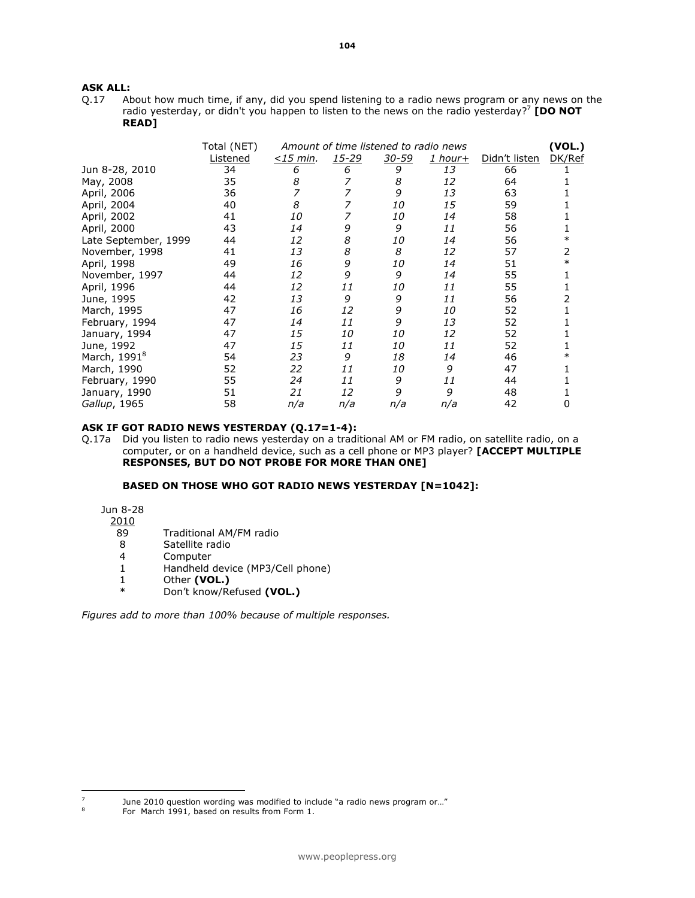**ASK ALL:**

Q.17 About how much time, if any, did you spend listening to a radio news program or any news on the radio yesterday, or didn't you happen to listen to the news on the radio yesterday?[7] **[DO NOT READ]**

| | Total (NET) | *Amount of time listened to radio news* | | | | | **(VOL.)** |
|---|---|---|---|---|---|---|---|
| | Listened | *<15 min.* | *15-29* | *30-59* | *1 hour+* | Didn't listen | DK/Ref |
| Jun 8-28, 2010 | 34 | *6* | *6* | *9* | *13* | 66 | 1 |
| May, 2008 | 35 | *8* | *7* | *8* | *12* | 64 | 1 |
| April, 2006 | 36 | *7* | *7* | *9* | *13* | 63 | 1 |
| April, 2004 | 40 | *8* | *7* | *10* | *15* | 59 | 1 |
| April, 2002 | 41 | *10* | *7* | *10* | *14* | 58 | 1 |
| April, 2000 | 43 | *14* | *9* | *9* | *11* | 56 | 1 |
| Late September, 1999 | 44 | *12* | *8* | *10* | *14* | 56 | * |
| November, 1998 | 41 | *13* | *8* | *8* | *12* | 57 | 2 |
| April, 1998 | 49 | *16* | *9* | *10* | *14* | 51 | * |
| November, 1997 | 44 | *12* | *9* | *9* | *14* | 55 | 1 |
| April, 1996 | 44 | *12* | *11* | *10* | *11* | 55 | 1 |
| June, 1995 | 42 | *13* | *9* | *9* | *11* | 56 | 2 |
| March, 1995 | 47 | *16* | *12* | *9* | *10* | 52 | 1 |
| February, 1994 | 47 | *14* | *11* | *9* | *13* | 52 | 1 |
| January, 1994 | 47 | *15* | *10* | *10* | *12* | 52 | 1 |
| June, 1992 | 47 | *15* | *11* | *10* | *11* | 52 | 1 |
| March, 1991[8] | 54 | *23* | *9* | *18* | *14* | 46 | * |
| March, 1990 | 52 | *22* | *11* | *10* | *9* | 47 | 1 |
| February, 1990 | 55 | *24* | *11* | *9* | *11* | 44 | 1 |
| January, 1990 | 51 | *21* | *12* | *9* | *9* | 48 | 1 |
| *Gallup*, 1965 | 58 | *n/a* | *n/a* | *n/a* | *n/a* | 42 | 0 |

**ASK IF GOT RADIO NEWS YESTERDAY (Q.17=1-4):**

Q.17a Did you listen to radio news yesterday on a traditional AM or FM radio, on satellite radio, on a computer, or on a handheld device, such as a cell phone or MP3 player? **[ACCEPT MULTIPLE RESPONSES, BUT DO NOT PROBE FOR MORE THAN ONE]**

**BASED ON THOSE WHO GOT RADIO NEWS YESTERDAY [N=1042]:**

| Jun 8-28 2010 | |
|---|---|
| 89 | Traditional AM/FM radio |
| 8 | Satellite radio |
| 4 | Computer |
| 1 | Handheld device (MP3/Cell phone) |
| 1 | Other **(VOL.)** |
| * | Don't know/Refused **(VOL.)** |

*Figures add to more than 100% because of multiple responses.*

[7] June 2010 question wording was modified to include "a radio news program or…"

[8] For March 1991, based on results from Form 1.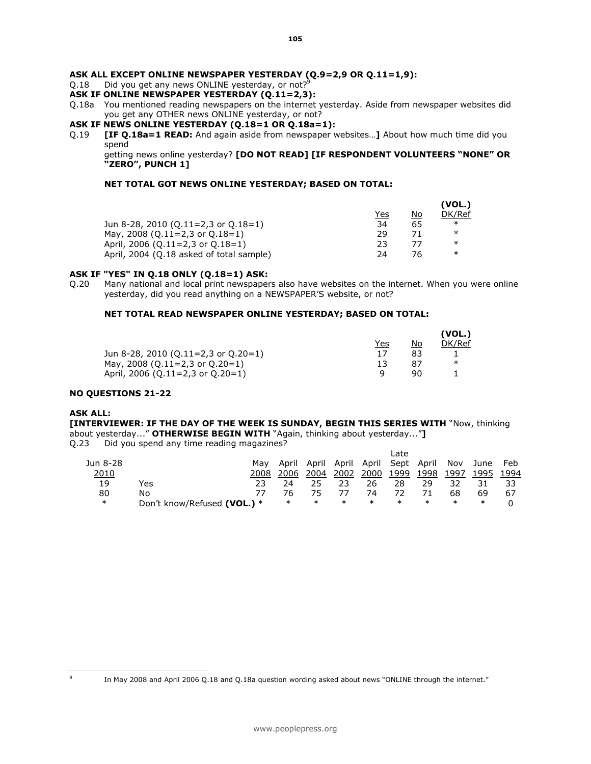**ASK ALL EXCEPT ONLINE NEWSPAPER YESTERDAY (Q.9=2,9 OR Q.11=1,9):**

Q.18 Did you get any news ONLINE yesterday, or not?[9]

**ASK IF ONLINE NEWSPAPER YESTERDAY (Q.11=2,3):**

Q.18a You mentioned reading newspapers on the internet yesterday. Aside from newspaper websites did you get any OTHER news ONLINE yesterday, or not?

**ASK IF NEWS ONLINE YESTERDAY (Q.18=1 OR Q.18a=1):**

Q.19 **[IF Q.18a=1 READ:** And again aside from newspaper websites…**]** About how much time did you spend getting news online yesterday? **[DO NOT READ] [IF RESPONDENT VOLUNTEERS "NONE" OR "ZERO", PUNCH 1]**

**NET TOTAL GOT NEWS ONLINE YESTERDAY; BASED ON TOTAL:**

| | Yes | No | (VOL.) DK/Ref |
|---|---|---|---|
| Jun 8-28, 2010 (Q.11=2,3 or Q.18=1) | 34 | 65 | * |
| May, 2008 (Q.11=2,3 or Q.18=1) | 29 | 71 | * |
| April, 2006 (Q.11=2,3 or Q.18=1) | 23 | 77 | * |
| April, 2004 (Q.18 asked of total sample) | 24 | 76 | * |

**ASK IF "YES" IN Q.18 ONLY (Q.18=1) ASK:**

Q.20 Many national and local print newspapers also have websites on the internet. When you were online yesterday, did you read anything on a NEWSPAPER'S website, or not?

**NET TOTAL READ NEWSPAPER ONLINE YESTERDAY; BASED ON TOTAL:**

| | Yes | No | (VOL.) DK/Ref |
|---|---|---|---|
| Jun 8-28, 2010 (Q.11=2,3 or Q.20=1) | 17 | 83 | 1 |
| May, 2008 (Q.11=2,3 or Q.20=1) | 13 | 87 | * |
| April, 2006 (Q.11=2,3 or Q.20=1) | 9 | 90 | 1 |

**NO QUESTIONS 21-22**

**ASK ALL:**

**[INTERVIEWER: IF THE DAY OF THE WEEK IS SUNDAY, BEGIN THIS SERIES WITH** "Now, thinking about yesterday..." **OTHERWISE BEGIN WITH** "Again, thinking about yesterday..."**]**

Q.23 Did you spend any time reading magazines?

| Jun 8-28 2010 | | May 2008 | April 2006 | April 2004 | April 2002 | April 2000 | Late Sept 1999 | April 1998 | Nov 1997 | June 1995 | Feb 1994 |
|---|---|---|---|---|---|---|---|---|---|---|---|
| 19 | Yes | 23 | 24 | 25 | 23 | 26 | 28 | 29 | 32 | 31 | 33 |
| 80 | No | 77 | 76 | 75 | 77 | 74 | 72 | 71 | 68 | 69 | 67 |
| * | Don't know/Refused **(VOL.)** | * | * | * | * | * | * | * | * | * | 0 |

[9] In May 2008 and April 2006 Q.18 and Q.18a question wording asked about news "ONLINE through the internet."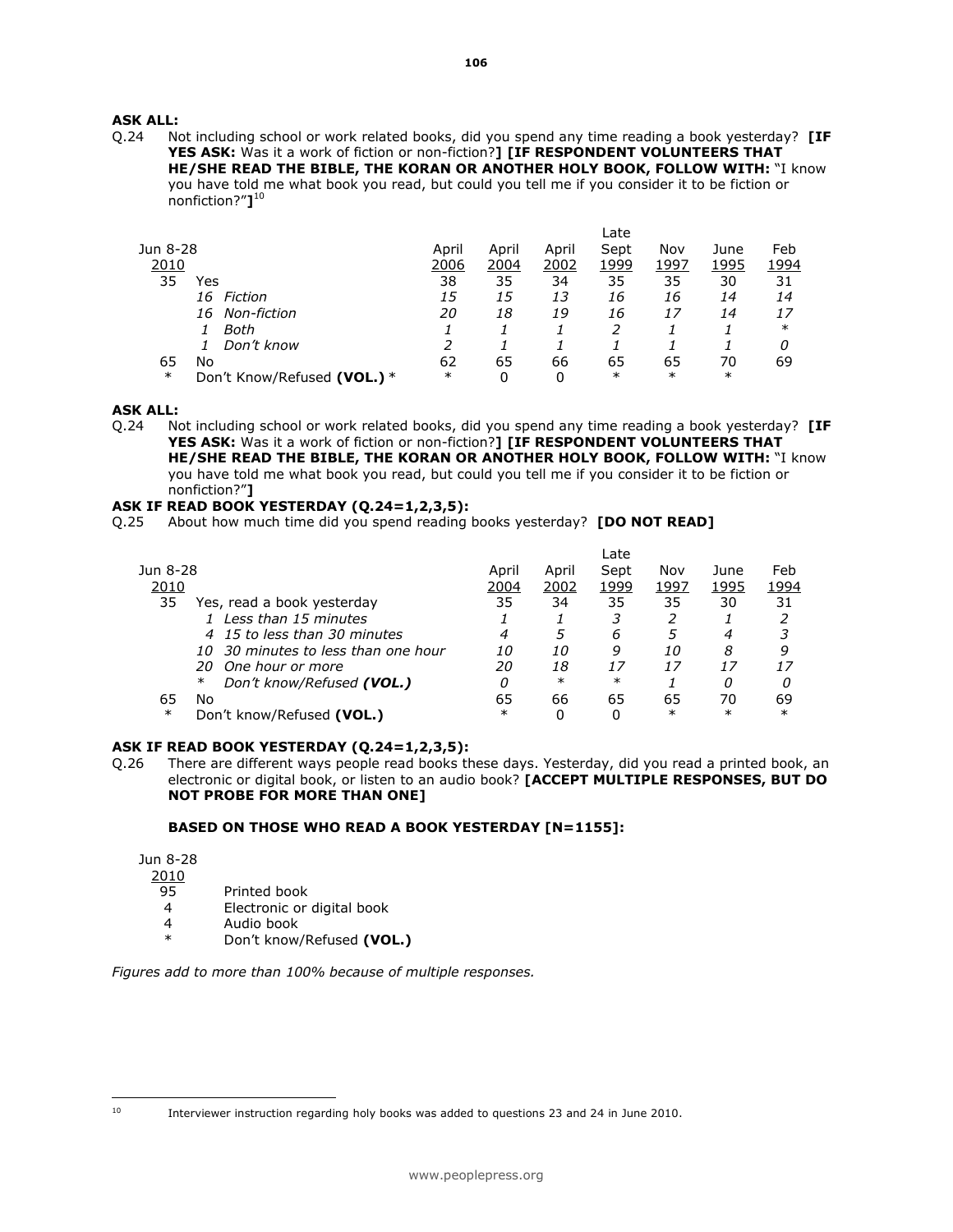**ASK ALL:**

Q.24 Not including school or work related books, did you spend any time reading a book yesterday? **[IF YES ASK:** Was it a work of fiction or non-fiction?**] [IF RESPONDENT VOLUNTEERS THAT HE/SHE READ THE BIBLE, THE KORAN OR ANOTHER HOLY BOOK, FOLLOW WITH:** "I know you have told me what book you read, but could you tell me if you consider it to be fiction or nonfiction?"**]**[10]

| Jun 8-28 2010 | | April 2006 | April 2004 | April 2002 | Late Sept 1999 | Nov 1997 | June 1995 | Feb 1994 |
|---|---|---|---|---|---|---|---|---|
| 35 | Yes | 38 | 35 | 34 | 35 | 35 | 30 | 31 |
| *16* | *Fiction* | *15* | *15* | *13* | *16* | *16* | *14* | *14* |
| *16* | *Non-fiction* | *20* | *18* | *19* | *16* | *17* | *14* | *17* |
| *1* | *Both* | *1* | *1* | *1* | *2* | *1* | *1* | * |
| *1* | *Don't know* | *2* | *1* | *1* | *1* | *1* | *1* | *0* |
| 65 | No | 62 | 65 | 66 | 65 | 65 | 70 | 69 |
| * | Don't Know/Refused **(VOL.)** | * | * | 0 | 0 | * | * | * |

**ASK ALL:**

Q.24 Not including school or work related books, did you spend any time reading a book yesterday? **[IF YES ASK:** Was it a work of fiction or non-fiction?**] [IF RESPONDENT VOLUNTEERS THAT HE/SHE READ THE BIBLE, THE KORAN OR ANOTHER HOLY BOOK, FOLLOW WITH:** "I know you have told me what book you read, but could you tell me if you consider it to be fiction or nonfiction?"**]**

**ASK IF READ BOOK YESTERDAY (Q.24=1,2,3,5):**

Q.25 About how much time did you spend reading books yesterday? **[DO NOT READ]**

| Jun 8-28 2010 | | April 2004 | April 2002 | Late Sept 1999 | Nov 1997 | June 1995 | Feb 1994 |
|---|---|---|---|---|---|---|---|
| 35 | Yes, read a book yesterday | 35 | 34 | 35 | 35 | 30 | 31 |
| *1* | *Less than 15 minutes* | *1* | *1* | *3* | *2* | *1* | *2* |
| *4* | *15 to less than 30 minutes* | *4* | *5* | *6* | *5* | *4* | *3* |
| *10* | *30 minutes to less than one hour* | *10* | *10* | *9* | *10* | *8* | *9* |
| *20* | *One hour or more* | *20* | *18* | *17* | *17* | *17* | *17* |
| * | *Don't know/Refused **(VOL.)*** | *0* | * | * | *1* | *0* | *0* |
| 65 | No | 65 | 66 | 65 | 65 | 70 | 69 |
| * | Don't know/Refused **(VOL.)** | * | 0 | 0 | * | * | * |

**ASK IF READ BOOK YESTERDAY (Q.24=1,2,3,5):**

Q.26 There are different ways people read books these days. Yesterday, did you read a printed book, an electronic or digital book, or listen to an audio book? **[ACCEPT MULTIPLE RESPONSES, BUT DO NOT PROBE FOR MORE THAN ONE]**

**BASED ON THOSE WHO READ A BOOK YESTERDAY [N=1155]:**

| Jun 8-28 2010 | |
|---|---|
| 95 | Printed book |
| 4 | Electronic or digital book |
| 4 | Audio book |
| * | Don't know/Refused **(VOL.)** |

*Figures add to more than 100% because of multiple responses.*

[10] Interviewer instruction regarding holy books was added to questions 23 and 24 in June 2010.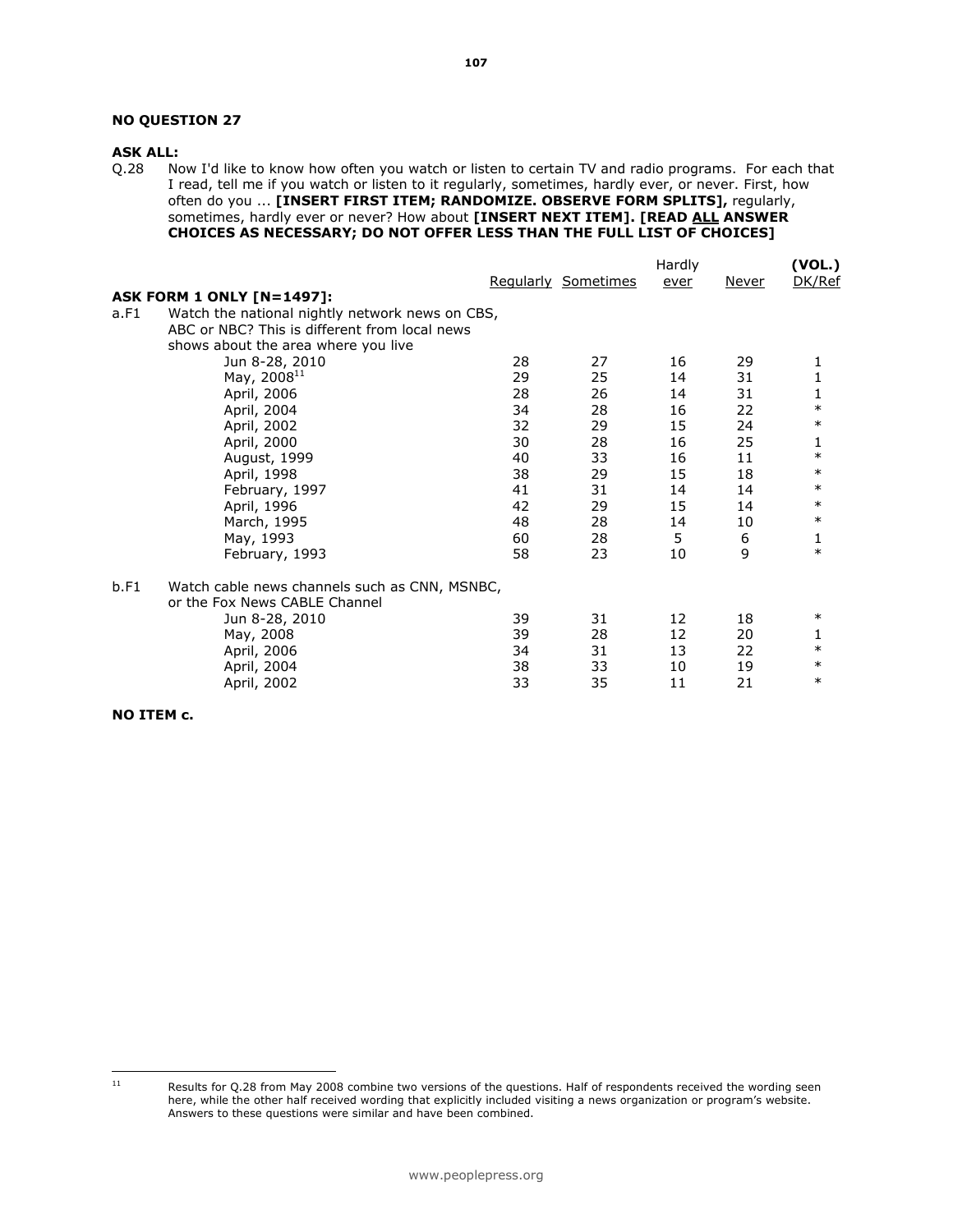**NO QUESTION 27**

**ASK ALL:**

Q.28 Now I'd like to know how often you watch or listen to certain TV and radio programs. For each that I read, tell me if you watch or listen to it regularly, sometimes, hardly ever, or never. First, how often do you ... **[INSERT FIRST ITEM; RANDOMIZE. OBSERVE FORM SPLITS],** regularly, sometimes, hardly ever or never? How about **[INSERT NEXT ITEM]. [READ ALL ANSWER CHOICES AS NECESSARY; DO NOT OFFER LESS THAN THE FULL LIST OF CHOICES]**

| | Regularly | Sometimes | Hardly ever | Never | (VOL.) DK/Ref |
|---|---|---|---|---|---|
| **ASK FORM 1 ONLY [N=1497]:** | | | | | |
| a.F1 Watch the national nightly network news on CBS, ABC or NBC? This is different from local news shows about the area where you live | | | | | |
| Jun 8-28, 2010 | 28 | 27 | 16 | 29 | 1 |
| May, 2008[11] | 29 | 25 | 14 | 31 | 1 |
| April, 2006 | 28 | 26 | 14 | 31 | 1 |
| April, 2004 | 34 | 28 | 16 | 22 | * |
| April, 2002 | 32 | 29 | 15 | 24 | * |
| April, 2000 | 30 | 28 | 16 | 25 | 1 |
| August, 1999 | 40 | 33 | 16 | 11 | * |
| April, 1998 | 38 | 29 | 15 | 18 | * |
| February, 1997 | 41 | 31 | 14 | 14 | * |
| April, 1996 | 42 | 29 | 15 | 14 | * |
| March, 1995 | 48 | 28 | 14 | 10 | * |
| May, 1993 | 60 | 28 | 5 | 6 | 1 |
| February, 1993 | 58 | 23 | 10 | 9 | * |
| b.F1 Watch cable news channels such as CNN, MSNBC, or the Fox News CABLE Channel | | | | | |
| Jun 8-28, 2010 | 39 | 31 | 12 | 18 | * |
| May, 2008 | 39 | 28 | 12 | 20 | 1 |
| April, 2006 | 34 | 31 | 13 | 22 | * |
| April, 2004 | 38 | 33 | 10 | 19 | * |
| April, 2002 | 33 | 35 | 11 | 21 | * |

**NO ITEM c.**

[11] Results for Q.28 from May 2008 combine two versions of the questions. Half of respondents received the wording seen here, while the other half received wording that explicitly included visiting a news organization or program's website. Answers to these questions were similar and have been combined.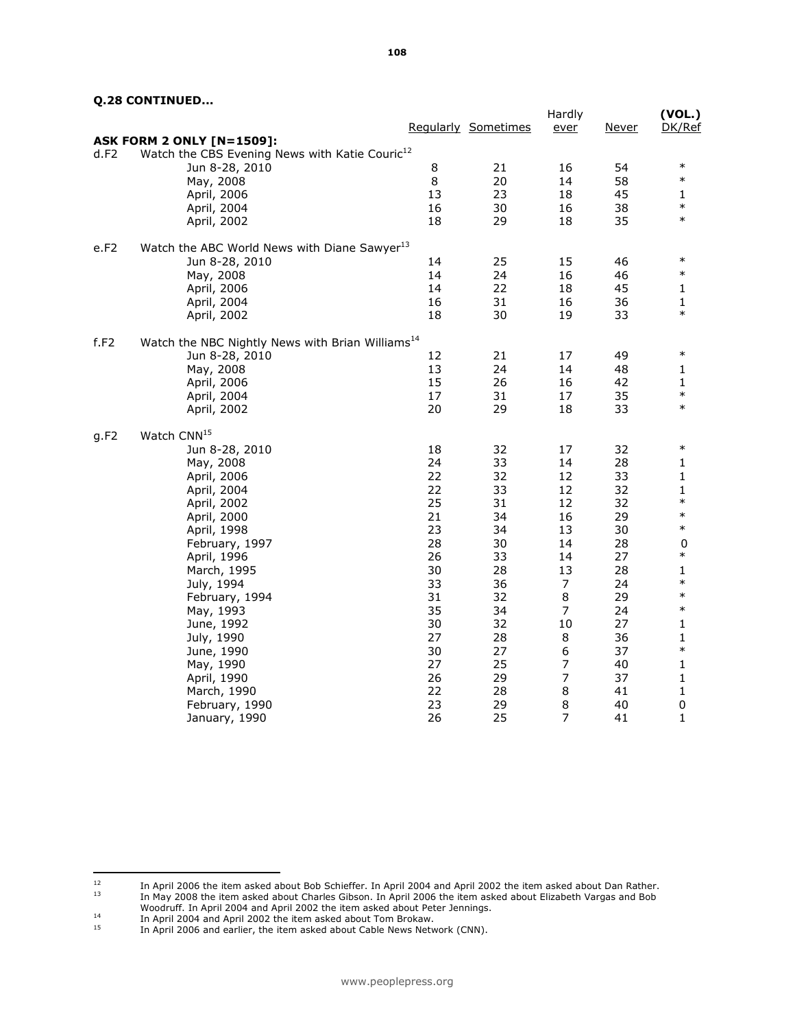**Q.28 CONTINUED...**

| | | Regularly | Sometimes | Hardly ever | Never | (VOL.) DK/Ref |
|---|---|---|---|---|---|---|
| | **ASK FORM 2 ONLY [N=1509]:** | | | | | |
| d.F2 | Watch the CBS Evening News with Katie Couric[12] | | | | | |
| | Jun 8-28, 2010 | 8 | 21 | 16 | 54 | * |
| | May, 2008 | 8 | 20 | 14 | 58 | * |
| | April, 2006 | 13 | 23 | 18 | 45 | 1 |
| | April, 2004 | 16 | 30 | 16 | 38 | * |
| | April, 2002 | 18 | 29 | 18 | 35 | * |
| e.F2 | Watch the ABC World News with Diane Sawyer[13] | | | | | |
| | Jun 8-28, 2010 | 14 | 25 | 15 | 46 | * |
| | May, 2008 | 14 | 24 | 16 | 46 | * |
| | April, 2006 | 14 | 22 | 18 | 45 | 1 |
| | April, 2004 | 16 | 31 | 16 | 36 | 1 |
| | April, 2002 | 18 | 30 | 19 | 33 | * |
| f.F2 | Watch the NBC Nightly News with Brian Williams[14] | | | | | |
| | Jun 8-28, 2010 | 12 | 21 | 17 | 49 | * |
| | May, 2008 | 13 | 24 | 14 | 48 | 1 |
| | April, 2006 | 15 | 26 | 16 | 42 | 1 |
| | April, 2004 | 17 | 31 | 17 | 35 | * |
| | April, 2002 | 20 | 29 | 18 | 33 | * |
| g.F2 | Watch CNN[15] | | | | | |
| | Jun 8-28, 2010 | 18 | 32 | 17 | 32 | * |
| | May, 2008 | 24 | 33 | 14 | 28 | 1 |
| | April, 2006 | 22 | 32 | 12 | 33 | 1 |
| | April, 2004 | 22 | 33 | 12 | 32 | 1 |
| | April, 2002 | 25 | 31 | 12 | 32 | * |
| | April, 2000 | 21 | 34 | 16 | 29 | * |
| | April, 1998 | 23 | 34 | 13 | 30 | * |
| | February, 1997 | 28 | 30 | 14 | 28 | 0 |
| | April, 1996 | 26 | 33 | 14 | 27 | * |
| | March, 1995 | 30 | 28 | 13 | 28 | 1 |
| | July, 1994 | 33 | 36 | 7 | 24 | * |
| | February, 1994 | 31 | 32 | 8 | 29 | * |
| | May, 1993 | 35 | 34 | 7 | 24 | * |
| | June, 1992 | 30 | 32 | 10 | 27 | 1 |
| | July, 1990 | 27 | 28 | 8 | 36 | 1 |
| | June, 1990 | 30 | 27 | 6 | 37 | * |
| | May, 1990 | 27 | 25 | 7 | 40 | 1 |
| | April, 1990 | 26 | 29 | 7 | 37 | 1 |
| | March, 1990 | 22 | 28 | 8 | 41 | 1 |
| | February, 1990 | 23 | 29 | 8 | 40 | 0 |
| | January, 1990 | 26 | 25 | 7 | 41 | 1 |

[12] In April 2006 the item asked about Bob Schieffer. In April 2004 and April 2002 the item asked about Dan Rather.

[13] In May 2008 the item asked about Charles Gibson. In April 2006 the item asked about Elizabeth Vargas and Bob Woodruff. In April 2004 and April 2002 the item asked about Peter Jennings.

[14] In April 2004 and April 2002 the item asked about Tom Brokaw.

[15] In April 2006 and earlier, the item asked about Cable News Network (CNN).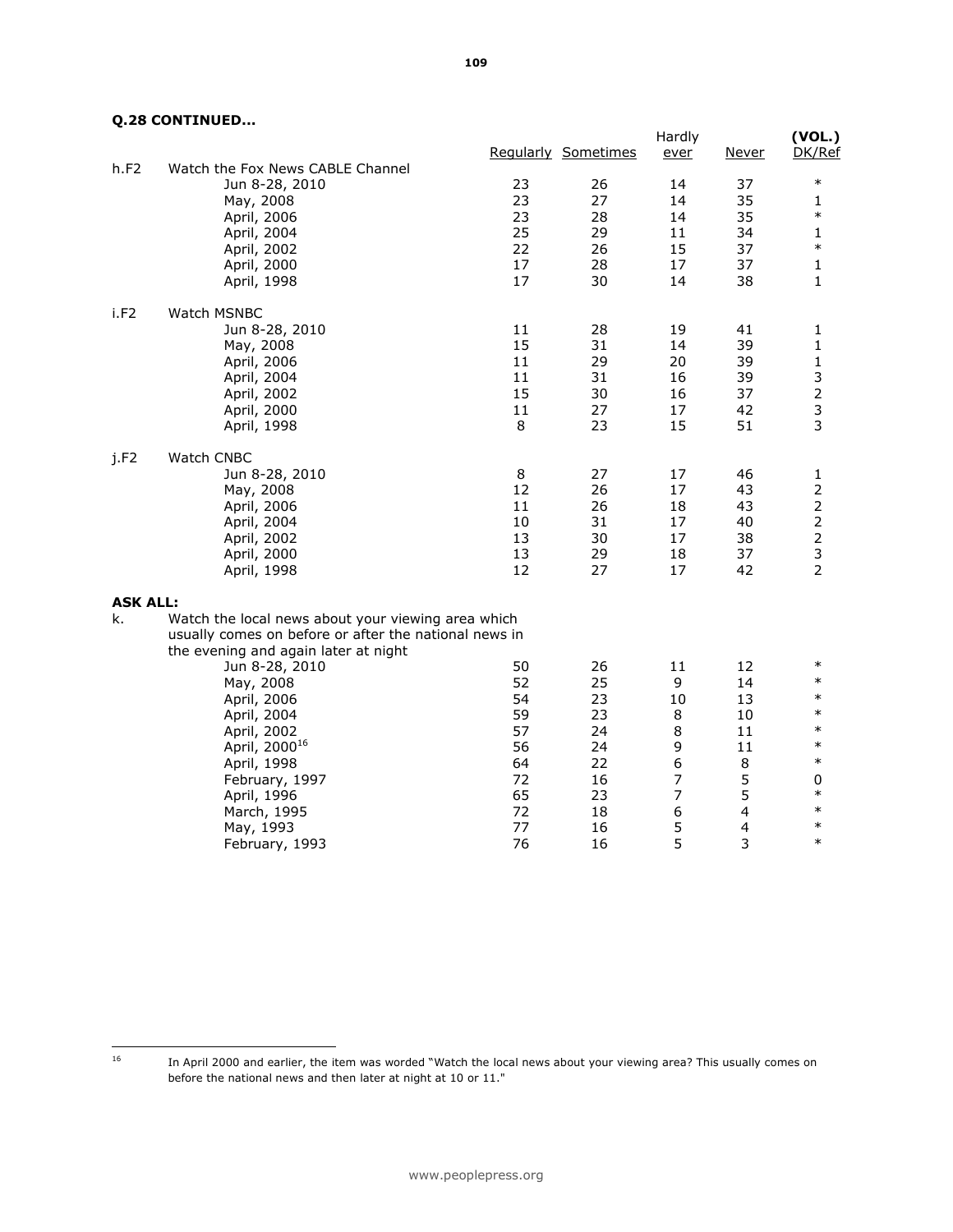**Q.28 CONTINUED...**

| | | Regularly | Sometimes | Hardly ever | Never | (VOL.) DK/Ref |
|---|---|---|---|---|---|---|
| h.F2 | Watch the Fox News CABLE Channel | | | | | |
| | Jun 8-28, 2010 | 23 | 26 | 14 | 37 | * |
| | May, 2008 | 23 | 27 | 14 | 35 | 1 |
| | April, 2006 | 23 | 28 | 14 | 35 | * |
| | April, 2004 | 25 | 29 | 11 | 34 | 1 |
| | April, 2002 | 22 | 26 | 15 | 37 | * |
| | April, 2000 | 17 | 28 | 17 | 37 | 1 |
| | April, 1998 | 17 | 30 | 14 | 38 | 1 |
| i.F2 | Watch MSNBC | | | | | |
| | Jun 8-28, 2010 | 11 | 28 | 19 | 41 | 1 |
| | May, 2008 | 15 | 31 | 14 | 39 | 1 |
| | April, 2006 | 11 | 29 | 20 | 39 | 1 |
| | April, 2004 | 11 | 31 | 16 | 39 | 3 |
| | April, 2002 | 15 | 30 | 16 | 37 | 2 |
| | April, 2000 | 11 | 27 | 17 | 42 | 3 |
| | April, 1998 | 8 | 23 | 15 | 51 | 3 |
| j.F2 | Watch CNBC | | | | | |
| | Jun 8-28, 2010 | 8 | 27 | 17 | 46 | 1 |
| | May, 2008 | 12 | 26 | 17 | 43 | 2 |
| | April, 2006 | 11 | 26 | 18 | 43 | 2 |
| | April, 2004 | 10 | 31 | 17 | 40 | 2 |
| | April, 2002 | 13 | 30 | 17 | 38 | 2 |
| | April, 2000 | 13 | 29 | 18 | 37 | 3 |
| | April, 1998 | 12 | 27 | 17 | 42 | 2 |
| **ASK ALL:** | | | | | | |
| k. | Watch the local news about your viewing area which usually comes on before or after the national news in the evening and again later at night | | | | | |
| | Jun 8-28, 2010 | 50 | 26 | 11 | 12 | * |
| | May, 2008 | 52 | 25 | 9 | 14 | * |
| | April, 2006 | 54 | 23 | 10 | 13 | * |
| | April, 2004 | 59 | 23 | 8 | 10 | * |
| | April, 2002 | 57 | 24 | 8 | 11 | * |
| | April, 2000[16] | 56 | 24 | 9 | 11 | * |
| | April, 1998 | 64 | 22 | 6 | 8 | * |
| | February, 1997 | 72 | 16 | 7 | 5 | 0 |
| | April, 1996 | 65 | 23 | 7 | 5 | * |
| | March, 1995 | 72 | 18 | 6 | 4 | * |
| | May, 1993 | 77 | 16 | 5 | 4 | * |
| | February, 1993 | 76 | 16 | 5 | 3 | * |

[16] In April 2000 and earlier, the item was worded "Watch the local news about your viewing area? This usually comes on before the national news and then later at night at 10 or 11."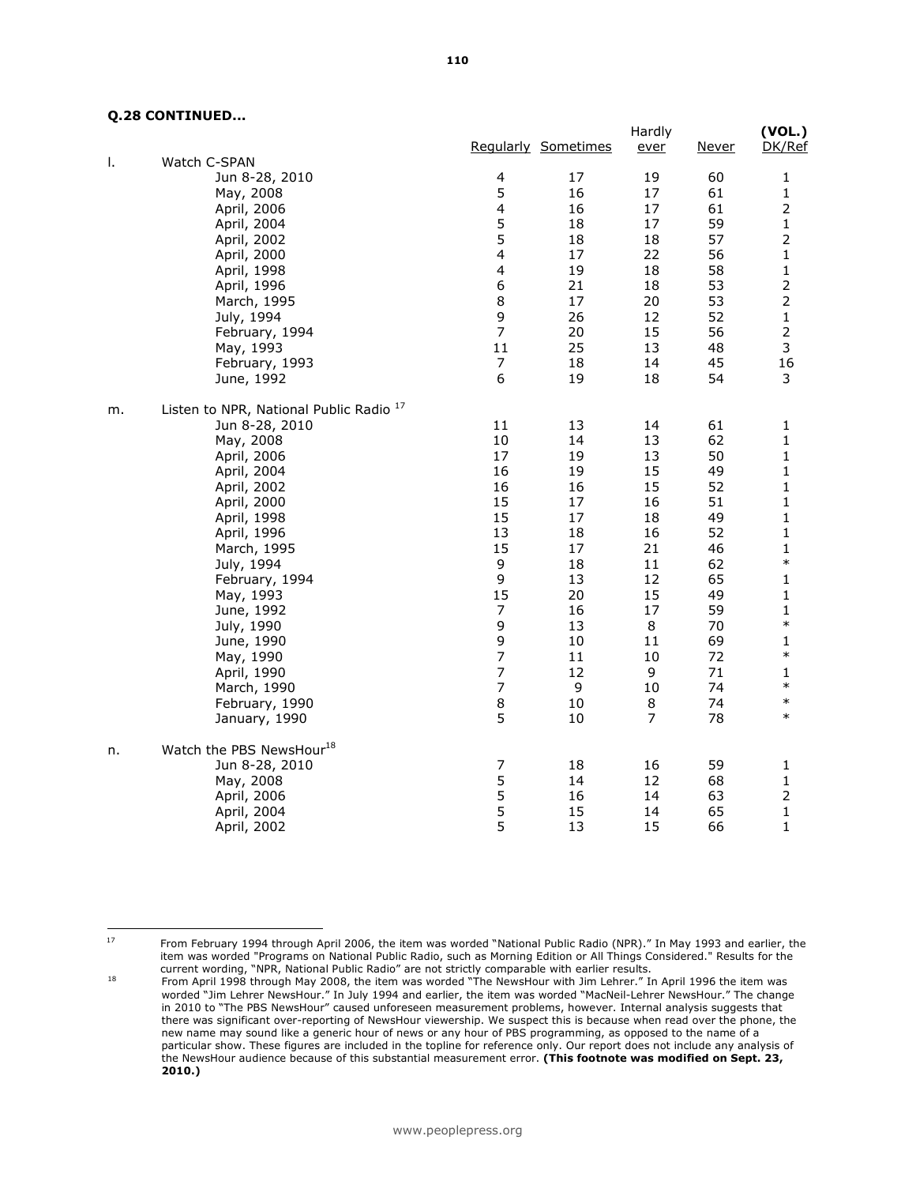**Q.28 CONTINUED...**

| | | Regularly | Sometimes | Hardly ever | Never | (VOL.) DK/Ref |
|---|---|---|---|---|---|---|
| l. | Watch C-SPAN | | | | | |
| | Jun 8-28, 2010 | 4 | 17 | 19 | 60 | 1 |
| | May, 2008 | 5 | 16 | 17 | 61 | 1 |
| | April, 2006 | 4 | 16 | 17 | 61 | 2 |
| | April, 2004 | 5 | 18 | 17 | 59 | 1 |
| | April, 2002 | 5 | 18 | 18 | 57 | 2 |
| | April, 2000 | 4 | 17 | 22 | 56 | 1 |
| | April, 1998 | 4 | 19 | 18 | 58 | 1 |
| | April, 1996 | 6 | 21 | 18 | 53 | 2 |
| | March, 1995 | 8 | 17 | 20 | 53 | 2 |
| | July, 1994 | 9 | 26 | 12 | 52 | 1 |
| | February, 1994 | 7 | 20 | 15 | 56 | 2 |
| | May, 1993 | 11 | 25 | 13 | 48 | 3 |
| | February, 1993 | 7 | 18 | 14 | 45 | 16 |
| | June, 1992 | 6 | 19 | 18 | 54 | 3 |
| m. | Listen to NPR, National Public Radio [17] | | | | | |
| | Jun 8-28, 2010 | 11 | 13 | 14 | 61 | 1 |
| | May, 2008 | 10 | 14 | 13 | 62 | 1 |
| | April, 2006 | 17 | 19 | 13 | 50 | 1 |
| | April, 2004 | 16 | 19 | 15 | 49 | 1 |
| | April, 2002 | 16 | 16 | 15 | 52 | 1 |
| | April, 2000 | 15 | 17 | 16 | 51 | 1 |
| | April, 1998 | 15 | 17 | 18 | 49 | 1 |
| | April, 1996 | 13 | 18 | 16 | 52 | 1 |
| | March, 1995 | 15 | 17 | 21 | 46 | 1 |
| | July, 1994 | 9 | 18 | 11 | 62 | * |
| | February, 1994 | 9 | 13 | 12 | 65 | 1 |
| | May, 1993 | 15 | 20 | 15 | 49 | 1 |
| | June, 1992 | 7 | 16 | 17 | 59 | 1 |
| | July, 1990 | 9 | 13 | 8 | 70 | * |
| | June, 1990 | 9 | 10 | 11 | 69 | 1 |
| | May, 1990 | 7 | 11 | 10 | 72 | * |
| | April, 1990 | 7 | 12 | 9 | 71 | 1 |
| | March, 1990 | 7 | 9 | 10 | 74 | * |
| | February, 1990 | 8 | 10 | 8 | 74 | * |
| | January, 1990 | 5 | 10 | 7 | 78 | * |
| n. | Watch the PBS NewsHour[18] | | | | | |
| | Jun 8-28, 2010 | 7 | 18 | 16 | 59 | 1 |
| | May, 2008 | 5 | 14 | 12 | 68 | 1 |
| | April, 2006 | 5 | 16 | 14 | 63 | 2 |
| | April, 2004 | 5 | 15 | 14 | 65 | 1 |
| | April, 2002 | 5 | 13 | 15 | 66 | 1 |

[17] From February 1994 through April 2006, the item was worded "National Public Radio (NPR)." In May 1993 and earlier, the item was worded "Programs on National Public Radio, such as Morning Edition or All Things Considered." Results for the current wording, "NPR, National Public Radio" are not strictly comparable with earlier results.

[18] From April 1998 through May 2008, the item was worded "The NewsHour with Jim Lehrer." In April 1996 the item was worded "Jim Lehrer NewsHour." In July 1994 and earlier, the item was worded "MacNeil-Lehrer NewsHour." The change in 2010 to "The PBS NewsHour" caused unforeseen measurement problems, however. Internal analysis suggests that there was significant over-reporting of NewsHour viewership. We suspect this is because when read over the phone, the new name may sound like a generic hour of news or any hour of PBS programming, as opposed to the name of a particular show. These figures are included in the topline for reference only. Our report does not include any analysis of the NewsHour audience because of this substantial measurement error. **(This footnote was modified on Sept. 23, 2010.)**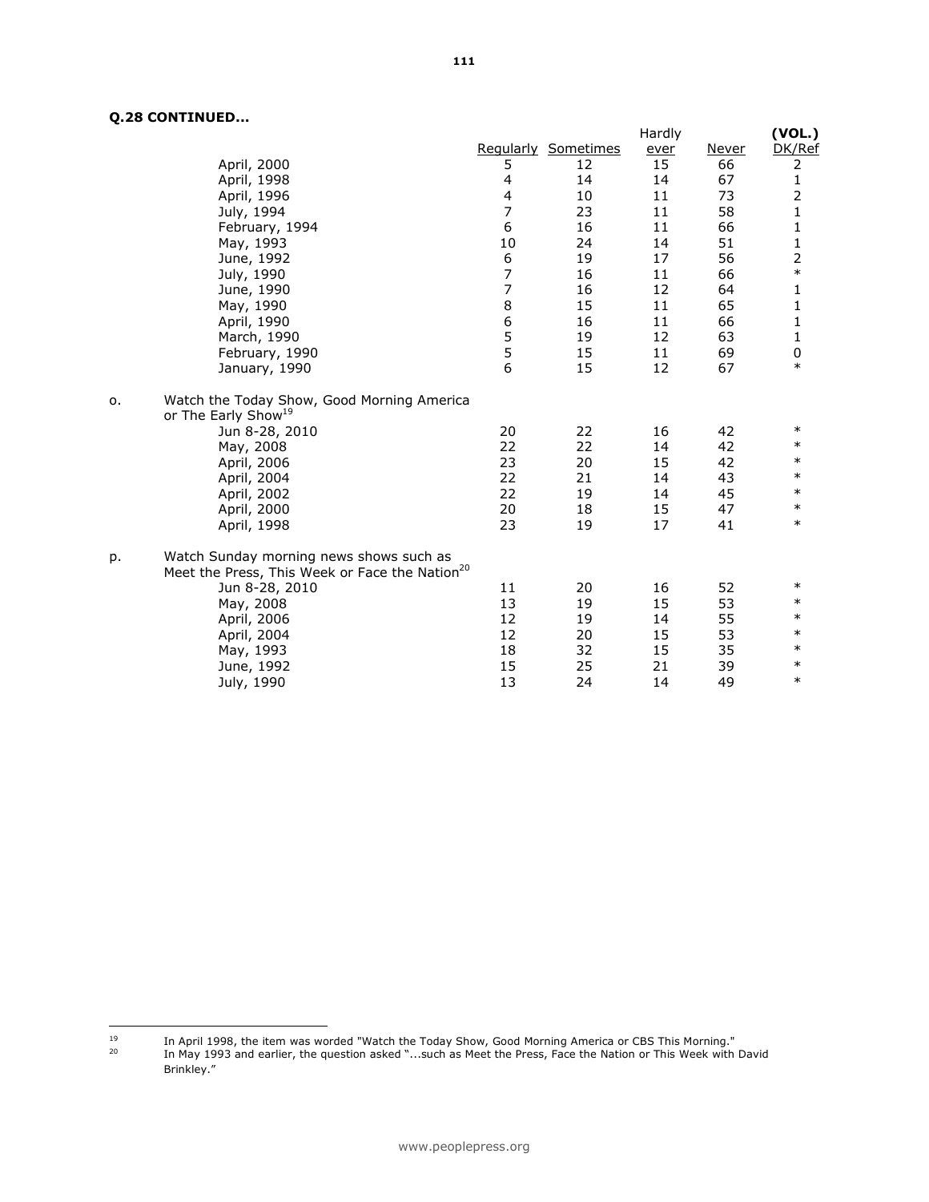**Q.28 CONTINUED...**

| | | Regularly | Sometimes | Hardly ever | Never | (VOL.) DK/Ref |
|---|---|---|---|---|---|---|
| | April, 2000 | 5 | 12 | 15 | 66 | 2 |
| | April, 1998 | 4 | 14 | 14 | 67 | 1 |
| | April, 1996 | 4 | 10 | 11 | 73 | 2 |
| | July, 1994 | 7 | 23 | 11 | 58 | 1 |
| | February, 1994 | 6 | 16 | 11 | 66 | 1 |
| | May, 1993 | 10 | 24 | 14 | 51 | 1 |
| | June, 1992 | 6 | 19 | 17 | 56 | 2 |
| | July, 1990 | 7 | 16 | 11 | 66 | * |
| | June, 1990 | 7 | 16 | 12 | 64 | 1 |
| | May, 1990 | 8 | 15 | 11 | 65 | 1 |
| | April, 1990 | 6 | 16 | 11 | 66 | 1 |
| | March, 1990 | 5 | 19 | 12 | 63 | 1 |
| | February, 1990 | 5 | 15 | 11 | 69 | 0 |
| | January, 1990 | 6 | 15 | 12 | 67 | * |
| o. | Watch the Today Show, Good Morning America or The Early Show[19] | | | | | |
| | Jun 8-28, 2010 | 20 | 22 | 16 | 42 | * |
| | May, 2008 | 22 | 22 | 14 | 42 | * |
| | April, 2006 | 23 | 20 | 15 | 42 | * |
| | April, 2004 | 22 | 21 | 14 | 43 | * |
| | April, 2002 | 22 | 19 | 14 | 45 | * |
| | April, 2000 | 20 | 18 | 15 | 47 | * |
| | April, 1998 | 23 | 19 | 17 | 41 | * |
| p. | Watch Sunday morning news shows such as Meet the Press, This Week or Face the Nation[20] | | | | | |
| | Jun 8-28, 2010 | 11 | 20 | 16 | 52 | * |
| | May, 2008 | 13 | 19 | 15 | 53 | * |
| | April, 2006 | 12 | 19 | 14 | 55 | * |
| | April, 2004 | 12 | 20 | 15 | 53 | * |
| | May, 1993 | 18 | 32 | 15 | 35 | * |
| | June, 1992 | 15 | 25 | 21 | 39 | * |
| | July, 1990 | 13 | 24 | 14 | 49 | * |

[19] In April 1998, the item was worded "Watch the Today Show, Good Morning America or CBS This Morning."

[20] In May 1993 and earlier, the question asked "...such as Meet the Press, Face the Nation or This Week with David Brinkley."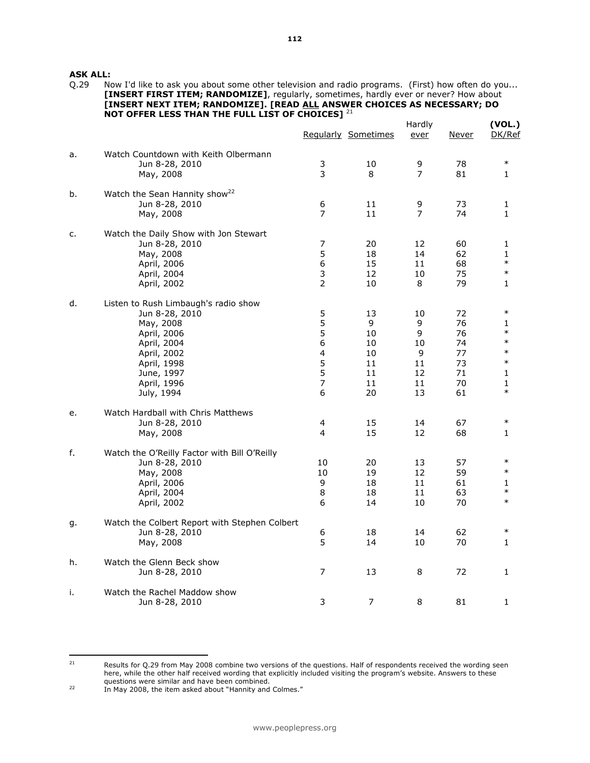**ASK ALL:**

Q.29 Now I'd like to ask you about some other television and radio programs. (First) how often do you... **[INSERT FIRST ITEM; RANDOMIZE]**, regularly, sometimes, hardly ever or never? How about **[INSERT NEXT ITEM; RANDOMIZE]. [READ ALL ANSWER CHOICES AS NECESSARY; DO NOT OFFER LESS THAN THE FULL LIST OF CHOICES]** [21]

| | | Regularly | Sometimes | Hardly ever | Never | (VOL.) DK/Ref |
|---|---|---|---|---|---|---|
| a. | Watch Countdown with Keith Olbermann | | | | | |
| | Jun 8-28, 2010 | 3 | 10 | 9 | 78 | * |
| | May, 2008 | 3 | 8 | 7 | 81 | 1 |
| b. | Watch the Sean Hannity show[22] | | | | | |
| | Jun 8-28, 2010 | 6 | 11 | 9 | 73 | 1 |
| | May, 2008 | 7 | 11 | 7 | 74 | 1 |
| c. | Watch the Daily Show with Jon Stewart | | | | | |
| | Jun 8-28, 2010 | 7 | 20 | 12 | 60 | 1 |
| | May, 2008 | 5 | 18 | 14 | 62 | 1 |
| | April, 2006 | 6 | 15 | 11 | 68 | * |
| | April, 2004 | 3 | 12 | 10 | 75 | * |
| | April, 2002 | 2 | 10 | 8 | 79 | 1 |
| d. | Listen to Rush Limbaugh's radio show | | | | | |
| | Jun 8-28, 2010 | 5 | 13 | 10 | 72 | * |
| | May, 2008 | 5 | 9 | 9 | 76 | 1 |
| | April, 2006 | 5 | 10 | 9 | 76 | * |
| | April, 2004 | 6 | 10 | 10 | 74 | * |
| | April, 2002 | 4 | 10 | 9 | 77 | * |
| | April, 1998 | 5 | 11 | 11 | 73 | * |
| | June, 1997 | 5 | 11 | 12 | 71 | 1 |
| | April, 1996 | 7 | 11 | 11 | 70 | 1 |
| | July, 1994 | 6 | 20 | 13 | 61 | * |
| e. | Watch Hardball with Chris Matthews | | | | | |
| | Jun 8-28, 2010 | 4 | 15 | 14 | 67 | * |
| | May, 2008 | 4 | 15 | 12 | 68 | 1 |
| f. | Watch the O'Reilly Factor with Bill O'Reilly | | | | | |
| | Jun 8-28, 2010 | 10 | 20 | 13 | 57 | * |
| | May, 2008 | 10 | 19 | 12 | 59 | * |
| | April, 2006 | 9 | 18 | 11 | 61 | 1 |
| | April, 2004 | 8 | 18 | 11 | 63 | * |
| | April, 2002 | 6 | 14 | 10 | 70 | * |
| g. | Watch the Colbert Report with Stephen Colbert | | | | | |
| | Jun 8-28, 2010 | 6 | 18 | 14 | 62 | * |
| | May, 2008 | 5 | 14 | 10 | 70 | 1 |
| h. | Watch the Glenn Beck show | | | | | |
| | Jun 8-28, 2010 | 7 | 13 | 8 | 72 | 1 |
| i. | Watch the Rachel Maddow show | | | | | |
| | Jun 8-28, 2010 | 3 | 7 | 8 | 81 | 1 |

[21] Results for Q.29 from May 2008 combine two versions of the questions. Half of respondents received the wording seen here, while the other half received wording that explicitly included visiting the program's website. Answers to these questions were similar and have been combined.

[22] In May 2008, the item asked about "Hannity and Colmes."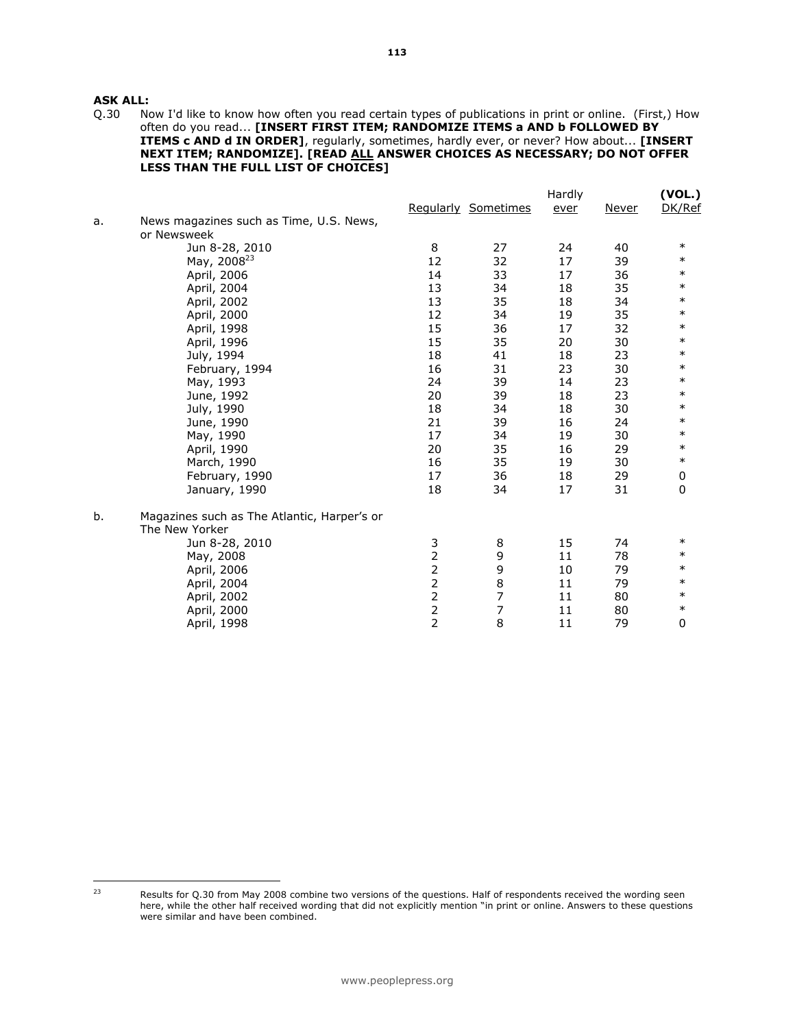**ASK ALL:**

Q.30 Now I'd like to know how often you read certain types of publications in print or online. (First,) How often do you read... **[INSERT FIRST ITEM; RANDOMIZE ITEMS a AND b FOLLOWED BY ITEMS c AND d IN ORDER]**, regularly, sometimes, hardly ever, or never? How about... **[INSERT NEXT ITEM; RANDOMIZE]. [READ ALL ANSWER CHOICES AS NECESSARY; DO NOT OFFER LESS THAN THE FULL LIST OF CHOICES]**

| | | Regularly | Sometimes | Hardly ever | Never | (VOL.) DK/Ref |
|---|---|---|---|---|---|---|
| a. | News magazines such as Time, U.S. News, or Newsweek | | | | | |
| | Jun 8-28, 2010 | 8 | 27 | 24 | 40 | * |
| | May, 2008[23] | 12 | 32 | 17 | 39 | * |
| | April, 2006 | 14 | 33 | 17 | 36 | * |
| | April, 2004 | 13 | 34 | 18 | 35 | * |
| | April, 2002 | 13 | 35 | 18 | 34 | * |
| | April, 2000 | 12 | 34 | 19 | 35 | * |
| | April, 1998 | 15 | 36 | 17 | 32 | * |
| | April, 1996 | 15 | 35 | 20 | 30 | * |
| | July, 1994 | 18 | 41 | 18 | 23 | * |
| | February, 1994 | 16 | 31 | 23 | 30 | * |
| | May, 1993 | 24 | 39 | 14 | 23 | * |
| | June, 1992 | 20 | 39 | 18 | 23 | * |
| | July, 1990 | 18 | 34 | 18 | 30 | * |
| | June, 1990 | 21 | 39 | 16 | 24 | * |
| | May, 1990 | 17 | 34 | 19 | 30 | * |
| | April, 1990 | 20 | 35 | 16 | 29 | * |
| | March, 1990 | 16 | 35 | 19 | 30 | * |
| | February, 1990 | 17 | 36 | 18 | 29 | 0 |
| | January, 1990 | 18 | 34 | 17 | 31 | 0 |
| b. | Magazines such as The Atlantic, Harper's or The New Yorker | | | | | |
| | Jun 8-28, 2010 | 3 | 8 | 15 | 74 | * |
| | May, 2008 | 2 | 9 | 11 | 78 | * |
| | April, 2006 | 2 | 9 | 10 | 79 | * |
| | April, 2004 | 2 | 8 | 11 | 79 | * |
| | April, 2002 | 2 | 7 | 11 | 80 | * |
| | April, 2000 | 2 | 7 | 11 | 80 | * |
| | April, 1998 | 2 | 8 | 11 | 79 | 0 |

[23] Results for Q.30 from May 2008 combine two versions of the questions. Half of respondents received the wording seen here, while the other half received wording that did not explicitly mention "in print or online. Answers to these questions were similar and have been combined.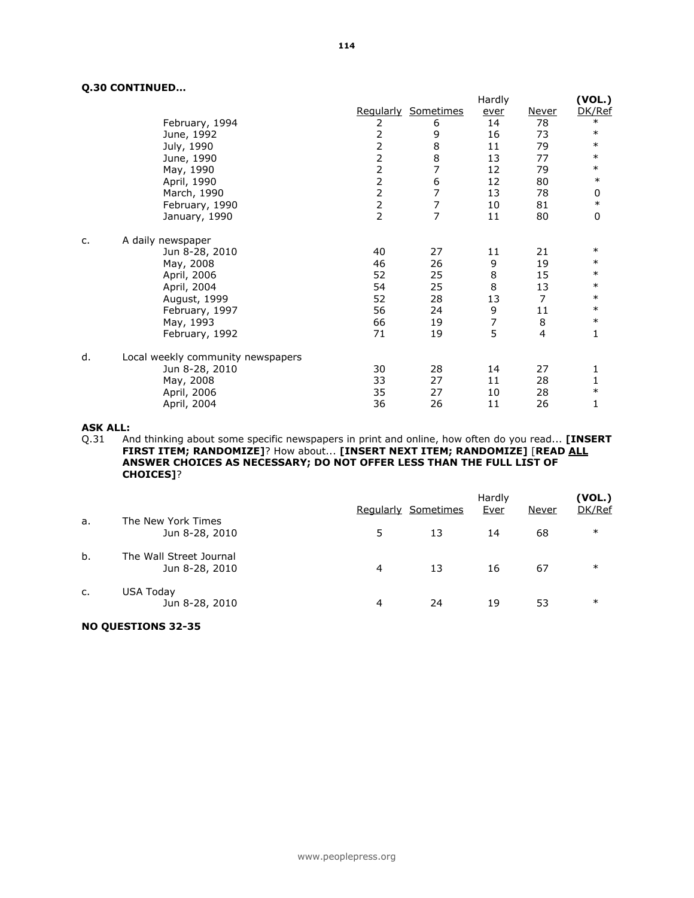**Q.30 CONTINUED…**

| | | Regularly | Sometimes | Hardly ever | Never | (VOL.) DK/Ref |
|---|---|---|---|---|---|---|
| | February, 1994 | 2 | 6 | 14 | 78 | * |
| | June, 1992 | 2 | 9 | 16 | 73 | * |
| | July, 1990 | 2 | 8 | 11 | 79 | * |
| | June, 1990 | 2 | 8 | 13 | 77 | * |
| | May, 1990 | 2 | 7 | 12 | 79 | * |
| | April, 1990 | 2 | 6 | 12 | 80 | * |
| | March, 1990 | 2 | 7 | 13 | 78 | 0 |
| | February, 1990 | 2 | 7 | 10 | 81 | * |
| | January, 1990 | 2 | 7 | 11 | 80 | 0 |
| c. | A daily newspaper | | | | | |
| | Jun 8-28, 2010 | 40 | 27 | 11 | 21 | * |
| | May, 2008 | 46 | 26 | 9 | 19 | * |
| | April, 2006 | 52 | 25 | 8 | 15 | * |
| | April, 2004 | 54 | 25 | 8 | 13 | * |
| | August, 1999 | 52 | 28 | 13 | 7 | * |
| | February, 1997 | 56 | 24 | 9 | 11 | * |
| | May, 1993 | 66 | 19 | 7 | 8 | * |
| | February, 1992 | 71 | 19 | 5 | 4 | 1 |
| d. | Local weekly community newspapers | | | | | |
| | Jun 8-28, 2010 | 30 | 28 | 14 | 27 | 1 |
| | May, 2008 | 33 | 27 | 11 | 28 | 1 |
| | April, 2006 | 35 | 27 | 10 | 28 | * |
| | April, 2004 | 36 | 26 | 11 | 26 | 1 |

**ASK ALL:**

Q.31 And thinking about some specific newspapers in print and online, how often do you read... **[INSERT FIRST ITEM; RANDOMIZE]**? How about... **[INSERT NEXT ITEM; RANDOMIZE]** [**READ ALL ANSWER CHOICES AS NECESSARY; DO NOT OFFER LESS THAN THE FULL LIST OF CHOICES]**?

| | | Regularly | Sometimes | Hardly Ever | Never | (VOL.) DK/Ref |
|---|---|---|---|---|---|---|
| a. | The New York Times | | | | | |
| | Jun 8-28, 2010 | 5 | 13 | 14 | 68 | * |
| b. | The Wall Street Journal | | | | | |
| | Jun 8-28, 2010 | 4 | 13 | 16 | 67 | * |
| c. | USA Today | | | | | |
| | Jun 8-28, 2010 | 4 | 24 | 19 | 53 | * |

**NO QUESTIONS 32-35**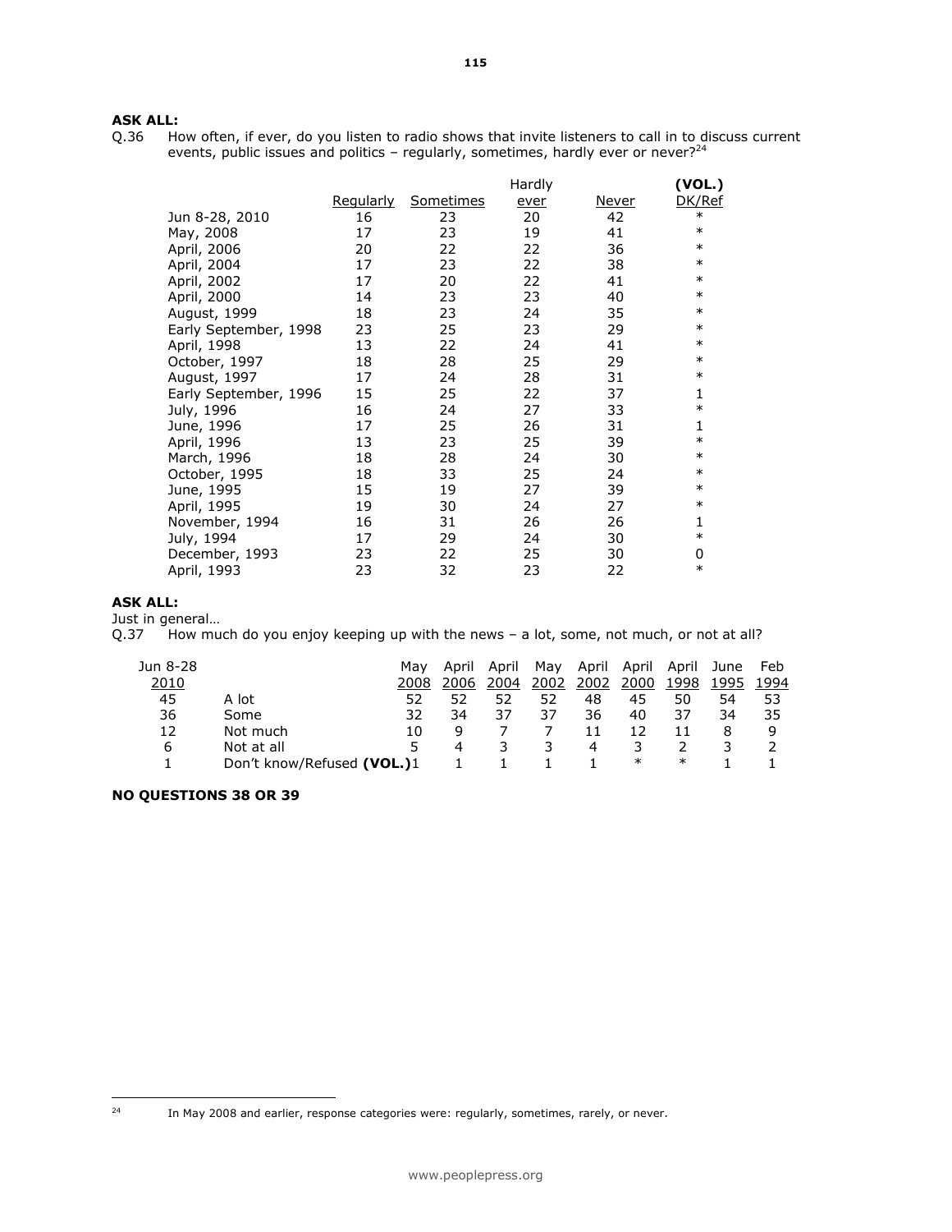**ASK ALL:**

Q.36 How often, if ever, do you listen to radio shows that invite listeners to call in to discuss current events, public issues and politics – regularly, sometimes, hardly ever or never?[24]

| | Regularly | Sometimes | Hardly ever | Never | (VOL.) DK/Ref |
|---|---|---|---|---|---|
| Jun 8-28, 2010 | 16 | 23 | 20 | 42 | * |
| May, 2008 | 17 | 23 | 19 | 41 | * |
| April, 2006 | 20 | 22 | 22 | 36 | * |
| April, 2004 | 17 | 23 | 22 | 38 | * |
| April, 2002 | 17 | 20 | 22 | 41 | * |
| April, 2000 | 14 | 23 | 23 | 40 | * |
| August, 1999 | 18 | 23 | 24 | 35 | * |
| Early September, 1998 | 23 | 25 | 23 | 29 | * |
| April, 1998 | 13 | 22 | 24 | 41 | * |
| October, 1997 | 18 | 28 | 25 | 29 | * |
| August, 1997 | 17 | 24 | 28 | 31 | * |
| Early September, 1996 | 15 | 25 | 22 | 37 | 1 |
| July, 1996 | 16 | 24 | 27 | 33 | * |
| June, 1996 | 17 | 25 | 26 | 31 | 1 |
| April, 1996 | 13 | 23 | 25 | 39 | * |
| March, 1996 | 18 | 28 | 24 | 30 | * |
| October, 1995 | 18 | 33 | 25 | 24 | * |
| June, 1995 | 15 | 19 | 27 | 39 | * |
| April, 1995 | 19 | 30 | 24 | 27 | * |
| November, 1994 | 16 | 31 | 26 | 26 | 1 |
| July, 1994 | 17 | 29 | 24 | 30 | * |
| December, 1993 | 23 | 22 | 25 | 30 | 0 |
| April, 1993 | 23 | 32 | 23 | 22 | * |

**ASK ALL:**

Just in general…

Q.37 How much do you enjoy keeping up with the news – a lot, some, not much, or not at all?

| Jun 8-28 2010 | | May 2008 | April 2006 | April 2004 | May 2002 | April 2002 | April 2000 | April 1998 | June 1995 | Feb 1994 |
|---|---|---|---|---|---|---|---|---|---|---|
| 45 | A lot | 52 | 52 | 52 | 52 | 48 | 45 | 50 | 54 | 53 |
| 36 | Some | 32 | 34 | 37 | 37 | 36 | 40 | 37 | 34 | 35 |
| 12 | Not much | 10 | 9 | 7 | 7 | 11 | 12 | 11 | 8 | 9 |
| 6 | Not at all | 5 | 4 | 3 | 3 | 4 | 3 | 2 | 3 | 2 |
| 1 | Don't know/Refused **(VOL.)** | 1 | 1 | 1 | 1 | 1 | * | * | 1 | 1 |

**NO QUESTIONS 38 OR 39**

[24] In May 2008 and earlier, response categories were: regularly, sometimes, rarely, or never.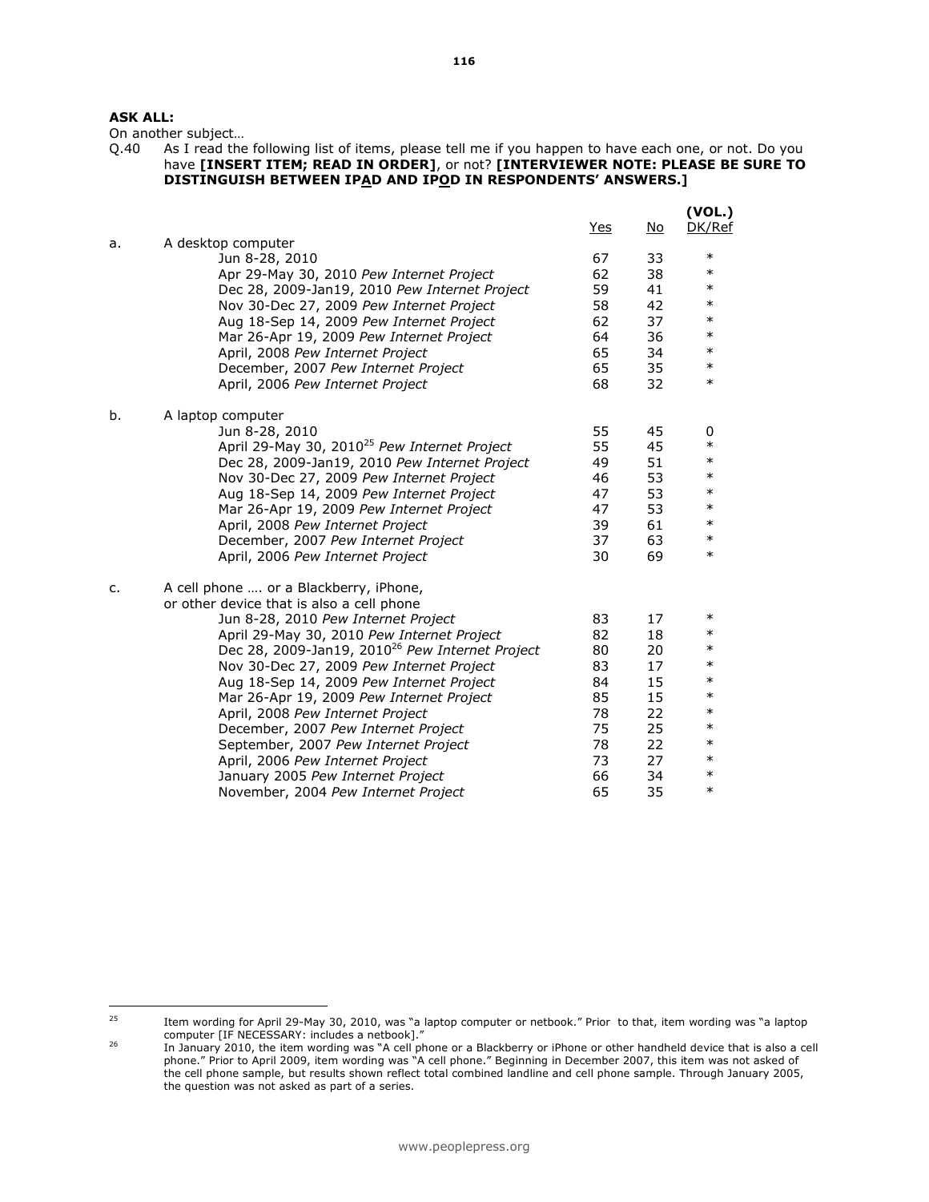**ASK ALL:**

On another subject…

Q.40 As I read the following list of items, please tell me if you happen to have each one, or not. Do you have **[INSERT ITEM; READ IN ORDER]**, or not? **[INTERVIEWER NOTE: PLEASE BE SURE TO DISTINGUISH BETWEEN IPAD AND IPOD IN RESPONDENTS' ANSWERS.]**

| | | Yes | No | (VOL.) DK/Ref |
|---|---|---|---|---|
| a. | A desktop computer | | | |
| | Jun 8-28, 2010 | 67 | 33 | * |
| | Apr 29-May 30, 2010 *Pew Internet Project* | 62 | 38 | * |
| | Dec 28, 2009-Jan19, 2010 *Pew Internet Project* | 59 | 41 | * |
| | Nov 30-Dec 27, 2009 *Pew Internet Project* | 58 | 42 | * |
| | Aug 18-Sep 14, 2009 *Pew Internet Project* | 62 | 37 | * |
| | Mar 26-Apr 19, 2009 *Pew Internet Project* | 64 | 36 | * |
| | April, 2008 *Pew Internet Project* | 65 | 34 | * |
| | December, 2007 *Pew Internet Project* | 65 | 35 | * |
| | April, 2006 *Pew Internet Project* | 68 | 32 | * |
| b. | A laptop computer | | | |
| | Jun 8-28, 2010 | 55 | 45 | 0 |
| | April 29-May 30, 2010[25] *Pew Internet Project* | 55 | 45 | * |
| | Dec 28, 2009-Jan19, 2010 *Pew Internet Project* | 49 | 51 | * |
| | Nov 30-Dec 27, 2009 *Pew Internet Project* | 46 | 53 | * |
| | Aug 18-Sep 14, 2009 *Pew Internet Project* | 47 | 53 | * |
| | Mar 26-Apr 19, 2009 *Pew Internet Project* | 47 | 53 | * |
| | April, 2008 *Pew Internet Project* | 39 | 61 | * |
| | December, 2007 *Pew Internet Project* | 37 | 63 | * |
| | April, 2006 *Pew Internet Project* | 30 | 69 | * |
| c. | A cell phone …. or a Blackberry, iPhone, or other device that is also a cell phone | | | |
| | Jun 8-28, 2010 *Pew Internet Project* | 83 | 17 | * |
| | April 29-May 30, 2010 *Pew Internet Project* | 82 | 18 | * |
| | Dec 28, 2009-Jan19, 2010[26] *Pew Internet Project* | 80 | 20 | * |
| | Nov 30-Dec 27, 2009 *Pew Internet Project* | 83 | 17 | * |
| | Aug 18-Sep 14, 2009 *Pew Internet Project* | 84 | 15 | * |
| | Mar 26-Apr 19, 2009 *Pew Internet Project* | 85 | 15 | * |
| | April, 2008 *Pew Internet Project* | 78 | 22 | * |
| | December, 2007 *Pew Internet Project* | 75 | 25 | * |
| | September, 2007 *Pew Internet Project* | 78 | 22 | * |
| | April, 2006 *Pew Internet Project* | 73 | 27 | * |
| | January 2005 *Pew Internet Project* | 66 | 34 | * |
| | November, 2004 *Pew Internet Project* | 65 | 35 | * |

[25] Item wording for April 29-May 30, 2010, was "a laptop computer or netbook." Prior to that, item wording was "a laptop computer [IF NECESSARY: includes a netbook]."

[26] In January 2010, the item wording was "A cell phone or a Blackberry or iPhone or other handheld device that is also a cell phone." Prior to April 2009, item wording was "A cell phone." Beginning in December 2007, this item was not asked of the cell phone sample, but results shown reflect total combined landline and cell phone sample. Through January 2005, the question was not asked as part of a series.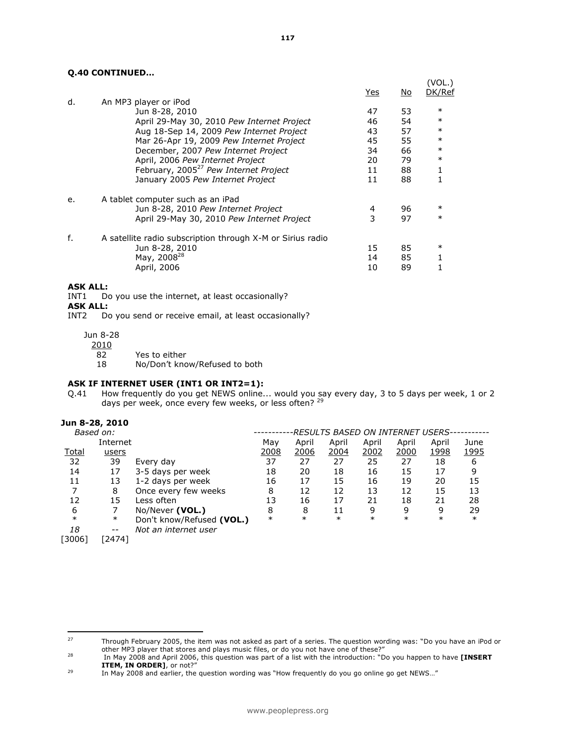**Q.40 CONTINUED…**

| | | Yes | No | (VOL.) DK/Ref |
|---|---|---|---|---|
| d. | An MP3 player or iPod | | | |
| | Jun 8-28, 2010 | 47 | 53 | * |
| | April 29-May 30, 2010 *Pew Internet Project* | 46 | 54 | * |
| | Aug 18-Sep 14, 2009 *Pew Internet Project* | 43 | 57 | * |
| | Mar 26-Apr 19, 2009 *Pew Internet Project* | 45 | 55 | * |
| | December, 2007 *Pew Internet Project* | 34 | 66 | * |
| | April, 2006 *Pew Internet Project* | 20 | 79 | * |
| | February, 2005[27] *Pew Internet Project* | 11 | 88 | 1 |
| | January 2005 *Pew Internet Project* | 11 | 88 | 1 |
| e. | A tablet computer such as an iPad | | | |
| | Jun 8-28, 2010 *Pew Internet Project* | 4 | 96 | * |
| | April 29-May 30, 2010 *Pew Internet Project* | 3 | 97 | * |
| f. | A satellite radio subscription through X-M or Sirius radio | | | |
| | Jun 8-28, 2010 | 15 | 85 | * |
| | May, 2008[28] | 14 | 85 | 1 |
| | April, 2006 | 10 | 89 | 1 |

**ASK ALL:**
INT1 Do you use the internet, at least occasionally?
**ASK ALL:**
INT2 Do you send or receive email, at least occasionally?

| Jun 8-28 2010 | |
|---|---|
| 82 | Yes to either |
| 18 | No/Don't know/Refused to both |

**ASK IF INTERNET USER (INT1 OR INT2=1):**
Q.41 How frequently do you get NEWS online... would you say every day, 3 to 5 days per week, 1 or 2 days per week, once every few weeks, or less often? [29]

**Jun 8-28, 2010**

| *Based on:* | | | -----------*RESULTS BASED ON INTERNET USERS*----------- | | | | | | |
|---|---|---|---|---|---|---|---|---|---|
| Total | Internet users | | May 2008 | April 2006 | April 2004 | April 2002 | April 2000 | April 1998 | June 1995 |
| 32 | 39 | Every day | 37 | 27 | 27 | 25 | 27 | 18 | 6 |
| 14 | 17 | 3-5 days per week | 18 | 20 | 18 | 16 | 15 | 17 | 9 |
| 11 | 13 | 1-2 days per week | 16 | 17 | 15 | 16 | 19 | 20 | 15 |
| 7 | 8 | Once every few weeks | 8 | 12 | 12 | 13 | 12 | 15 | 13 |
| 12 | 15 | Less often | 13 | 16 | 17 | 21 | 18 | 21 | 28 |
| 6 | 7 | No/Never **(VOL.)** | 8 | 8 | 11 | 9 | 9 | 9 | 29 |
| * | * | Don't know/Refused **(VOL.)** | * | * | * | * | * | * | * |
| *18* | -- | *Not an internet user* | | | | | | | |
| [3006] | [2474] | | | | | | | | |

---

[27] Through February 2005, the item was not asked as part of a series. The question wording was: "Do you have an iPod or other MP3 player that stores and plays music files, or do you not have one of these?"

[28] In May 2008 and April 2006, this question was part of a list with the introduction: "Do you happen to have **[INSERT ITEM, IN ORDER]**, or not?"

[29] In May 2008 and earlier, the question wording was "How frequently do you go online go get NEWS…"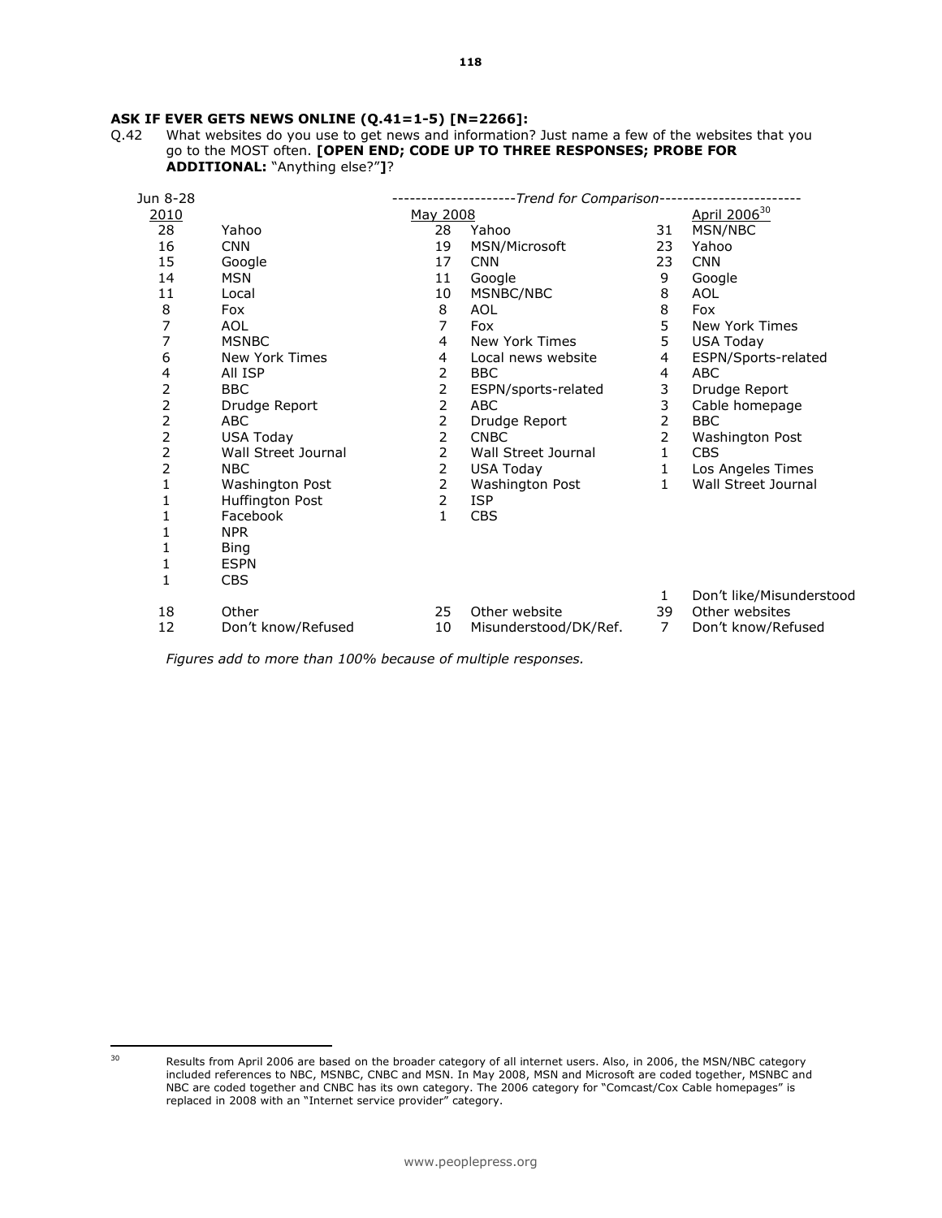**ASK IF EVER GETS NEWS ONLINE (Q.41=1-5) [N=2266]:**

Q.42 What websites do you use to get news and information? Just name a few of the websites that you go to the MOST often. **[OPEN END; CODE UP TO THREE RESPONSES; PROBE FOR ADDITIONAL:** "Anything else?"**]**?

| Jun 8-28 2010 | | *Trend for Comparison* May 2008 | | April 2006[30] | |
|---|---|---|---|---|---|
| 28 | Yahoo | 28 | Yahoo | 31 | MSN/NBC |
| 16 | CNN | 19 | MSN/Microsoft | 23 | Yahoo |
| 15 | Google | 17 | CNN | 23 | CNN |
| 14 | MSN | 11 | Google | 9 | Google |
| 11 | Local | 10 | MSNBC/NBC | 8 | AOL |
| 8 | Fox | 8 | AOL | 8 | Fox |
| 7 | AOL | 7 | Fox | 5 | New York Times |
| 7 | MSNBC | 4 | New York Times | 5 | USA Today |
| 6 | New York Times | 4 | Local news website | 4 | ESPN/Sports-related |
| 4 | All ISP | 2 | BBC | 4 | ABC |
| 2 | BBC | 2 | ESPN/sports-related | 3 | Drudge Report |
| 2 | Drudge Report | 2 | ABC | 3 | Cable homepage |
| 2 | ABC | 2 | Drudge Report | 2 | BBC |
| 2 | USA Today | 2 | CNBC | 2 | Washington Post |
| 2 | Wall Street Journal | 2 | Wall Street Journal | 1 | CBS |
| 2 | NBC | 2 | USA Today | 1 | Los Angeles Times |
| 1 | Washington Post | 2 | Washington Post | 1 | Wall Street Journal |
| 1 | Huffington Post | 2 | ISP | | |
| 1 | Facebook | 1 | CBS | | |
| 1 | NPR | | | | |
| 1 | Bing | | | | |
| 1 | ESPN | | | | |
| 1 | CBS | | | | |
| | | | | 1 | Don't like/Misunderstood |
| 18 | Other | 25 | Other website | 39 | Other websites |
| 12 | Don't know/Refused | 10 | Misunderstood/DK/Ref. | 7 | Don't know/Refused |

*Figures add to more than 100% because of multiple responses.*

[30] Results from April 2006 are based on the broader category of all internet users. Also, in 2006, the MSN/NBC category included references to NBC, MSNBC, CNBC and MSN. In May 2008, MSN and Microsoft are coded together, MSNBC and NBC are coded together and CNBC has its own category. The 2006 category for "Comcast/Cox Cable homepages" is replaced in 2008 with an "Internet service provider" category.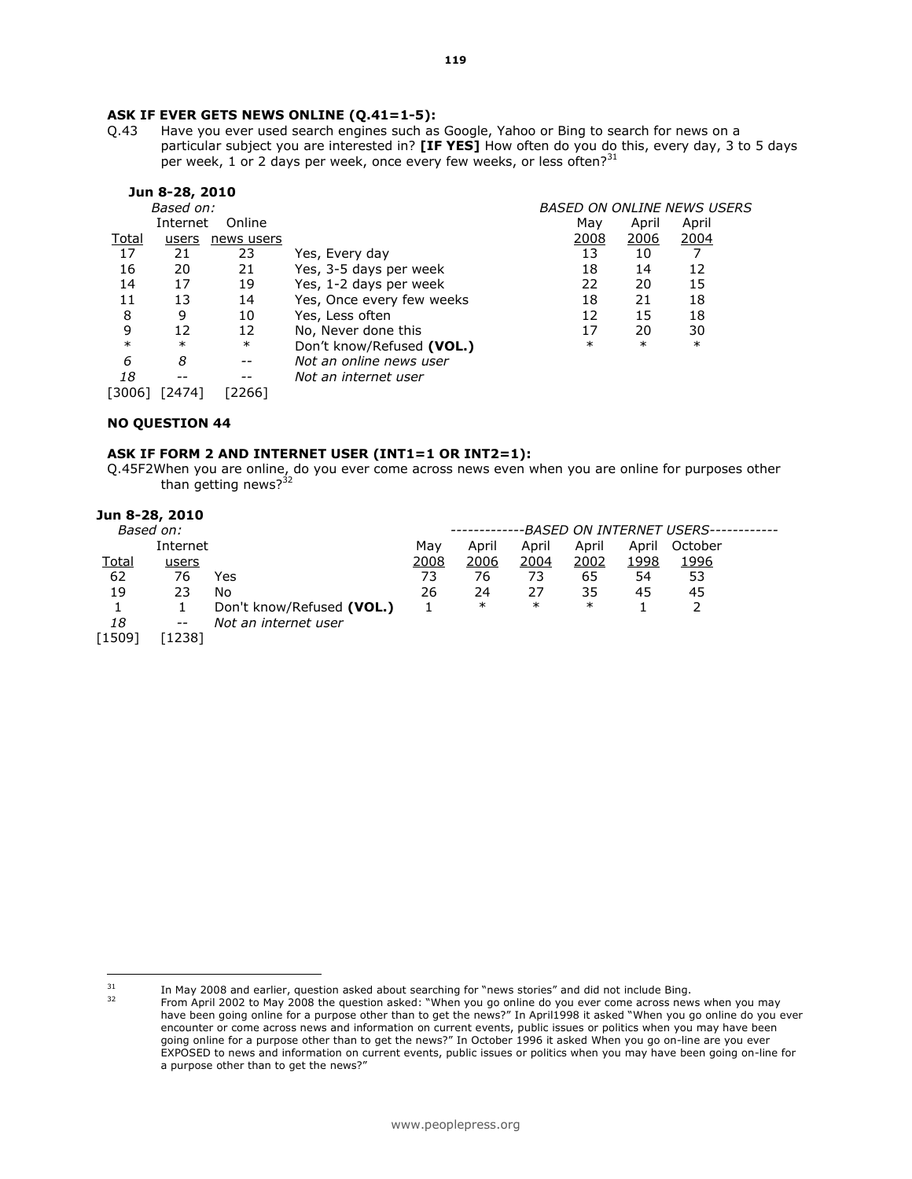**ASK IF EVER GETS NEWS ONLINE (Q.41=1-5):**

Q.43 Have you ever used search engines such as Google, Yahoo or Bing to search for news on a particular subject you are interested in? **[IF YES]** How often do you do this, every day, 3 to 5 days per week, 1 or 2 days per week, once every few weeks, or less often?[31]

| Jun 8-28, 2010 | | | | | | |
|---|---|---|---|---|---|---|
| *Based on:* | | | | *BASED ON ONLINE NEWS USERS* | | |
| | Internet | Online | | May | April | April |
| Total | users | news users | | 2008 | 2006 | 2004 |
| 17 | 21 | 23 | Yes, Every day | 13 | 10 | 7 |
| 16 | 20 | 21 | Yes, 3-5 days per week | 18 | 14 | 12 |
| 14 | 17 | 19 | Yes, 1-2 days per week | 22 | 20 | 15 |
| 11 | 13 | 14 | Yes, Once every few weeks | 18 | 21 | 18 |
| 8 | 9 | 10 | Yes, Less often | 12 | 15 | 18 |
| 9 | 12 | 12 | No, Never done this | 17 | 20 | 30 |
| * | * | * | Don't know/Refused **(VOL.)** | * | * | * |
| *6* | *8* | -- | *Not an online news user* | | | |
| *18* | -- | -- | *Not an internet user* | | | |
| [3006] | [2474] | [2266] | | | | |

**NO QUESTION 44**

**ASK IF FORM 2 AND INTERNET USER (INT1=1 OR INT2=1):**

Q.45F2 When you are online, do you ever come across news even when you are online for purposes other than getting news?[32]

| Jun 8-28, 2010 | | | | | | | | |
|---|---|---|---|---|---|---|---|---|
| *Based on:* | | | *BASED ON INTERNET USERS* | | | | | |
| | Internet | | May | April | April | April | April | October |
| Total | users | | 2008 | 2006 | 2004 | 2002 | 1998 | 1996 |
| 62 | 76 | Yes | 73 | 76 | 73 | 65 | 54 | 53 |
| 19 | 23 | No | 26 | 24 | 27 | 35 | 45 | 45 |
| 1 | 1 | Don't know/Refused **(VOL.)** | 1 | * | * | * | 1 | 2 |
| *18* | -- | *Not an internet user* | | | | | | |
| [1509] | [1238] | | | | | | | |

---

[31] In May 2008 and earlier, question asked about searching for "news stories" and did not include Bing.

[32] From April 2002 to May 2008 the question asked: "When you go online do you ever come across news when you may have been going online for a purpose other than to get the news?" In April1998 it asked "When you go online do you ever encounter or come across news and information on current events, public issues or politics when you may have been going online for a purpose other than to get the news?" In October 1996 it asked When you go on-line are you ever EXPOSED to news and information on current events, public issues or politics when you may have been going on-line for a purpose other than to get the news?"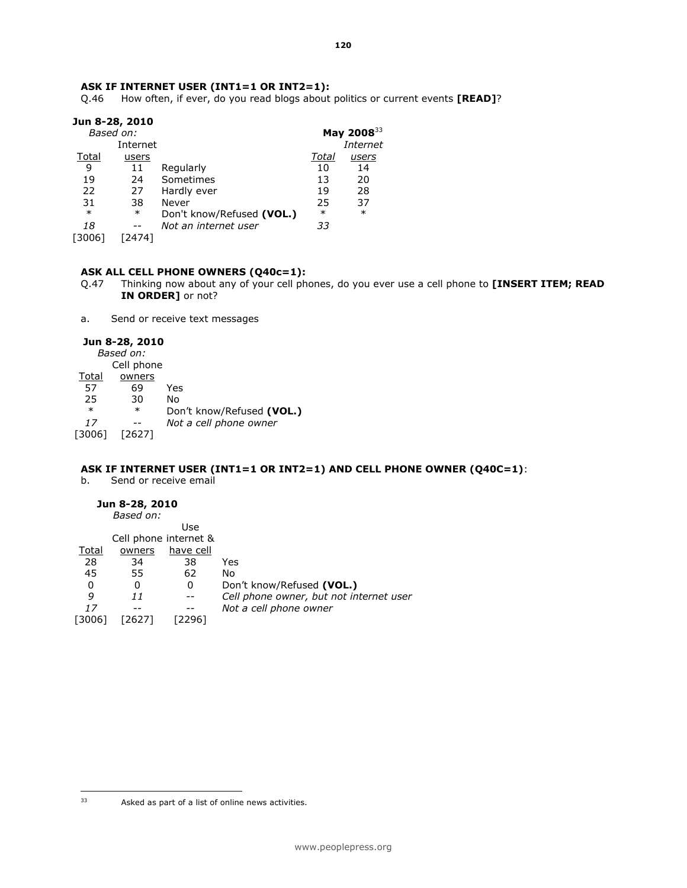**ASK IF INTERNET USER (INT1=1 OR INT2=1):**

Q.46 How often, if ever, do you read blogs about politics or current events **[READ]**?

| Jun 8-28, 2010 | | | May 2008[33] | |
|---|---|---|---|---|
| *Based on:* | | | | |
| | Internet | | | *Internet* |
| Total | users | | *Total* | *users* |
| 9 | 11 | Regularly | 10 | 14 |
| 19 | 24 | Sometimes | 13 | 20 |
| 22 | 27 | Hardly ever | 19 | 28 |
| 31 | 38 | Never | 25 | 37 |
| * | * | Don't know/Refused **(VOL.)** | * | * |
| *18* | -- | *Not an internet user* | *33* | |
| [3006] | [2474] | | | |

**ASK ALL CELL PHONE OWNERS (Q40c=1):**

Q.47 Thinking now about any of your cell phones, do you ever use a cell phone to **[INSERT ITEM; READ IN ORDER]** or not?

a. Send or receive text messages

| Jun 8-28, 2010 | | |
|---|---|---|
| *Based on:* | | |
| | Cell phone | |
| Total | owners | |
| 57 | 69 | Yes |
| 25 | 30 | No |
| * | * | Don't know/Refused **(VOL.)** |
| *17* | -- | *Not a cell phone owner* |
| [3006] | [2627] | |

**ASK IF INTERNET USER (INT1=1 OR INT2=1) AND CELL PHONE OWNER (Q40C=1)**:

b. Send or receive email

| Jun 8-28, 2010 | | | |
|---|---|---|---|
| *Based on:* | | | |
| | | Use | |
| | Cell phone | internet & | |
| Total | owners | have cell | |
| 28 | 34 | 38 | Yes |
| 45 | 55 | 62 | No |
| 0 | 0 | 0 | Don't know/Refused **(VOL.)** |
| *9* | *11* | -- | *Cell phone owner, but not internet user* |
| *17* | -- | -- | *Not a cell phone owner* |
| [3006] | [2627] | [2296] | |

[33] Asked as part of a list of online news activities.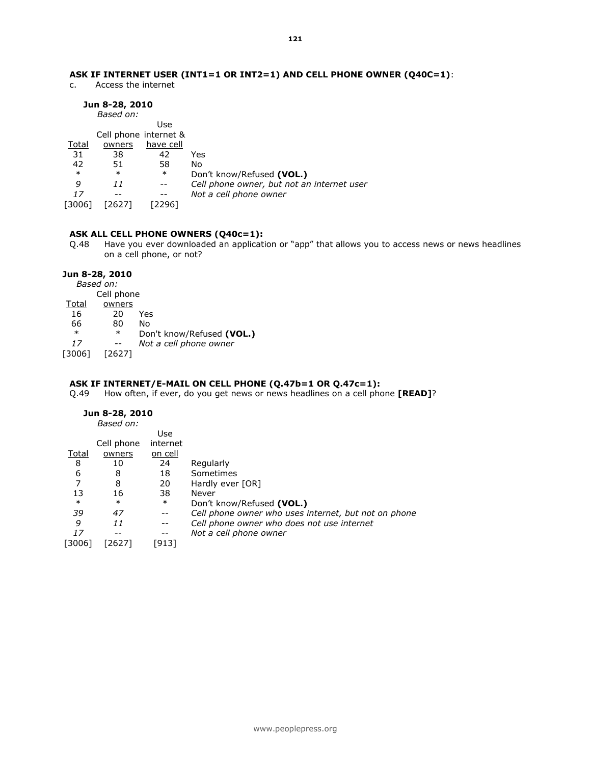**ASK IF INTERNET USER (INT1=1 OR INT2=1) AND CELL PHONE OWNER (Q40C=1)**:

c. Access the internet

**Jun 8-28, 2010**

*Based on:*

| Total | Cell phone owners | Use internet & have cell | |
|---|---|---|---|
| 31 | 38 | 42 | Yes |
| 42 | 51 | 58 | No |
| * | * | * | Don't know/Refused **(VOL.)** |
| *9* | *11* | -- | *Cell phone owner, but not an internet user* |
| *17* | -- | -- | *Not a cell phone owner* |
| [3006] | [2627] | [2296] | |

**ASK ALL CELL PHONE OWNERS (Q40c=1):**

Q.48 Have you ever downloaded an application or "app" that allows you to access news or news headlines on a cell phone, or not?

**Jun 8-28, 2010**

*Based on:*

| Total | Cell phone owners | |
|---|---|---|
| 16 | 20 | Yes |
| 66 | 80 | No |
| * | * | Don't know/Refused **(VOL.)** |
| *17* | -- | *Not a cell phone owner* |
| [3006] | [2627] | |

**ASK IF INTERNET/E-MAIL ON CELL PHONE (Q.47b=1 OR Q.47c=1):**

Q.49 How often, if ever, do you get news or news headlines on a cell phone **[READ]**?

**Jun 8-28, 2010**

*Based on:*

| Total | Cell phone owners | Use internet on cell | |
|---|---|---|---|
| 8 | 10 | 24 | Regularly |
| 6 | 8 | 18 | Sometimes |
| 7 | 8 | 20 | Hardly ever [OR] |
| 13 | 16 | 38 | Never |
| * | * | * | Don't know/Refused **(VOL.)** |
| *39* | *47* | -- | *Cell phone owner who uses internet, but not on phone* |
| *9* | *11* | -- | *Cell phone owner who does not use internet* |
| *17* | -- | -- | *Not a cell phone owner* |
| [3006] | [2627] | [913] | |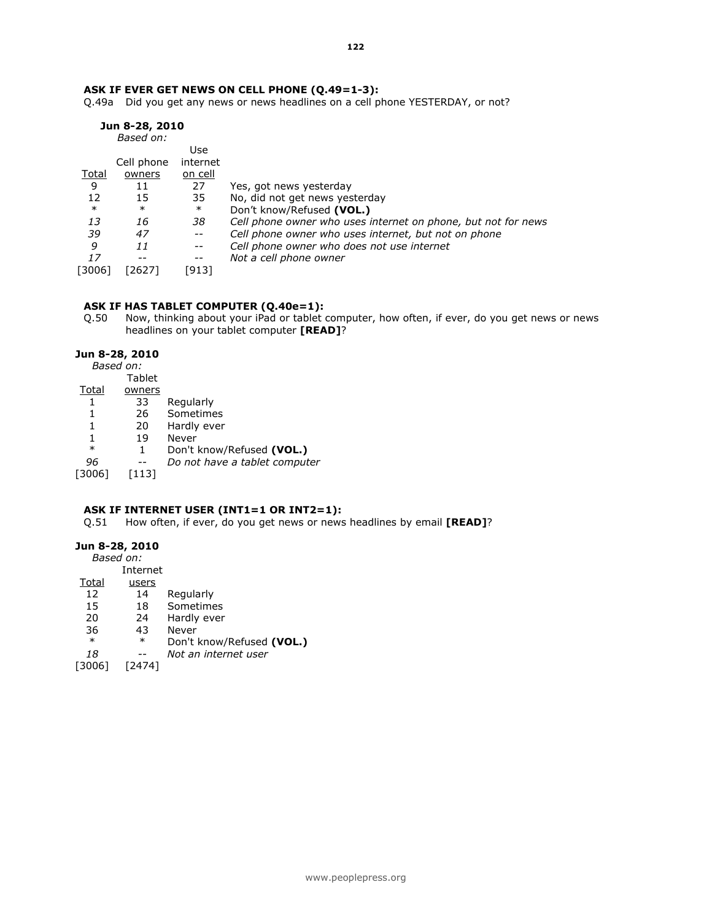**ASK IF EVER GET NEWS ON CELL PHONE (Q.49=1-3):**

Q.49a Did you get any news or news headlines on a cell phone YESTERDAY, or not?

**Jun 8-28, 2010**

*Based on:*

| Total | Cell phone owners | Use internet on cell | |
|---|---|---|---|
| 9 | 11 | 27 | Yes, got news yesterday |
| 12 | 15 | 35 | No, did not get news yesterday |
| * | * | * | Don't know/Refused **(VOL.)** |
| *13* | *16* | *38* | *Cell phone owner who uses internet on phone, but not for news* |
| *39* | *47* | -- | *Cell phone owner who uses internet, but not on phone* |
| *9* | *11* | -- | *Cell phone owner who does not use internet* |
| *17* | -- | -- | *Not a cell phone owner* |
| [3006] | [2627] | [913] | |

**ASK IF HAS TABLET COMPUTER (Q.40e=1):**

Q.50 Now, thinking about your iPad or tablet computer, how often, if ever, do you get news or news headlines on your tablet computer **[READ]**?

**Jun 8-28, 2010**

*Based on:*

| Total | Tablet owners | |
|---|---|---|
| 1 | 33 | Regularly |
| 1 | 26 | Sometimes |
| 1 | 20 | Hardly ever |
| 1 | 19 | Never |
| * | 1 | Don't know/Refused **(VOL.)** |
| *96* | -- | *Do not have a tablet computer* |
| [3006] | [113] | |

**ASK IF INTERNET USER (INT1=1 OR INT2=1):**

Q.51 How often, if ever, do you get news or news headlines by email **[READ]**?

**Jun 8-28, 2010**

*Based on:*

| Total | Internet users | |
|---|---|---|
| 12 | 14 | Regularly |
| 15 | 18 | Sometimes |
| 20 | 24 | Hardly ever |
| 36 | 43 | Never |
| * | * | Don't know/Refused **(VOL.)** |
| *18* | -- | *Not an internet user* |
| [3006] | [2474] | |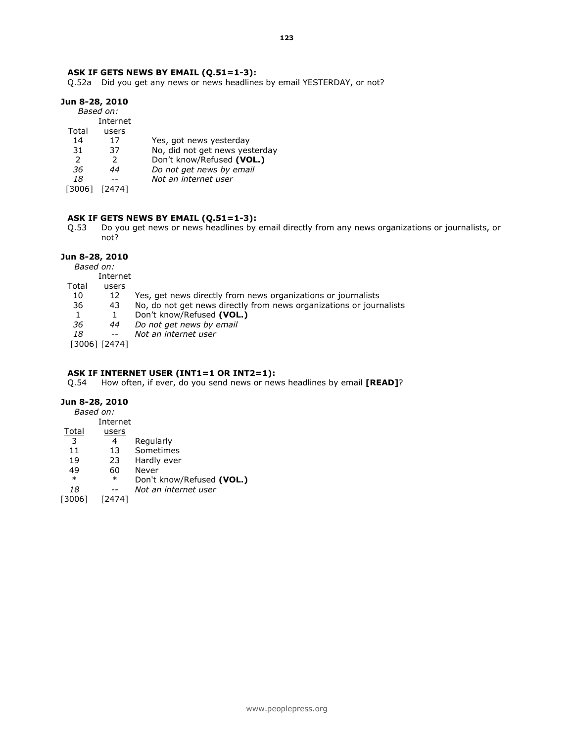**ASK IF GETS NEWS BY EMAIL (Q.51=1-3):**

Q.52a Did you get any news or news headlines by email YESTERDAY, or not?

**Jun 8-28, 2010**

| Total | *Based on:* Internet users | |
|---|---|---|
| 14 | 17 | Yes, got news yesterday |
| 31 | 37 | No, did not get news yesterday |
| 2 | 2 | Don't know/Refused **(VOL.)** |
| *36* | *44* | *Do not get news by email* |
| *18* | -- | *Not an internet user* |
| [3006] | [2474] | |

**ASK IF GETS NEWS BY EMAIL (Q.51=1-3):**

Q.53 Do you get news or news headlines by email directly from any news organizations or journalists, or not?

**Jun 8-28, 2010**

| Total | *Based on:* Internet users | |
|---|---|---|
| 10 | 12 | Yes, get news directly from news organizations or journalists |
| 36 | 43 | No, do not get news directly from news organizations or journalists |
| 1 | 1 | Don't know/Refused **(VOL.)** |
| *36* | *44* | *Do not get news by email* |
| *18* | -- | *Not an internet user* |
| [3006] | [2474] | |

**ASK IF INTERNET USER (INT1=1 OR INT2=1):**

Q.54 How often, if ever, do you send news or news headlines by email **[READ]**?

**Jun 8-28, 2010**

| Total | *Based on:* Internet users | |
|---|---|---|
| 3 | 4 | Regularly |
| 11 | 13 | Sometimes |
| 19 | 23 | Hardly ever |
| 49 | 60 | Never |
| * | * | Don't know/Refused **(VOL.)** |
| *18* | -- | *Not an internet user* |
| [3006] | [2474] | |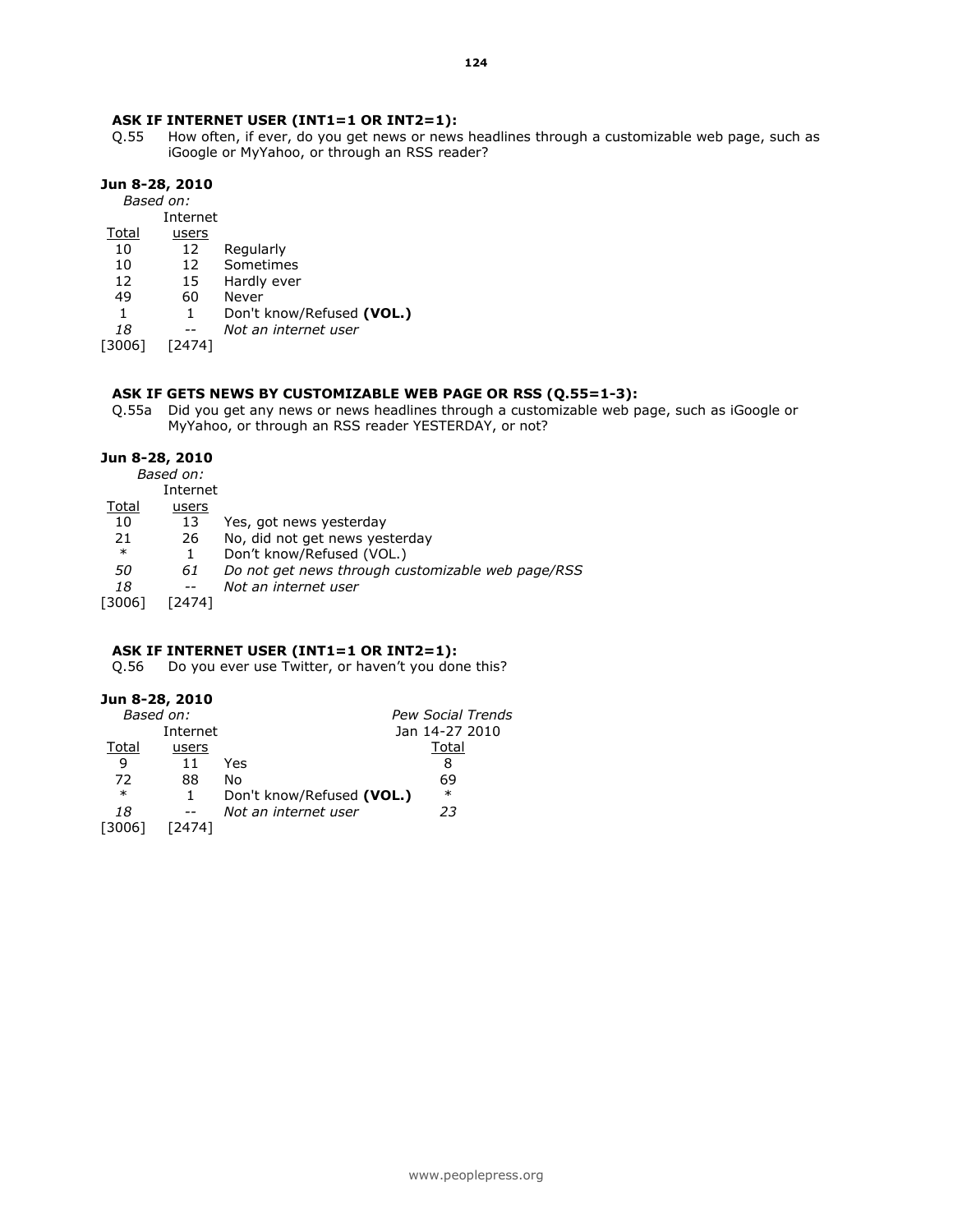**ASK IF INTERNET USER (INT1=1 OR INT2=1):**

Q.55 How often, if ever, do you get news or news headlines through a customizable web page, such as iGoogle or MyYahoo, or through an RSS reader?

**Jun 8-28, 2010**

| *Based on:* Total | Internet users | |
|---|---|---|
| 10 | 12 | Regularly |
| 10 | 12 | Sometimes |
| 12 | 15 | Hardly ever |
| 49 | 60 | Never |
| 1 | 1 | Don't know/Refused **(VOL.)** |
| *18* | -- | *Not an internet user* |
| [3006] | [2474] | |

**ASK IF GETS NEWS BY CUSTOMIZABLE WEB PAGE OR RSS (Q.55=1-3):**

Q.55a Did you get any news or news headlines through a customizable web page, such as iGoogle or MyYahoo, or through an RSS reader YESTERDAY, or not?

**Jun 8-28, 2010**

| *Based on:* Total | Internet users | |
|---|---|---|
| 10 | 13 | Yes, got news yesterday |
| 21 | 26 | No, did not get news yesterday |
| * | 1 | Don't know/Refused (VOL.) |
| *50* | *61* | *Do not get news through customizable web page/RSS* |
| *18* | -- | *Not an internet user* |
| [3006] | [2474] | |

**ASK IF INTERNET USER (INT1=1 OR INT2=1):**

Q.56 Do you ever use Twitter, or haven't you done this?

**Jun 8-28, 2010**

| *Based on:* Total | Internet users | | *Pew Social Trends* Jan 14-27 2010 Total |
|---|---|---|---|
| 9 | 11 | Yes | 8 |
| 72 | 88 | No | 69 |
| * | 1 | Don't know/Refused **(VOL.)** | * |
| *18* | -- | *Not an internet user* | *23* |
| [3006] | [2474] | | |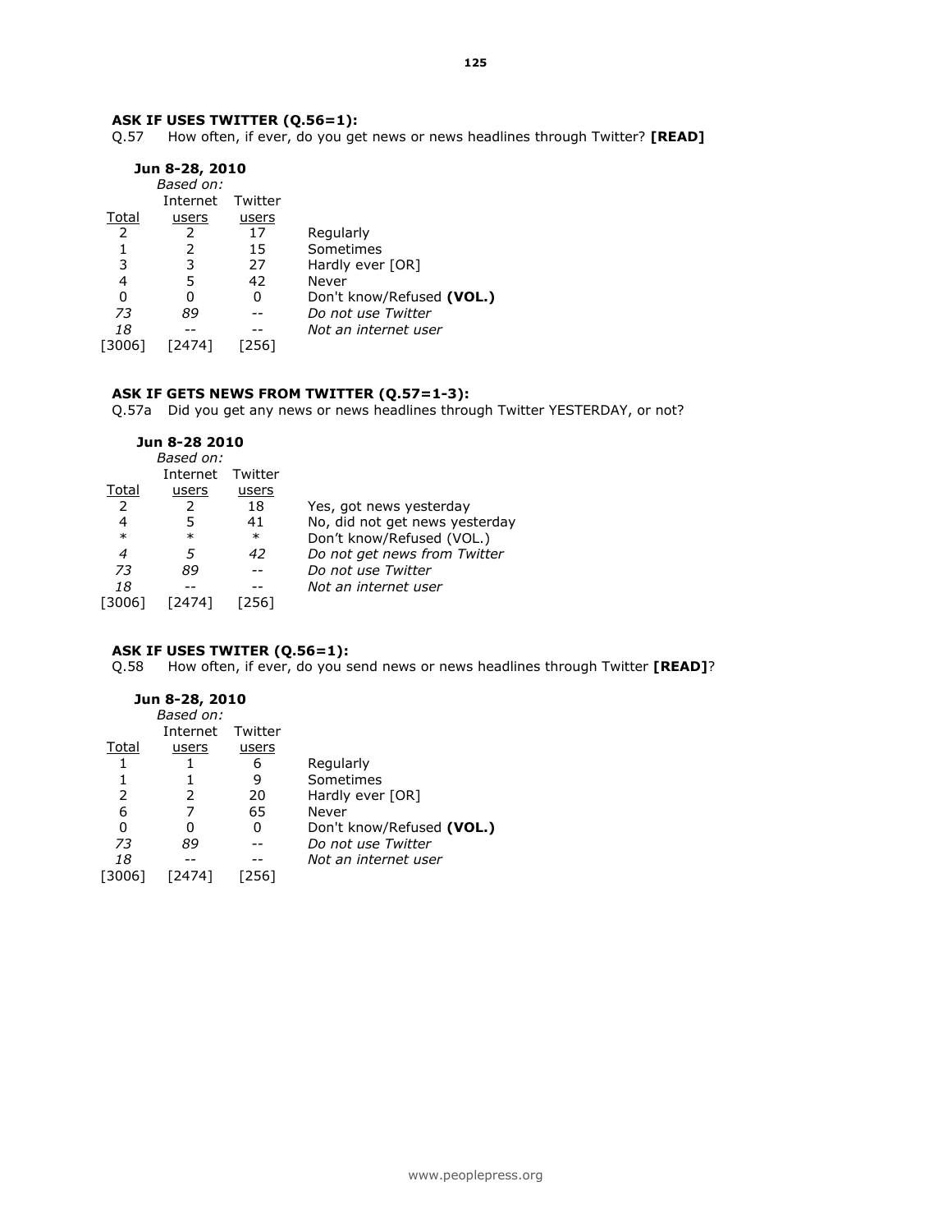**ASK IF USES TWITTER (Q.56=1):**

Q.57 How often, if ever, do you get news or news headlines through Twitter? **[READ]**

**Jun 8-28, 2010**

| | *Based on:* | | |
|---|---|---|---|
| Total | Internet users | Twitter users | |
| 2 | 2 | 17 | Regularly |
| 1 | 2 | 15 | Sometimes |
| 3 | 3 | 27 | Hardly ever [OR] |
| 4 | 5 | 42 | Never |
| 0 | 0 | 0 | Don't know/Refused **(VOL.)** |
| *73* | *89* | -- | *Do not use Twitter* |
| *18* | -- | -- | *Not an internet user* |
| [3006] | [2474] | [256] | |

**ASK IF GETS NEWS FROM TWITTER (Q.57=1-3):**

Q.57a Did you get any news or news headlines through Twitter YESTERDAY, or not?

**Jun 8-28 2010**

| | *Based on:* | | |
|---|---|---|---|
| Total | Internet users | Twitter users | |
| 2 | 2 | 18 | Yes, got news yesterday |
| 4 | 5 | 41 | No, did not get news yesterday |
| * | * | * | Don't know/Refused (VOL.) |
| *4* | *5* | *42* | *Do not get news from Twitter* |
| *73* | *89* | -- | *Do not use Twitter* |
| *18* | -- | -- | *Not an internet user* |
| [3006] | [2474] | [256] | |

**ASK IF USES TWITER (Q.56=1):**

Q.58 How often, if ever, do you send news or news headlines through Twitter **[READ]**?

**Jun 8-28, 2010**

| | *Based on:* | | |
|---|---|---|---|
| Total | Internet users | Twitter users | |
| 1 | 1 | 6 | Regularly |
| 1 | 1 | 9 | Sometimes |
| 2 | 2 | 20 | Hardly ever [OR] |
| 6 | 7 | 65 | Never |
| 0 | 0 | 0 | Don't know/Refused **(VOL.)** |
| *73* | *89* | -- | *Do not use Twitter* |
| *18* | -- | -- | *Not an internet user* |
| [3006] | [2474] | [256] | |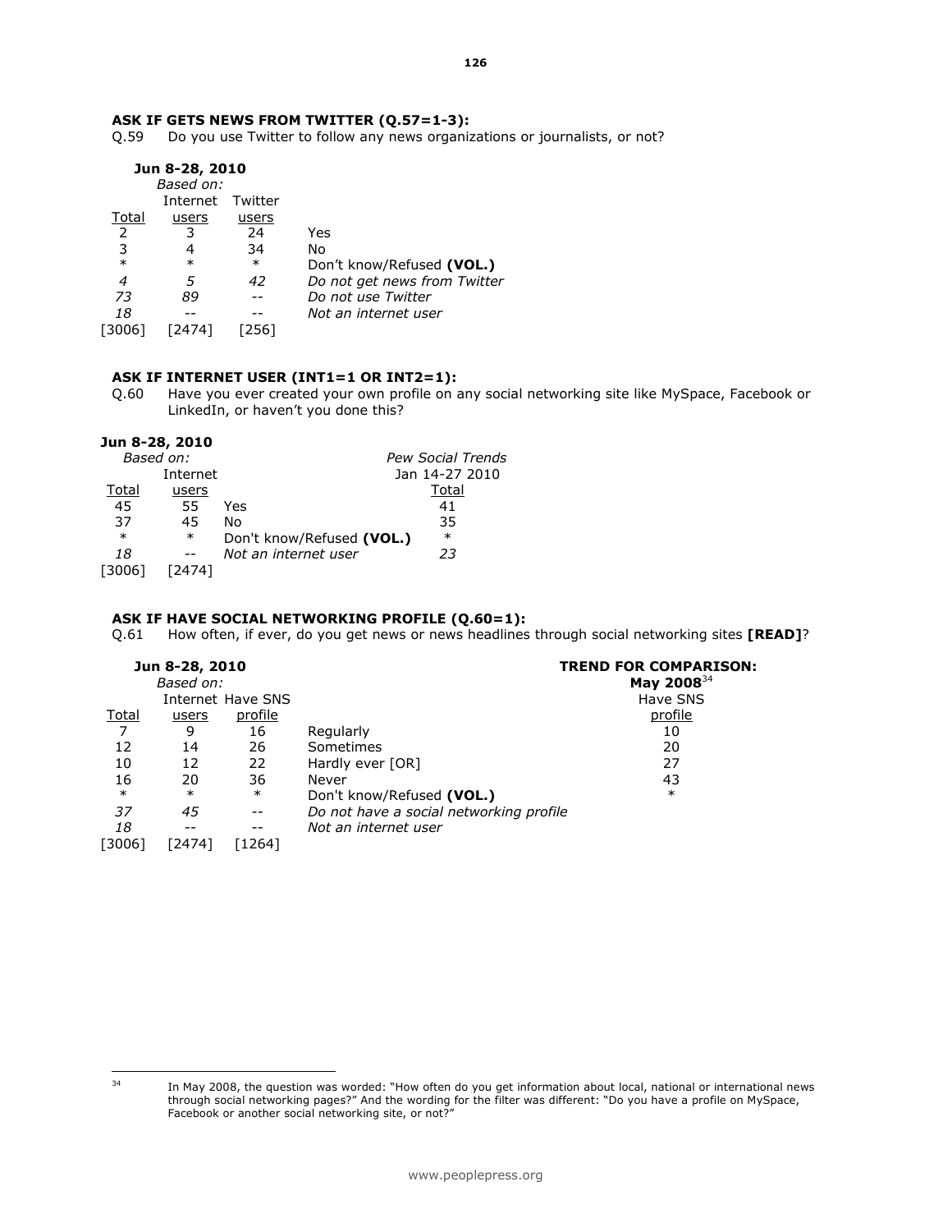**ASK IF GETS NEWS FROM TWITTER (Q.57=1-3):**

Q.59 Do you use Twitter to follow any news organizations or journalists, or not?

| Jun 8-28, 2010 | | | |
|---|---|---|---|
| | *Based on:* | | |
| | Internet | Twitter | |
| Total | users | users | |
| 2 | 3 | 24 | Yes |
| 3 | 4 | 34 | No |
| * | * | * | Don't know/Refused **(VOL.)** |
| *4* | *5* | *42* | *Do not get news from Twitter* |
| *73* | *89* | -- | *Do not use Twitter* |
| *18* | -- | -- | *Not an internet user* |
| [3006] | [2474] | [256] | |

**ASK IF INTERNET USER (INT1=1 OR INT2=1):**

Q.60 Have you ever created your own profile on any social networking site like MySpace, Facebook or LinkedIn, or haven't you done this?

| Jun 8-28, 2010 | | | |
|---|---|---|---|
| *Based on:* | | | *Pew Social Trends* |
| | Internet | | Jan 14-27 2010 |
| Total | users | | Total |
| 45 | 55 | Yes | 41 |
| 37 | 45 | No | 35 |
| * | * | Don't know/Refused **(VOL.)** | * |
| *18* | -- | *Not an internet user* | *23* |
| [3006] | [2474] | | |

**ASK IF HAVE SOCIAL NETWORKING PROFILE (Q.60=1):**

Q.61 How often, if ever, do you get news or news headlines through social networking sites **[READ]**?

| Jun 8-28, 2010 | | | | **TREND FOR COMPARISON:** |
|---|---|---|---|---|
| | *Based on:* | | | **May 2008**[34] |
| | Internet | Have SNS | | Have SNS |
| Total | users | profile | | profile |
| 7 | 9 | 16 | Regularly | 10 |
| 12 | 14 | 26 | Sometimes | 20 |
| 10 | 12 | 22 | Hardly ever [OR] | 27 |
| 16 | 20 | 36 | Never | 43 |
| * | * | * | Don't know/Refused **(VOL.)** | * |
| *37* | *45* | -- | *Do not have a social networking profile* | |
| *18* | -- | -- | *Not an internet user* | |
| [3006] | [2474] | [1264] | | |

[34] In May 2008, the question was worded: "How often do you get information about local, national or international news through social networking pages?" And the wording for the filter was different: "Do you have a profile on MySpace, Facebook or another social networking site, or not?"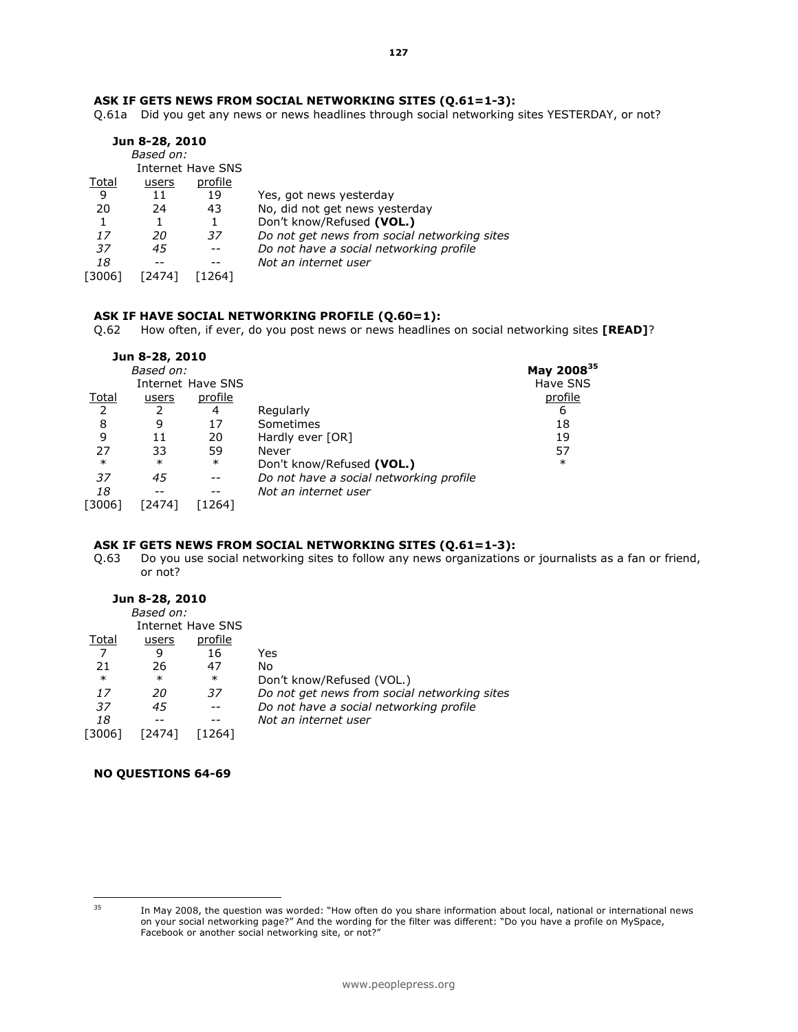**ASK IF GETS NEWS FROM SOCIAL NETWORKING SITES (Q.61=1-3):**

Q.61a Did you get any news or news headlines through social networking sites YESTERDAY, or not?

| Jun 8-28, 2010 | | | |
|---|---|---|---|
| | *Based on:* | | |
| Total | Internet users | Have SNS profile | |
| 9 | 11 | 19 | Yes, got news yesterday |
| 20 | 24 | 43 | No, did not get news yesterday |
| 1 | 1 | 1 | Don't know/Refused **(VOL.)** |
| *17* | *20* | *37* | *Do not get news from social networking sites* |
| *37* | *45* | -- | *Do not have a social networking profile* |
| *18* | -- | -- | *Not an internet user* |
| [3006] | [2474] | [1264] | |

**ASK IF HAVE SOCIAL NETWORKING PROFILE (Q.60=1):**

Q.62 How often, if ever, do you post news or news headlines on social networking sites **[READ]**?

| Jun 8-28, 2010 | | | | May 2008[35] |
|---|---|---|---|---|
| | *Based on:* | | | |
| Total | Internet users | Have SNS profile | | Have SNS profile |
| 2 | 2 | 4 | Regularly | 6 |
| 8 | 9 | 17 | Sometimes | 18 |
| 9 | 11 | 20 | Hardly ever [OR] | 19 |
| 27 | 33 | 59 | Never | 57 |
| * | * | * | Don't know/Refused **(VOL.)** | * |
| *37* | *45* | -- | *Do not have a social networking profile* | |
| *18* | -- | -- | *Not an internet user* | |
| [3006] | [2474] | [1264] | | |

**ASK IF GETS NEWS FROM SOCIAL NETWORKING SITES (Q.61=1-3):**

Q.63 Do you use social networking sites to follow any news organizations or journalists as a fan or friend, or not?

| Jun 8-28, 2010 | | | |
|---|---|---|---|
| | *Based on:* | | |
| Total | Internet users | Have SNS profile | |
| 7 | 9 | 16 | Yes |
| 21 | 26 | 47 | No |
| * | * | * | Don't know/Refused (VOL.) |
| *17* | *20* | *37* | *Do not get news from social networking sites* |
| *37* | *45* | -- | *Do not have a social networking profile* |
| *18* | -- | -- | *Not an internet user* |
| [3006] | [2474] | [1264] | |

**NO QUESTIONS 64-69**

[35] In May 2008, the question was worded: "How often do you share information about local, national or international news on your social networking page?" And the wording for the filter was different: "Do you have a profile on MySpace, Facebook or another social networking site, or not?"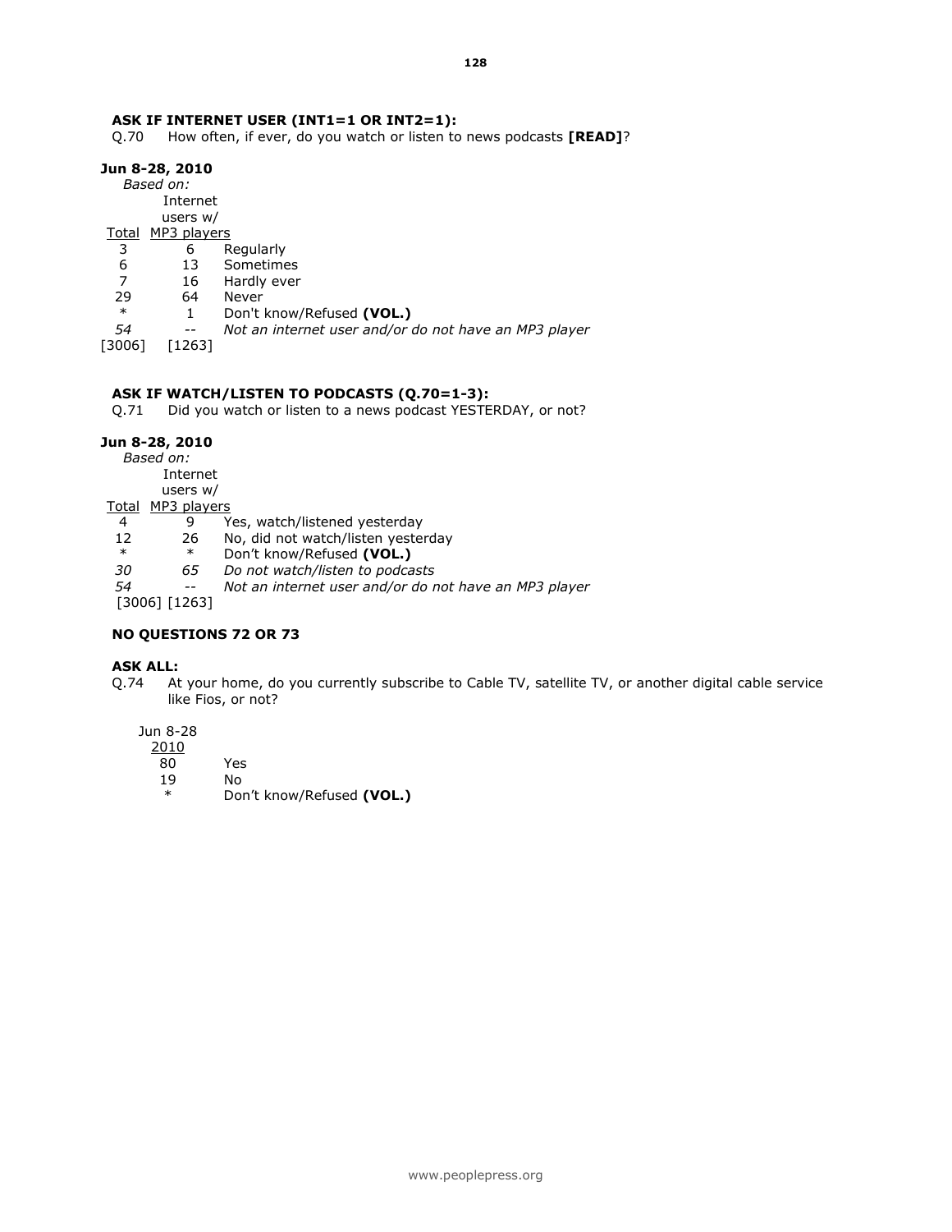**ASK IF INTERNET USER (INT1=1 OR INT2=1):**

Q.70 How often, if ever, do you watch or listen to news podcasts **[READ]**?

**Jun 8-28, 2010**

| *Based on:* Total | Internet users w/ MP3 players | |
|---|---|---|
| 3 | 6 | Regularly |
| 6 | 13 | Sometimes |
| 7 | 16 | Hardly ever |
| 29 | 64 | Never |
| * | 1 | Don't know/Refused **(VOL.)** |
| *54* | -- | *Not an internet user and/or do not have an MP3 player* |
| [3006] | [1263] | |

**ASK IF WATCH/LISTEN TO PODCASTS (Q.70=1-3):**

Q.71 Did you watch or listen to a news podcast YESTERDAY, or not?

**Jun 8-28, 2010**

| *Based on:* Total | Internet users w/ MP3 players | |
|---|---|---|
| 4 | 9 | Yes, watch/listened yesterday |
| 12 | 26 | No, did not watch/listen yesterday |
| * | * | Don't know/Refused **(VOL.)** |
| *30* | *65* | *Do not watch/listen to podcasts* |
| *54* | -- | *Not an internet user and/or do not have an MP3 player* |
| [3006] | [1263] | |

**NO QUESTIONS 72 OR 73**

**ASK ALL:**

Q.74 At your home, do you currently subscribe to Cable TV, satellite TV, or another digital cable service like Fios, or not?

| Jun 8-28 2010 | |
|---|---|
| 80 | Yes |
| 19 | No |
| * | Don't know/Refused **(VOL.)** |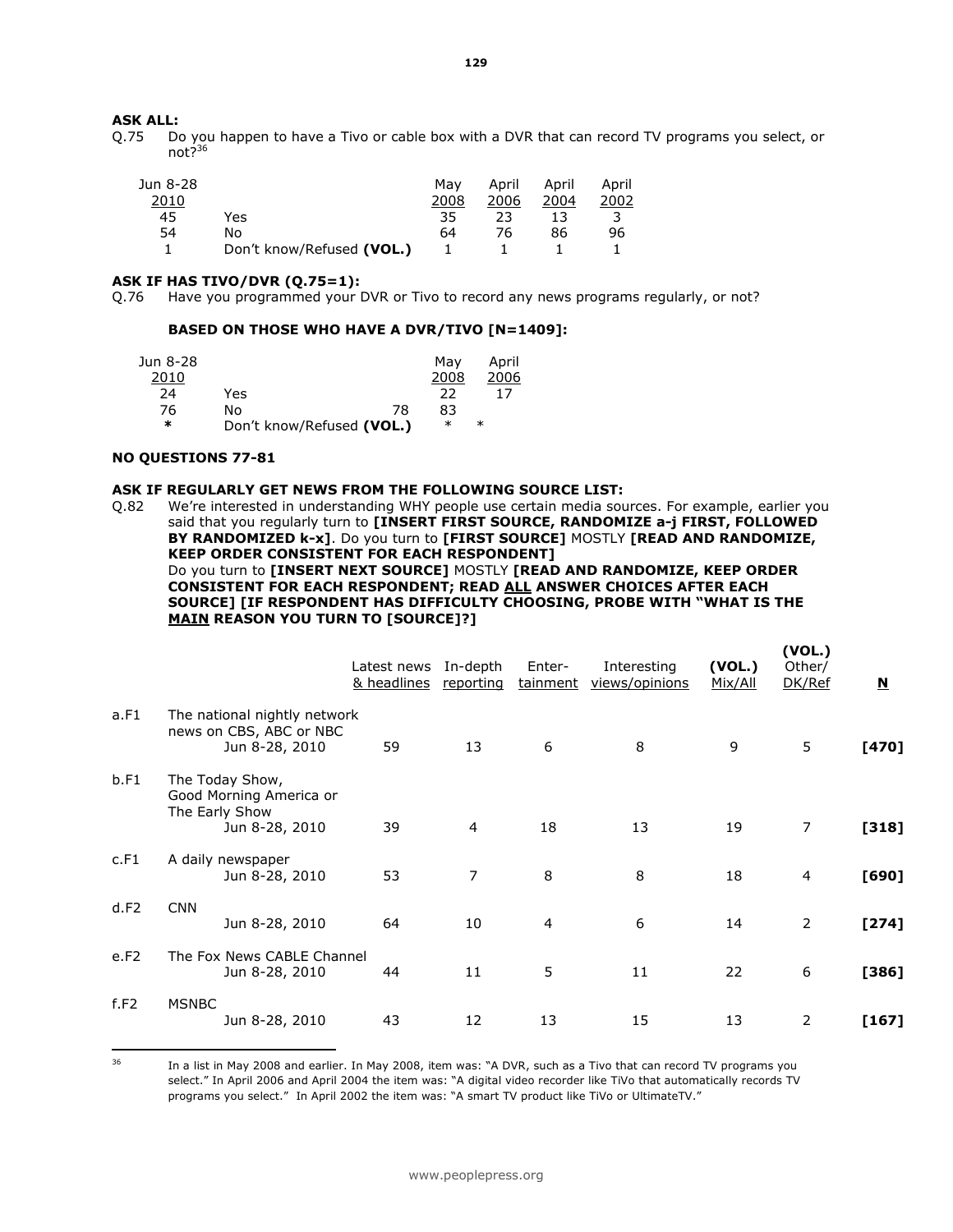**ASK ALL:**

Q.75 Do you happen to have a Tivo or cable box with a DVR that can record TV programs you select, or not?[36]

| Jun 8-28 2010 | | May 2008 | April 2006 | April 2004 | April 2002 |
|---|---|---|---|---|---|
| 45 | Yes | 35 | 23 | 13 | 3 |
| 54 | No | 64 | 76 | 86 | 96 |
| 1 | Don't know/Refused **(VOL.)** | 1 | 1 | 1 | 1 |

**ASK IF HAS TIVO/DVR (Q.75=1):**

Q.76 Have you programmed your DVR or Tivo to record any news programs regularly, or not?

**BASED ON THOSE WHO HAVE A DVR/TIVO [N=1409]:**

| Jun 8-28 2010 | | May 2008 | April 2006 |
|---|---|---|---|
| 24 | Yes | 22 | 17 |
| 76 | No | 78 | 83 |
| * | Don't know/Refused **(VOL.)** | * | * |

**NO QUESTIONS 77-81**

**ASK IF REGULARLY GET NEWS FROM THE FOLLOWING SOURCE LIST:**

Q.82 We're interested in understanding WHY people use certain media sources. For example, earlier you said that you regularly turn to **[INSERT FIRST SOURCE, RANDOMIZE a-j FIRST, FOLLOWED BY RANDOMIZED k-x]**. Do you turn to **[FIRST SOURCE]** MOSTLY **[READ AND RANDOMIZE, KEEP ORDER CONSISTENT FOR EACH RESPONDENT]**
Do you turn to **[INSERT NEXT SOURCE]** MOSTLY **[READ AND RANDOMIZE, KEEP ORDER CONSISTENT FOR EACH RESPONDENT; READ ALL ANSWER CHOICES AFTER EACH SOURCE] [IF RESPONDENT HAS DIFFICULTY CHOOSING, PROBE WITH "WHAT IS THE MAIN REASON YOU TURN TO [SOURCE]?]**

| | | Latest news & headlines | In-depth reporting | Enter-tainment | Interesting views/opinions | **(VOL.)** Mix/All | **(VOL.)** Other/ DK/Ref | **N** |
|---|---|---|---|---|---|---|---|---|
| a.F1 | The national nightly network news on CBS, ABC or NBC Jun 8-28, 2010 | 59 | 13 | 6 | 8 | 9 | 5 | **[470]** |
| b.F1 | The Today Show, Good Morning America or The Early Show Jun 8-28, 2010 | 39 | 4 | 18 | 13 | 19 | 7 | **[318]** |
| c.F1 | A daily newspaper Jun 8-28, 2010 | 53 | 7 | 8 | 8 | 18 | 4 | **[690]** |
| d.F2 | CNN Jun 8-28, 2010 | 64 | 10 | 4 | 6 | 14 | 2 | **[274]** |
| e.F2 | The Fox News CABLE Channel Jun 8-28, 2010 | 44 | 11 | 5 | 11 | 22 | 6 | **[386]** |
| f.F2 | MSNBC Jun 8-28, 2010 | 43 | 12 | 13 | 15 | 13 | 2 | **[167]** |

[36] In a list in May 2008 and earlier. In May 2008, item was: "A DVR, such as a Tivo that can record TV programs you select." In April 2006 and April 2004 the item was: "A digital video recorder like TiVo that automatically records TV programs you select." In April 2002 the item was: "A smart TV product like TiVo or UltimateTV."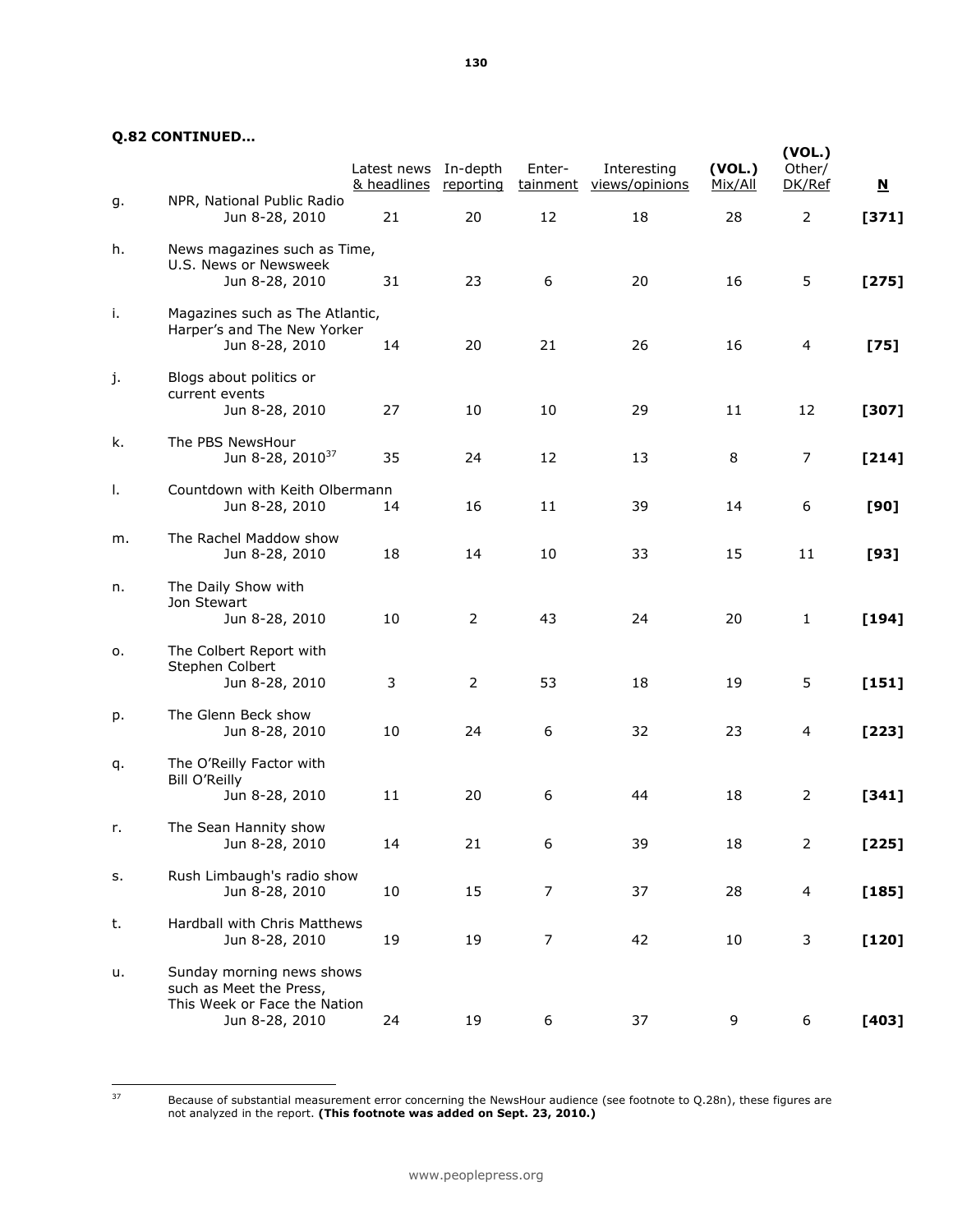**Q.82 CONTINUED…**

| | | Latest news & headlines | In-depth reporting | Enter-tainment | Interesting views/opinions | (VOL.) Mix/All | (VOL.) Other/ DK/Ref | N |
|---|---|---|---|---|---|---|---|---|
| g. | NPR, National Public Radio | | | | | | | |
| | Jun 8-28, 2010 | 21 | 20 | 12 | 18 | 28 | 2 | [371] |
| h. | News magazines such as Time, U.S. News or Newsweek | | | | | | | |
| | Jun 8-28, 2010 | 31 | 23 | 6 | 20 | 16 | 5 | [275] |
| i. | Magazines such as The Atlantic, Harper's and The New Yorker | | | | | | | |
| | Jun 8-28, 2010 | 14 | 20 | 21 | 26 | 16 | 4 | [75] |
| j. | Blogs about politics or current events | | | | | | | |
| | Jun 8-28, 2010 | 27 | 10 | 10 | 29 | 11 | 12 | [307] |
| k. | The PBS NewsHour | | | | | | | |
| | Jun 8-28, 2010[37] | 35 | 24 | 12 | 13 | 8 | 7 | [214] |
| l. | Countdown with Keith Olbermann | | | | | | | |
| | Jun 8-28, 2010 | 14 | 16 | 11 | 39 | 14 | 6 | [90] |
| m. | The Rachel Maddow show | | | | | | | |
| | Jun 8-28, 2010 | 18 | 14 | 10 | 33 | 15 | 11 | [93] |
| n. | The Daily Show with Jon Stewart | | | | | | | |
| | Jun 8-28, 2010 | 10 | 2 | 43 | 24 | 20 | 1 | [194] |
| o. | The Colbert Report with Stephen Colbert | | | | | | | |
| | Jun 8-28, 2010 | 3 | 2 | 53 | 18 | 19 | 5 | [151] |
| p. | The Glenn Beck show | | | | | | | |
| | Jun 8-28, 2010 | 10 | 24 | 6 | 32 | 23 | 4 | [223] |
| q. | The O'Reilly Factor with Bill O'Reilly | | | | | | | |
| | Jun 8-28, 2010 | 11 | 20 | 6 | 44 | 18 | 2 | [341] |
| r. | The Sean Hannity show | | | | | | | |
| | Jun 8-28, 2010 | 14 | 21 | 6 | 39 | 18 | 2 | [225] |
| s. | Rush Limbaugh's radio show | | | | | | | |
| | Jun 8-28, 2010 | 10 | 15 | 7 | 37 | 28 | 4 | [185] |
| t. | Hardball with Chris Matthews | | | | | | | |
| | Jun 8-28, 2010 | 19 | 19 | 7 | 42 | 10 | 3 | [120] |
| u. | Sunday morning news shows such as Meet the Press, This Week or Face the Nation | | | | | | | |
| | Jun 8-28, 2010 | 24 | 19 | 6 | 37 | 9 | 6 | [403] |

[37] Because of substantial measurement error concerning the NewsHour audience (see footnote to Q.28n), these figures are not analyzed in the report. **(This footnote was added on Sept. 23, 2010.)**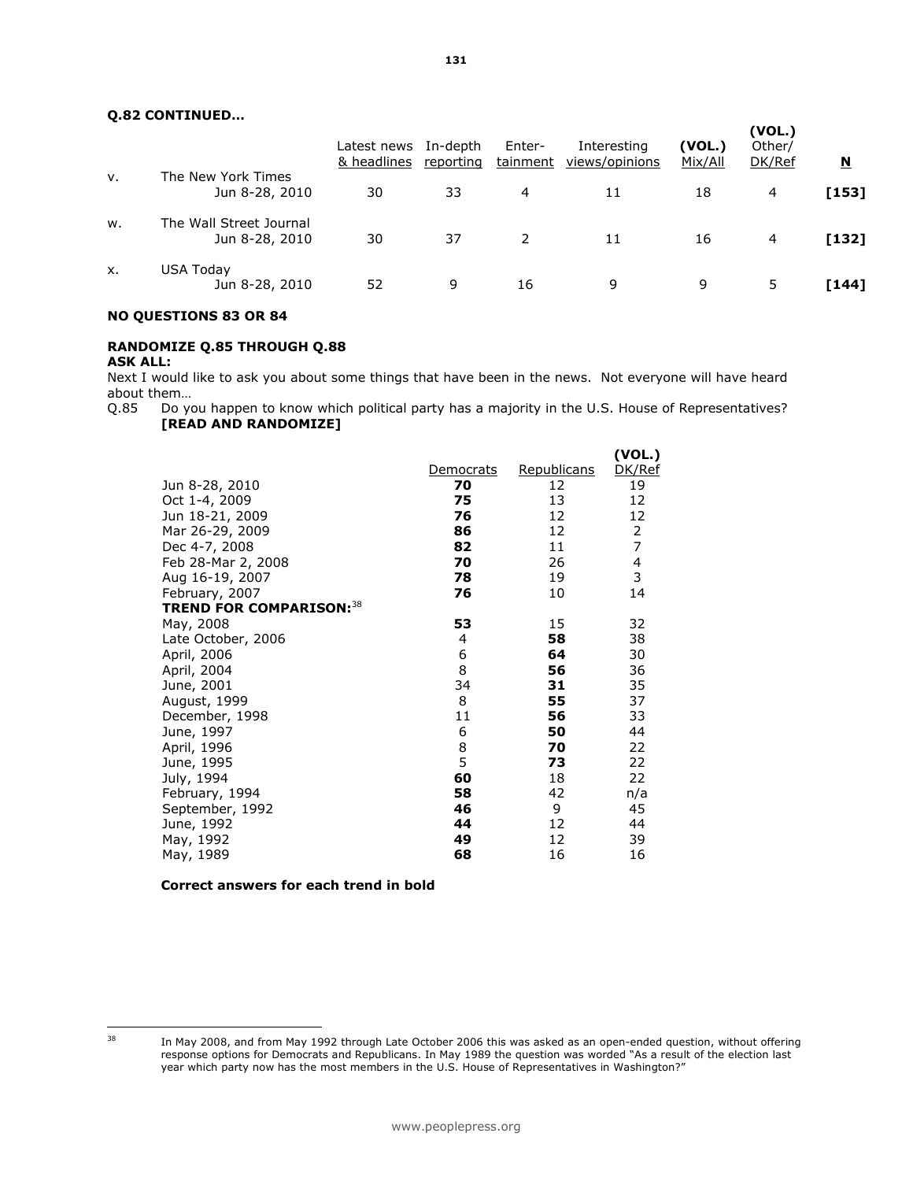**Q.82 CONTINUED…**

| | | Latest news & headlines | In-depth reporting | Enter-tainment | Interesting views/opinions | (VOL.) Mix/All | (VOL.) Other/ DK/Ref | N |
|---|---|---|---|---|---|---|---|---|
| v. | The New York Times | | | | | | | |
| | Jun 8-28, 2010 | 30 | 33 | 4 | 11 | 18 | 4 | [153] |
| w. | The Wall Street Journal | | | | | | | |
| | Jun 8-28, 2010 | 30 | 37 | 2 | 11 | 16 | 4 | [132] |
| x. | USA Today | | | | | | | |
| | Jun 8-28, 2010 | 52 | 9 | 16 | 9 | 9 | 5 | [144] |

**NO QUESTIONS 83 OR 84**

**RANDOMIZE Q.85 THROUGH Q.88**
**ASK ALL:**
Next I would like to ask you about some things that have been in the news. Not everyone will have heard about them…

Q.85 Do you happen to know which political party has a majority in the U.S. House of Representatives? **[READ AND RANDOMIZE]**

| | Democrats | Republicans | (VOL.) DK/Ref |
|---|---|---|---|
| Jun 8-28, 2010 | **70** | 12 | 19 |
| Oct 1-4, 2009 | **75** | 13 | 12 |
| Jun 18-21, 2009 | **76** | 12 | 12 |
| Mar 26-29, 2009 | **86** | 12 | 2 |
| Dec 4-7, 2008 | **82** | 11 | 7 |
| Feb 28-Mar 2, 2008 | **70** | 26 | 4 |
| Aug 16-19, 2007 | **78** | 19 | 3 |
| February, 2007 | **76** | 10 | 14 |
| **TREND FOR COMPARISON:**[38] | | | |
| May, 2008 | **53** | 15 | 32 |
| Late October, 2006 | 4 | **58** | 38 |
| April, 2006 | 6 | **64** | 30 |
| April, 2004 | 8 | **56** | 36 |
| June, 2001 | 34 | **31** | 35 |
| August, 1999 | 8 | **55** | 37 |
| December, 1998 | 11 | **56** | 33 |
| June, 1997 | 6 | **50** | 44 |
| April, 1996 | 8 | **70** | 22 |
| June, 1995 | 5 | **73** | 22 |
| July, 1994 | **60** | 18 | 22 |
| February, 1994 | **58** | 42 | n/a |
| September, 1992 | **46** | 9 | 45 |
| June, 1992 | **44** | 12 | 44 |
| May, 1992 | **49** | 12 | 39 |
| May, 1989 | **68** | 16 | 16 |

**Correct answers for each trend in bold**

[38] In May 2008, and from May 1992 through Late October 2006 this was asked as an open-ended question, without offering response options for Democrats and Republicans. In May 1989 the question was worded "As a result of the election last year which party now has the most members in the U.S. House of Representatives in Washington?"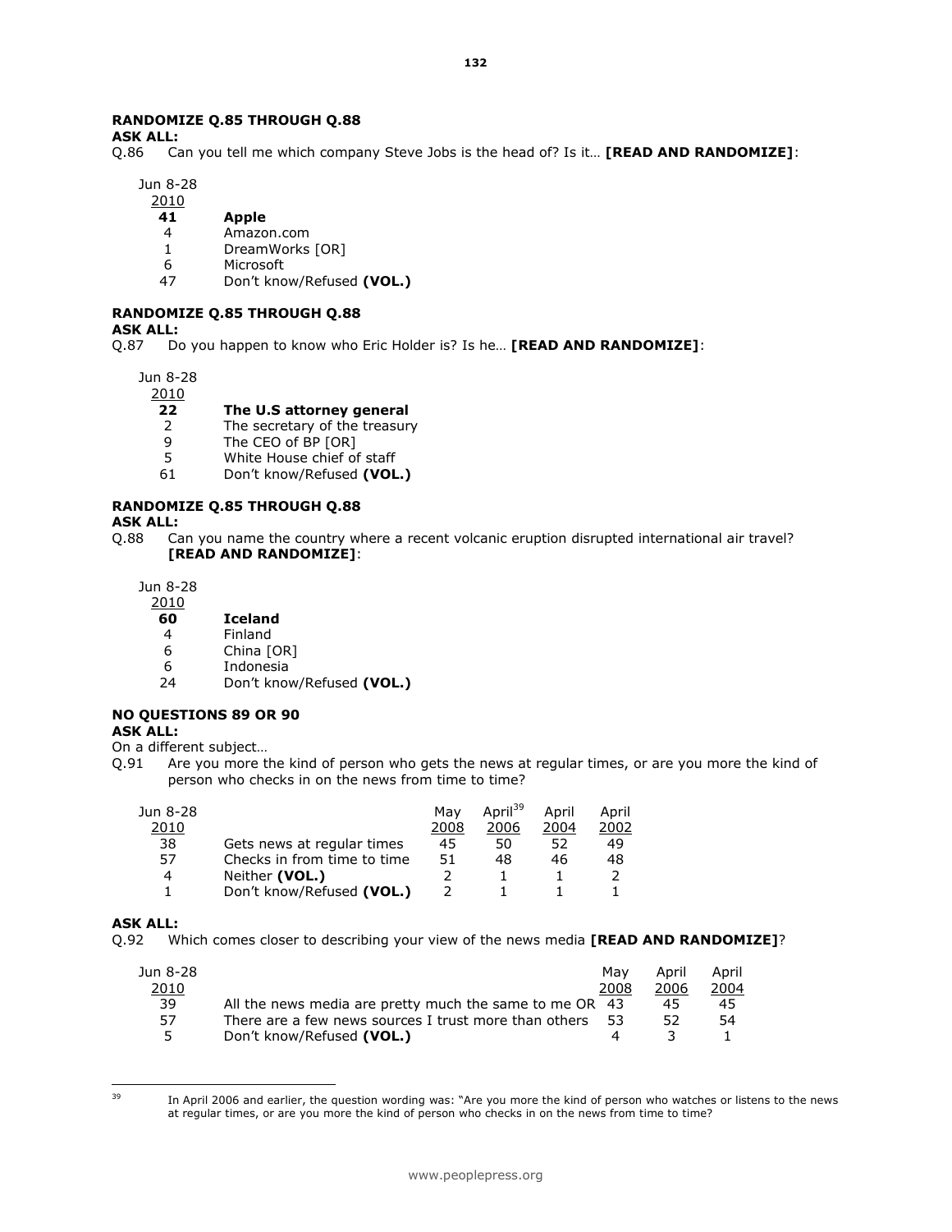**RANDOMIZE Q.85 THROUGH Q.88**

**ASK ALL:**

Q.86 Can you tell me which company Steve Jobs is the head of? Is it… **[READ AND RANDOMIZE]**:

| Jun 8-28 2010 | |
|---|---|
| **41** | **Apple** |
| 4 | Amazon.com |
| 1 | DreamWorks [OR] |
| 6 | Microsoft |
| 47 | Don't know/Refused **(VOL.)** |

**RANDOMIZE Q.85 THROUGH Q.88**

**ASK ALL:**

Q.87 Do you happen to know who Eric Holder is? Is he… **[READ AND RANDOMIZE]**:

| Jun 8-28 2010 | |
|---|---|
| **22** | **The U.S attorney general** |
| 2 | The secretary of the treasury |
| 9 | The CEO of BP [OR] |
| 5 | White House chief of staff |
| 61 | Don't know/Refused **(VOL.)** |

**RANDOMIZE Q.85 THROUGH Q.88**

**ASK ALL:**

Q.88 Can you name the country where a recent volcanic eruption disrupted international air travel? **[READ AND RANDOMIZE]**:

| Jun 8-28 2010 | |
|---|---|
| **60** | **Iceland** |
| 4 | Finland |
| 6 | China [OR] |
| 6 | Indonesia |
| 24 | Don't know/Refused **(VOL.)** |

**NO QUESTIONS 89 OR 90**

**ASK ALL:**

On a different subject…

Q.91 Are you more the kind of person who gets the news at regular times, or are you more the kind of person who checks in on the news from time to time?

| Jun 8-28 2010 | | May 2008 | April[39] 2006 | April 2004 | April 2002 |
|---|---|---|---|---|---|
| 38 | Gets news at regular times | 45 | 50 | 52 | 49 |
| 57 | Checks in from time to time | 51 | 48 | 46 | 48 |
| 4 | Neither **(VOL.)** | 2 | 1 | 1 | 2 |
| 1 | Don't know/Refused **(VOL.)** | 2 | 1 | 1 | 1 |

**ASK ALL:**

Q.92 Which comes closer to describing your view of the news media **[READ AND RANDOMIZE]**?

| Jun 8-28 2010 | | May 2008 | April 2006 | April 2004 |
|---|---|---|---|---|
| 39 | All the news media are pretty much the same to me OR | 43 | 45 | 45 |
| 57 | There are a few news sources I trust more than others | 53 | 52 | 54 |
| 5 | Don't know/Refused **(VOL.)** | 4 | 3 | 1 |

---

[39] In April 2006 and earlier, the question wording was: "Are you more the kind of person who watches or listens to the news at regular times, or are you more the kind of person who checks in on the news from time to time?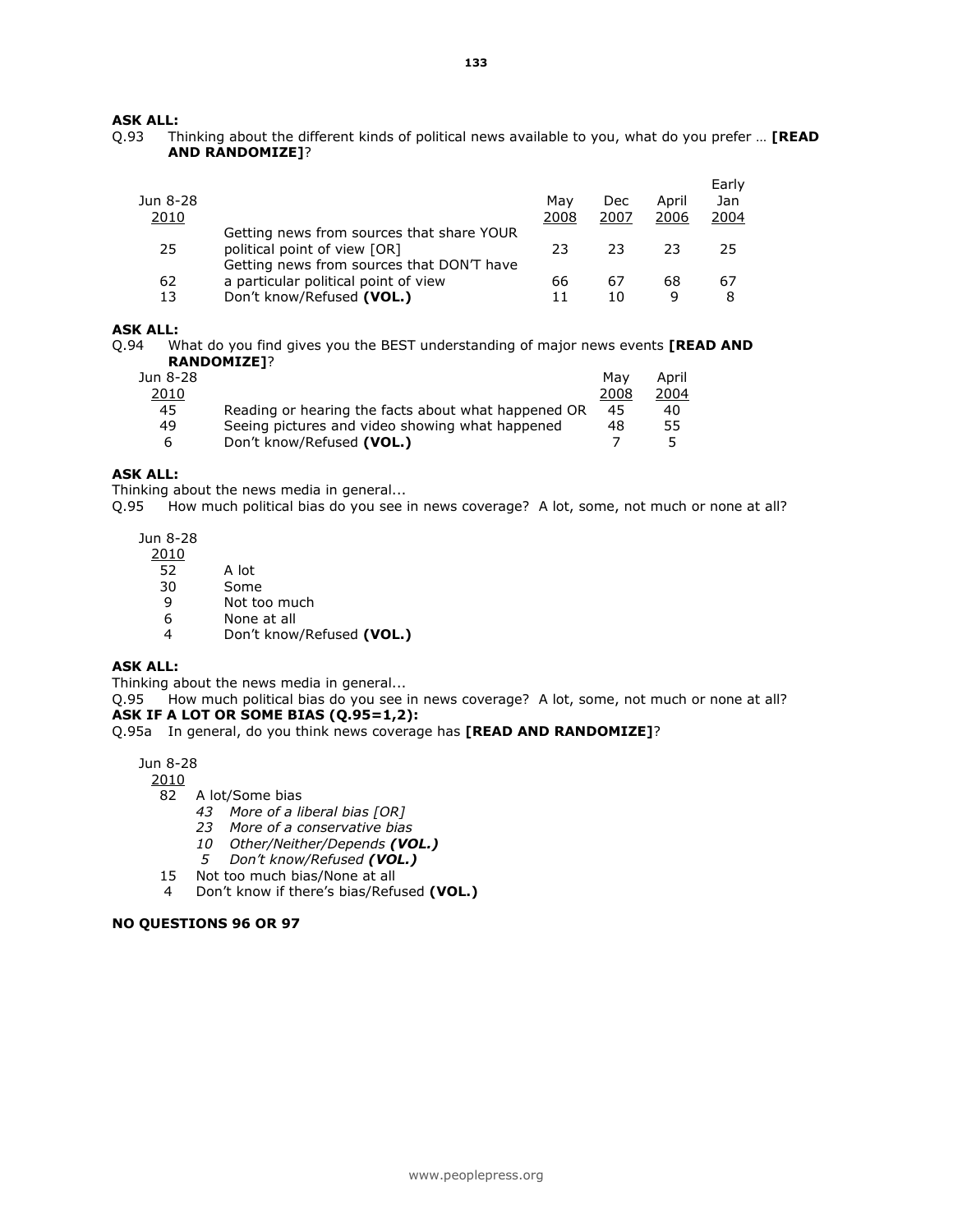**ASK ALL:**

Q.93 Thinking about the different kinds of political news available to you, what do you prefer … **[READ AND RANDOMIZE]**?

| Jun 8-28 2010 | | May 2008 | Dec 2007 | April 2006 | Early Jan 2004 |
|---|---|---|---|---|---|
| 25 | Getting news from sources that share YOUR political point of view [OR] | 23 | 23 | 23 | 25 |
| 62 | Getting news from sources that DON'T have a particular political point of view | 66 | 67 | 68 | 67 |
| 13 | Don't know/Refused **(VOL.)** | 11 | 10 | 9 | 8 |

**ASK ALL:**

Q.94 What do you find gives you the BEST understanding of major news events **[READ AND RANDOMIZE]**?

| Jun 8-28 2010 | | May 2008 | April 2004 |
|---|---|---|---|
| 45 | Reading or hearing the facts about what happened OR | 45 | 40 |
| 49 | Seeing pictures and video showing what happened | 48 | 55 |
| 6 | Don't know/Refused **(VOL.)** | 7 | 5 |

**ASK ALL:**

Thinking about the news media in general...

Q.95 How much political bias do you see in news coverage? A lot, some, not much or none at all?

| Jun 8-28 2010 | |
|---|---|
| 52 | A lot |
| 30 | Some |
| 9 | Not too much |
| 6 | None at all |
| 4 | Don't know/Refused **(VOL.)** |

**ASK ALL:**

Thinking about the news media in general...

Q.95 How much political bias do you see in news coverage? A lot, some, not much or none at all?

**ASK IF A LOT OR SOME BIAS (Q.95=1,2):**

Q.95a In general, do you think news coverage has **[READ AND RANDOMIZE]**?

| Jun 8-28 2010 | |
|---|---|
| 82 | A lot/Some bias |
| *43* | *More of a liberal bias [OR]* |
| *23* | *More of a conservative bias* |
| *10* | *Other/Neither/Depends* ***(VOL.)*** |
| *5* | *Don't know/Refused* ***(VOL.)*** |
| 15 | Not too much bias/None at all |
| 4 | Don't know if there's bias/Refused **(VOL.)** |

**NO QUESTIONS 96 OR 97**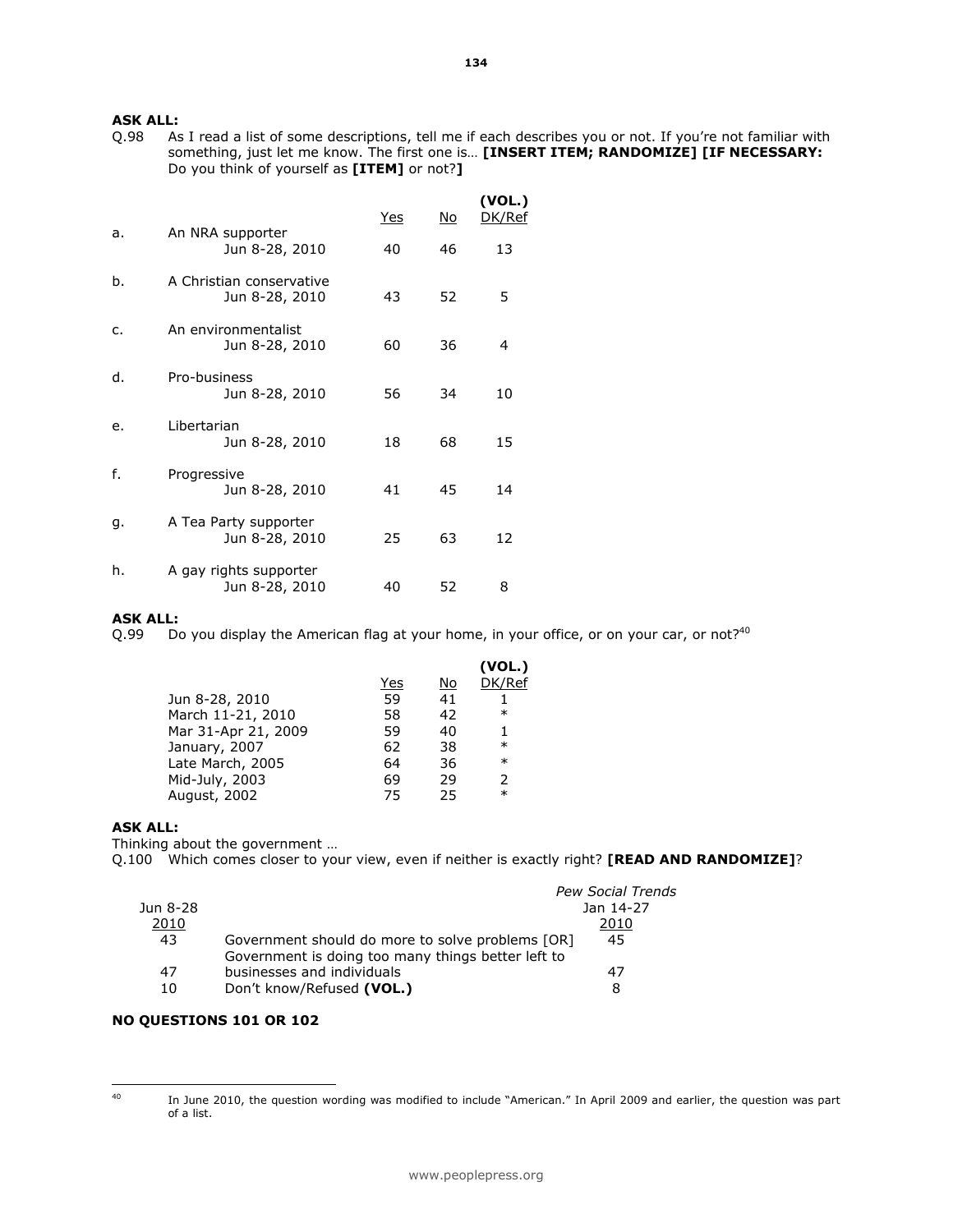**ASK ALL:**

Q.98 As I read a list of some descriptions, tell me if each describes you or not. If you're not familiar with something, just let me know. The first one is… **[INSERT ITEM; RANDOMIZE] [IF NECESSARY:** Do you think of yourself as **[ITEM]** or not?**]**

| | | Yes | No | (VOL.) DK/Ref |
|---|---|---|---|---|
| a. | An NRA supporter | | | |
| | Jun 8-28, 2010 | 40 | 46 | 13 |
| b. | A Christian conservative | | | |
| | Jun 8-28, 2010 | 43 | 52 | 5 |
| c. | An environmentalist | | | |
| | Jun 8-28, 2010 | 60 | 36 | 4 |
| d. | Pro-business | | | |
| | Jun 8-28, 2010 | 56 | 34 | 10 |
| e. | Libertarian | | | |
| | Jun 8-28, 2010 | 18 | 68 | 15 |
| f. | Progressive | | | |
| | Jun 8-28, 2010 | 41 | 45 | 14 |
| g. | A Tea Party supporter | | | |
| | Jun 8-28, 2010 | 25 | 63 | 12 |
| h. | A gay rights supporter | | | |
| | Jun 8-28, 2010 | 40 | 52 | 8 |

**ASK ALL:**

Q.99 Do you display the American flag at your home, in your office, or on your car, or not?[40]

| | Yes | No | (VOL.) DK/Ref |
|---|---|---|---|
| Jun 8-28, 2010 | 59 | 41 | 1 |
| March 11-21, 2010 | 58 | 42 | * |
| Mar 31-Apr 21, 2009 | 59 | 40 | 1 |
| January, 2007 | 62 | 38 | * |
| Late March, 2005 | 64 | 36 | * |
| Mid-July, 2003 | 69 | 29 | 2 |
| August, 2002 | 75 | 25 | * |

**ASK ALL:**

Thinking about the government …

Q.100 Which comes closer to your view, even if neither is exactly right? **[READ AND RANDOMIZE]**?

| Jun 8-28 2010 | | *Pew Social Trends* Jan 14-27 2010 |
|---|---|---|
| 43 | Government should do more to solve problems [OR] | 45 |
| 47 | Government is doing too many things better left to businesses and individuals | 47 |
| 10 | Don't know/Refused **(VOL.)** | 8 |

**NO QUESTIONS 101 OR 102**

---

[40] In June 2010, the question wording was modified to include "American." In April 2009 and earlier, the question was part of a list.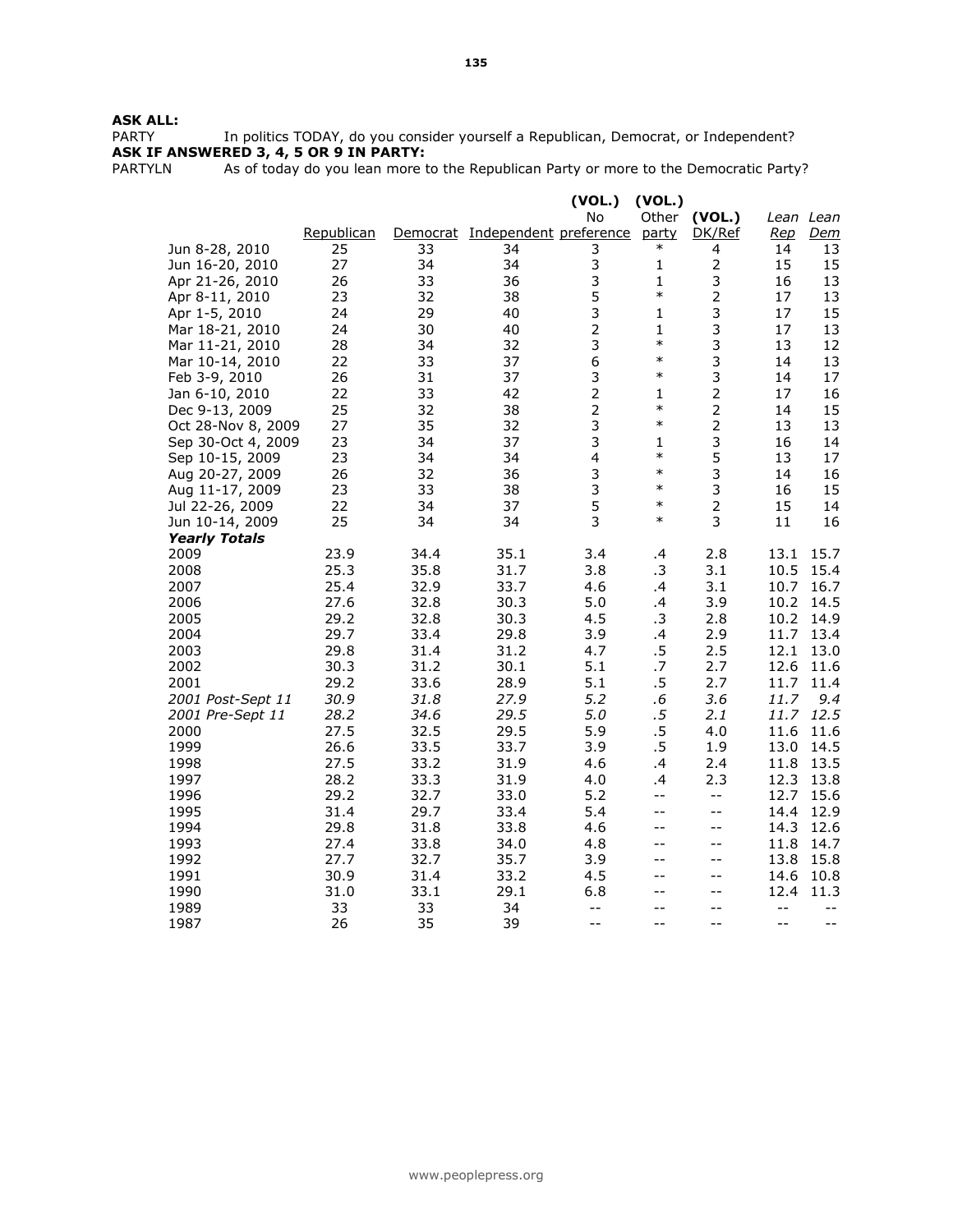**ASK ALL:**
PARTY In politics TODAY, do you consider yourself a Republican, Democrat, or Independent?
**ASK IF ANSWERED 3, 4, 5 OR 9 IN PARTY:**
PARTYLN As of today do you lean more to the Republican Party or more to the Democratic Party?

| | Republican | Democrat | Independent | (VOL.) No preference | (VOL.) Other party | (VOL.) DK/Ref | *Lean Rep* | *Lean Dem* |
|---|---|---|---|---|---|---|---|---|
| Jun 8-28, 2010 | 25 | 33 | 34 | 3 | * | 4 | 14 | 13 |
| Jun 16-20, 2010 | 27 | 34 | 34 | 3 | 1 | 2 | 15 | 15 |
| Apr 21-26, 2010 | 26 | 33 | 36 | 3 | 1 | 3 | 16 | 13 |
| Apr 8-11, 2010 | 23 | 32 | 38 | 5 | * | 2 | 17 | 13 |
| Apr 1-5, 2010 | 24 | 29 | 40 | 3 | 1 | 3 | 17 | 15 |
| Mar 18-21, 2010 | 24 | 30 | 40 | 2 | 1 | 3 | 17 | 13 |
| Mar 11-21, 2010 | 28 | 34 | 32 | 3 | * | 3 | 13 | 12 |
| Mar 10-14, 2010 | 22 | 33 | 37 | 6 | * | 3 | 14 | 13 |
| Feb 3-9, 2010 | 26 | 31 | 37 | 3 | * | 3 | 14 | 17 |
| Jan 6-10, 2010 | 22 | 33 | 42 | 2 | 1 | 2 | 17 | 16 |
| Dec 9-13, 2009 | 25 | 32 | 38 | 2 | * | 2 | 14 | 15 |
| Oct 28-Nov 8, 2009 | 27 | 35 | 32 | 3 | * | 2 | 13 | 13 |
| Sep 30-Oct 4, 2009 | 23 | 34 | 37 | 3 | 1 | 3 | 16 | 14 |
| Sep 10-15, 2009 | 23 | 34 | 34 | 4 | * | 5 | 13 | 17 |
| Aug 20-27, 2009 | 26 | 32 | 36 | 3 | * | 3 | 14 | 16 |
| Aug 11-17, 2009 | 23 | 33 | 38 | 3 | * | 3 | 16 | 15 |
| Jul 22-26, 2009 | 22 | 34 | 37 | 5 | * | 2 | 15 | 14 |
| Jun 10-14, 2009 | 25 | 34 | 34 | 3 | * | 3 | 11 | 16 |
| ***Yearly Totals*** | | | | | | | | |
| 2009 | 23.9 | 34.4 | 35.1 | 3.4 | .4 | 2.8 | 13.1 | 15.7 |
| 2008 | 25.3 | 35.8 | 31.7 | 3.8 | .3 | 3.1 | 10.5 | 15.4 |
| 2007 | 25.4 | 32.9 | 33.7 | 4.6 | .4 | 3.1 | 10.7 | 16.7 |
| 2006 | 27.6 | 32.8 | 30.3 | 5.0 | .4 | 3.9 | 10.2 | 14.5 |
| 2005 | 29.2 | 32.8 | 30.3 | 4.5 | .3 | 2.8 | 10.2 | 14.9 |
| 2004 | 29.7 | 33.4 | 29.8 | 3.9 | .4 | 2.9 | 11.7 | 13.4 |
| 2003 | 29.8 | 31.4 | 31.2 | 4.7 | .5 | 2.5 | 12.1 | 13.0 |
| 2002 | 30.3 | 31.2 | 30.1 | 5.1 | .7 | 2.7 | 12.6 | 11.6 |
| 2001 | 29.2 | 33.6 | 28.9 | 5.1 | .5 | 2.7 | 11.7 | 11.4 |
| *2001 Post-Sept 11* | *30.9* | *31.8* | *27.9* | *5.2* | *.6* | *3.6* | *11.7* | *9.4* |
| *2001 Pre-Sept 11* | *28.2* | *34.6* | *29.5* | *5.0* | *.5* | *2.1* | *11.7* | *12.5* |
| 2000 | 27.5 | 32.5 | 29.5 | 5.9 | .5 | 4.0 | 11.6 | 11.6 |
| 1999 | 26.6 | 33.5 | 33.7 | 3.9 | .5 | 1.9 | 13.0 | 14.5 |
| 1998 | 27.5 | 33.2 | 31.9 | 4.6 | .4 | 2.4 | 11.8 | 13.5 |
| 1997 | 28.2 | 33.3 | 31.9 | 4.0 | .4 | 2.3 | 12.3 | 13.8 |
| 1996 | 29.2 | 32.7 | 33.0 | 5.2 | -- | -- | 12.7 | 15.6 |
| 1995 | 31.4 | 29.7 | 33.4 | 5.4 | -- | -- | 14.4 | 12.9 |
| 1994 | 29.8 | 31.8 | 33.8 | 4.6 | -- | -- | 14.3 | 12.6 |
| 1993 | 27.4 | 33.8 | 34.0 | 4.8 | -- | -- | 11.8 | 14.7 |
| 1992 | 27.7 | 32.7 | 35.7 | 3.9 | -- | -- | 13.8 | 15.8 |
| 1991 | 30.9 | 31.4 | 33.2 | 4.5 | -- | -- | 14.6 | 10.8 |
| 1990 | 31.0 | 33.1 | 29.1 | 6.8 | -- | -- | 12.4 | 11.3 |
| 1989 | 33 | 33 | 34 | -- | -- | -- | -- | -- |
| 1987 | 26 | 35 | 39 | -- | -- | -- | -- | -- |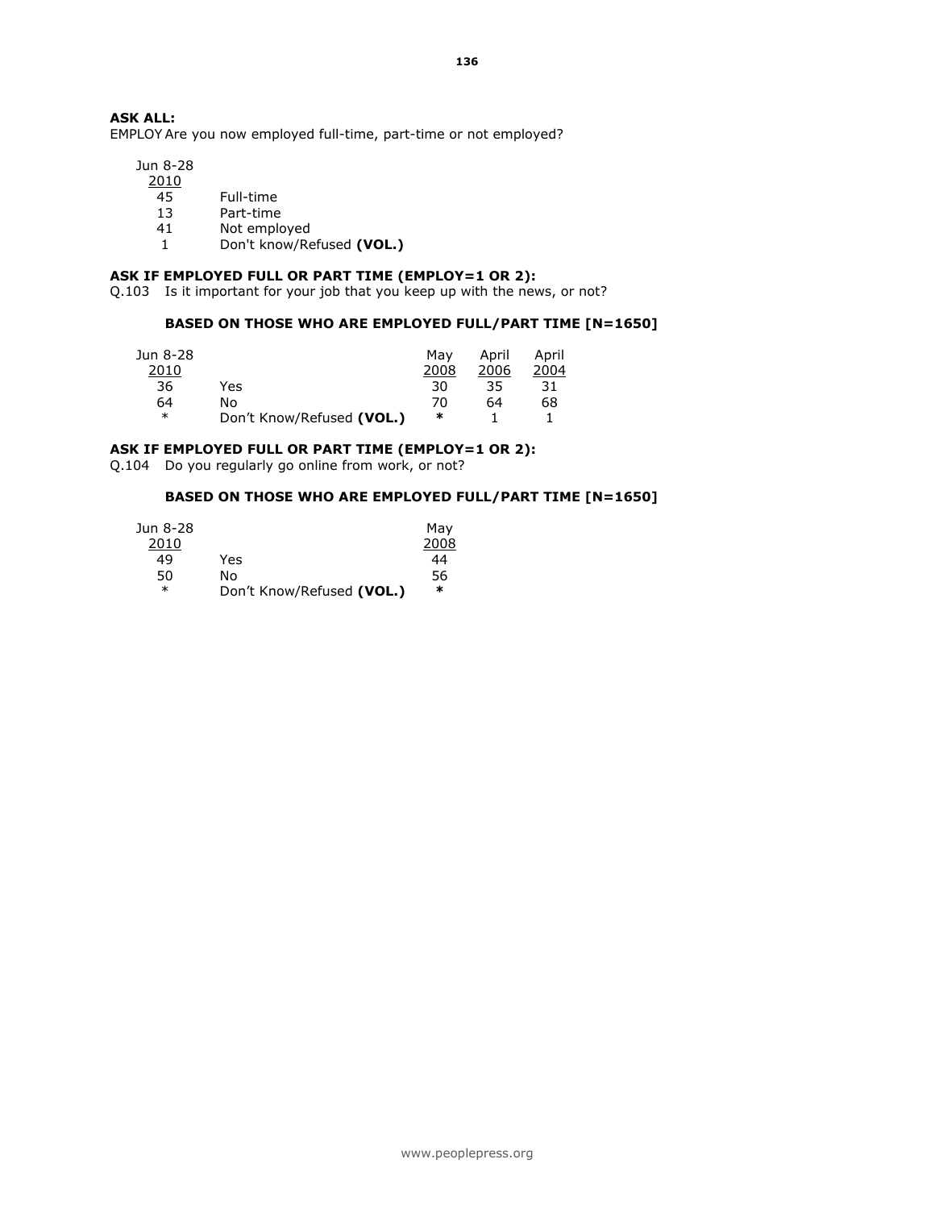**ASK ALL:**

EMPLOY Are you now employed full-time, part-time or not employed?

| Jun 8-28 2010 | |
|---|---|
| 45 | Full-time |
| 13 | Part-time |
| 41 | Not employed |
| 1 | Don't know/Refused **(VOL.)** |

**ASK IF EMPLOYED FULL OR PART TIME (EMPLOY=1 OR 2):**

Q.103 Is it important for your job that you keep up with the news, or not?

**BASED ON THOSE WHO ARE EMPLOYED FULL/PART TIME [N=1650]**

| Jun 8-28 2010 | | May 2008 | April 2006 | April 2004 |
|---|---|---|---|---|
| 36 | Yes | 30 | 35 | 31 |
| 64 | No | 70 | 64 | 68 |
| * | Don't Know/Refused **(VOL.)** | * | 1 | 1 |

**ASK IF EMPLOYED FULL OR PART TIME (EMPLOY=1 OR 2):**

Q.104 Do you regularly go online from work, or not?

**BASED ON THOSE WHO ARE EMPLOYED FULL/PART TIME [N=1650]**

| Jun 8-28 2010 | | May 2008 |
|---|---|---|
| 49 | Yes | 44 |
| 50 | No | 56 |
| * | Don't Know/Refused **(VOL.)** | * |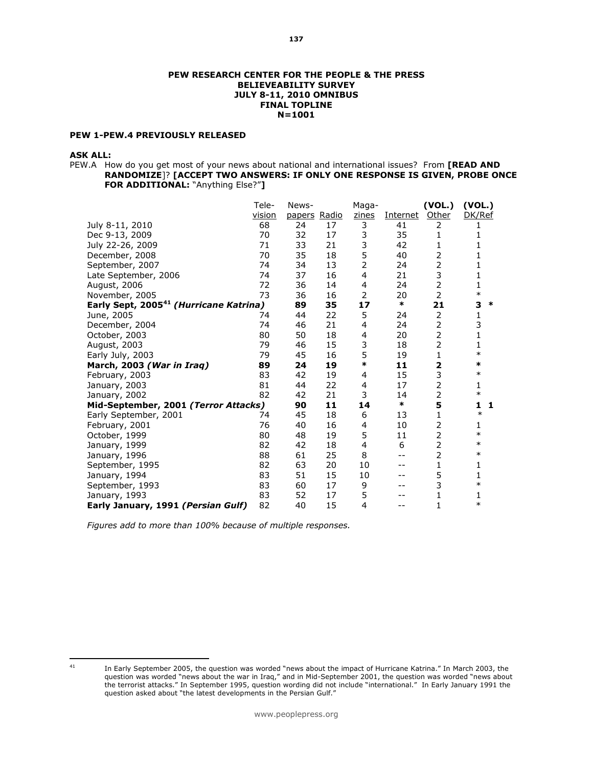**PEW RESEARCH CENTER FOR THE PEOPLE & THE PRESS**
**BELIEVEABILITY SURVEY**
**JULY 8-11, 2010 OMNIBUS**
**FINAL TOPLINE**
**N=1001**

**PEW 1-PEW.4 PREVIOUSLY RELEASED**

**ASK ALL:**

PEW.A How do you get most of your news about national and international issues? From **[READ AND RANDOMIZE**]? **[ACCEPT TWO ANSWERS: IF ONLY ONE RESPONSE IS GIVEN, PROBE ONCE FOR ADDITIONAL:** "Anything Else?"**]**

| | Television | Newspapers | Radio | Magazines | Internet | (VOL.) Other | (VOL.) DK/Ref |
|---|---|---|---|---|---|---|---|
| July 8-11, 2010 | 68 | 24 | 17 | 3 | 41 | 2 | 1 |
| Dec 9-13, 2009 | 70 | 32 | 17 | 3 | 35 | 1 | 1 |
| July 22-26, 2009 | 71 | 33 | 21 | 3 | 42 | 1 | 1 |
| December, 2008 | 70 | 35 | 18 | 5 | 40 | 2 | 1 |
| September, 2007 | 74 | 34 | 13 | 2 | 24 | 2 | 1 |
| Late September, 2006 | 74 | 37 | 16 | 4 | 21 | 3 | 1 |
| August, 2006 | 72 | 36 | 14 | 4 | 24 | 2 | 1 |
| November, 2005 | 73 | 36 | 16 | 2 | 20 | 2 | * |
| **Early Sept, 2005[41] *(Hurricane Katrina)*** | **89** | **35** | **17** | **\*** | **21** | **3** | **\*** |
| June, 2005 | 74 | 44 | 22 | 5 | 24 | 2 | 1 |
| December, 2004 | 74 | 46 | 21 | 4 | 24 | 2 | 3 |
| October, 2003 | 80 | 50 | 18 | 4 | 20 | 2 | 1 |
| August, 2003 | 79 | 46 | 15 | 3 | 18 | 2 | 1 |
| Early July, 2003 | 79 | 45 | 16 | 5 | 19 | 1 | * |
| **March, 2003 *(War in Iraq)*** | **89** | **24** | **19** | **\*** | **11** | **2** | **\*** |
| February, 2003 | 83 | 42 | 19 | 4 | 15 | 3 | * |
| January, 2003 | 81 | 44 | 22 | 4 | 17 | 2 | 1 |
| January, 2002 | 82 | 42 | 21 | 3 | 14 | 2 | * |
| **Mid-September, 2001 *(Terror Attacks)*** | **90** | **11** | **14** | **\*** | **5** | **1** | **1** |
| Early September, 2001 | 74 | 45 | 18 | 6 | 13 | 1 | * |
| February, 2001 | 76 | 40 | 16 | 4 | 10 | 2 | 1 |
| October, 1999 | 80 | 48 | 19 | 5 | 11 | 2 | * |
| January, 1999 | 82 | 42 | 18 | 4 | 6 | 2 | * |
| January, 1996 | 88 | 61 | 25 | 8 | -- | 2 | * |
| September, 1995 | 82 | 63 | 20 | 10 | -- | 1 | 1 |
| January, 1994 | 83 | 51 | 15 | 10 | -- | 5 | 1 |
| September, 1993 | 83 | 60 | 17 | 9 | -- | 3 | * |
| January, 1993 | 83 | 52 | 17 | 5 | -- | 1 | 1 |
| **Early January, 1991 *(Persian Gulf)*** | 82 | 40 | 15 | 4 | -- | 1 | * |

*Figures add to more than 100% because of multiple responses.*

[41] In Early September 2005, the question was worded "news about the impact of Hurricane Katrina." In March 2003, the question was worded "news about the war in Iraq," and in Mid-September 2001, the question was worded "news about the terrorist attacks." In September 1995, question wording did not include "international." In Early January 1991 the question asked about "the latest developments in the Persian Gulf."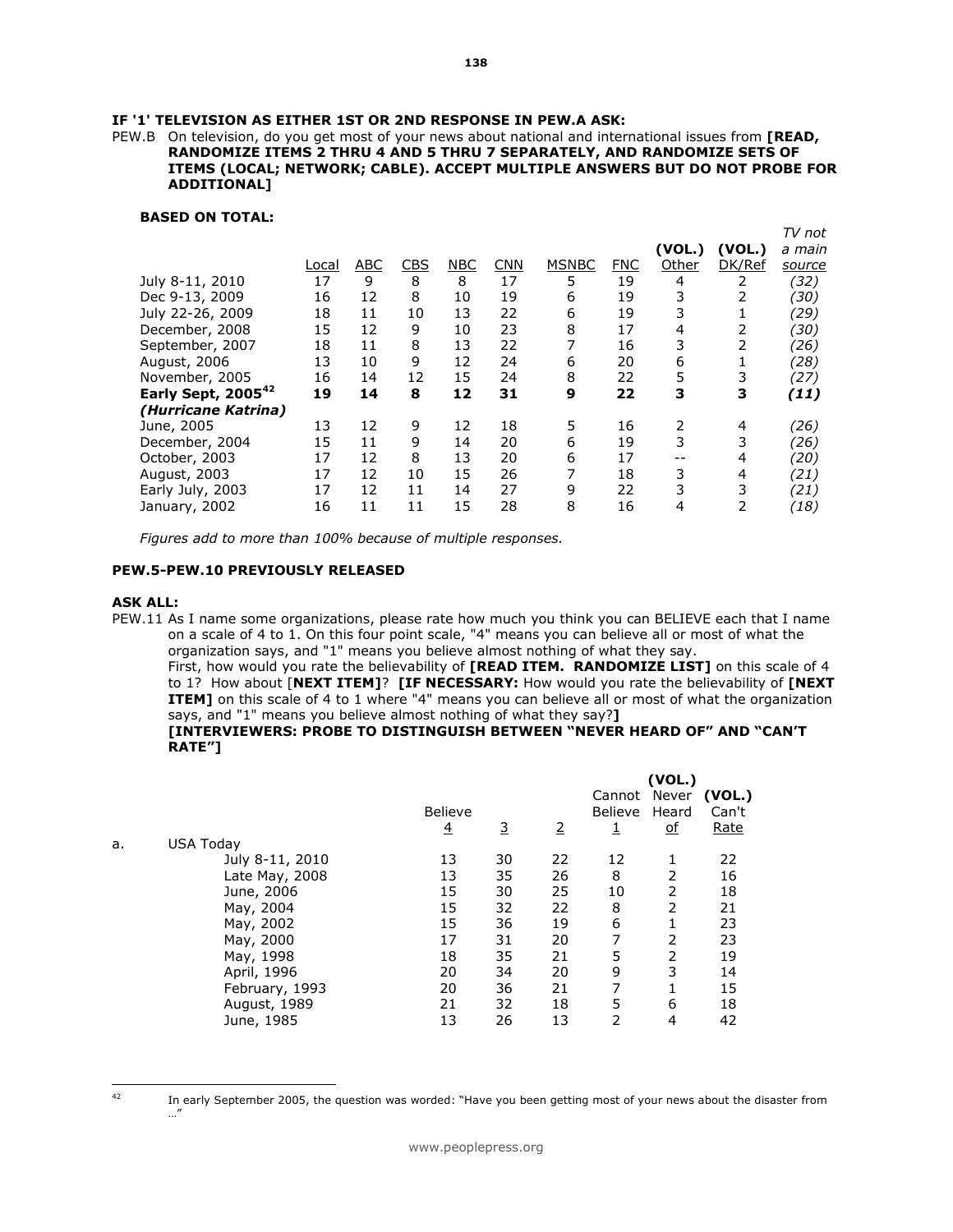**IF '1' TELEVISION AS EITHER 1ST OR 2ND RESPONSE IN PEW.A ASK:**

PEW.B On television, do you get most of your news about national and international issues from **[READ, RANDOMIZE ITEMS 2 THRU 4 AND 5 THRU 7 SEPARATELY, AND RANDOMIZE SETS OF ITEMS (LOCAL; NETWORK; CABLE). ACCEPT MULTIPLE ANSWERS BUT DO NOT PROBE FOR ADDITIONAL]**

**BASED ON TOTAL:**

| | Local | ABC | CBS | NBC | CNN | MSNBC | FNC | (VOL.) Other | (VOL.) DK/Ref | *TV not a main source* |
|---|---|---|---|---|---|---|---|---|---|---|
| July 8-11, 2010 | 17 | 9 | 8 | 8 | 17 | 5 | 19 | 4 | 2 | *(32)* |
| Dec 9-13, 2009 | 16 | 12 | 8 | 10 | 19 | 6 | 19 | 3 | 2 | *(30)* |
| July 22-26, 2009 | 18 | 11 | 10 | 13 | 22 | 6 | 19 | 3 | 1 | *(29)* |
| December, 2008 | 15 | 12 | 9 | 10 | 23 | 8 | 17 | 4 | 2 | *(30)* |
| September, 2007 | 18 | 11 | 8 | 13 | 22 | 7 | 16 | 3 | 2 | *(26)* |
| August, 2006 | 13 | 10 | 9 | 12 | 24 | 6 | 20 | 6 | 1 | *(28)* |
| November, 2005 | 16 | 14 | 12 | 15 | 24 | 8 | 22 | 5 | 3 | *(27)* |
| **Early Sept, 2005[42] *(Hurricane Katrina)*** | **19** | **14** | **8** | **12** | **31** | **9** | **22** | **3** | **3** | ***(11)*** |
| June, 2005 | 13 | 12 | 9 | 12 | 18 | 5 | 16 | 2 | 4 | *(26)* |
| December, 2004 | 15 | 11 | 9 | 14 | 20 | 6 | 19 | 3 | 3 | *(26)* |
| October, 2003 | 17 | 12 | 8 | 13 | 20 | 6 | 17 | -- | 4 | *(20)* |
| August, 2003 | 17 | 12 | 10 | 15 | 26 | 7 | 18 | 3 | 4 | *(21)* |
| Early July, 2003 | 17 | 12 | 11 | 14 | 27 | 9 | 22 | 3 | 3 | *(21)* |
| January, 2002 | 16 | 11 | 11 | 15 | 28 | 8 | 16 | 4 | 2 | *(18)* |

*Figures add to more than 100% because of multiple responses.*

**PEW.5-PEW.10 PREVIOUSLY RELEASED**

**ASK ALL:**

PEW.11 As I name some organizations, please rate how much you think you can BELIEVE each that I name on a scale of 4 to 1. On this four point scale, "4" means you can believe all or most of what the organization says, and "1" means you believe almost nothing of what they say.
First, how would you rate the believability of **[READ ITEM. RANDOMIZE LIST]** on this scale of 4 to 1? How about [**NEXT ITEM]**? **[IF NECESSARY:** How would you rate the believability of **[NEXT ITEM]** on this scale of 4 to 1 where "4" means you can believe all or most of what the organization says, and "1" means you believe almost nothing of what they say?**]**
**[INTERVIEWERS: PROBE TO DISTINGUISH BETWEEN "NEVER HEARD OF" AND "CAN'T RATE"]**

| | Believe 4 | 3 | 2 | Cannot Believe 1 | (VOL.) Never Heard of | (VOL.) Can't Rate |
|---|---|---|---|---|---|---|
| a. USA Today | | | | | | |
| July 8-11, 2010 | 13 | 30 | 22 | 12 | 1 | 22 |
| Late May, 2008 | 13 | 35 | 26 | 8 | 2 | 16 |
| June, 2006 | 15 | 30 | 25 | 10 | 2 | 18 |
| May, 2004 | 15 | 32 | 22 | 8 | 2 | 21 |
| May, 2002 | 15 | 36 | 19 | 6 | 1 | 23 |
| May, 2000 | 17 | 31 | 20 | 7 | 2 | 23 |
| May, 1998 | 18 | 35 | 21 | 5 | 2 | 19 |
| April, 1996 | 20 | 34 | 20 | 9 | 3 | 14 |
| February, 1993 | 20 | 36 | 21 | 7 | 1 | 15 |
| August, 1989 | 21 | 32 | 18 | 5 | 6 | 18 |
| June, 1985 | 13 | 26 | 13 | 2 | 4 | 42 |

[42] In early September 2005, the question was worded: "Have you been getting most of your news about the disaster from …"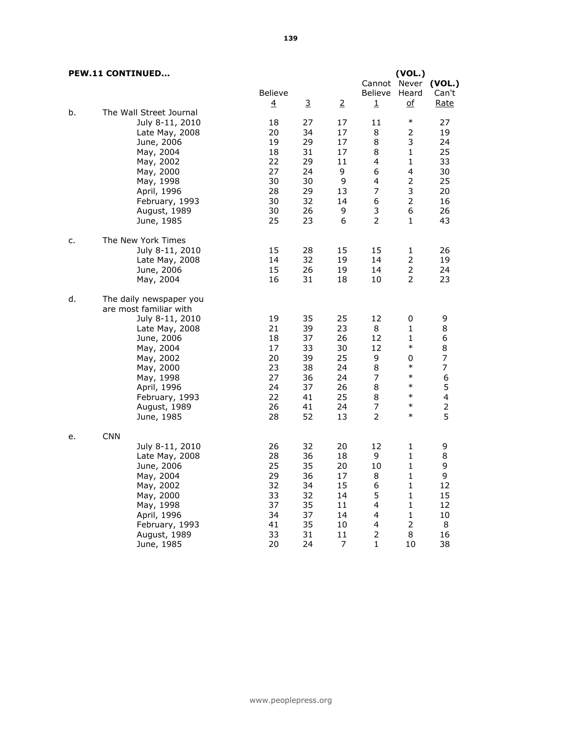**PEW.11 CONTINUED...**

| | | Believe 4 | 3 | 2 | Cannot Believe 1 | (VOL.) Never Heard of | (VOL.) Can't Rate |
|---|---|---|---|---|---|---|---|
| b. | The Wall Street Journal | | | | | | |
| | July 8-11, 2010 | 18 | 27 | 17 | 11 | * | 27 |
| | Late May, 2008 | 20 | 34 | 17 | 8 | 2 | 19 |
| | June, 2006 | 19 | 29 | 17 | 8 | 3 | 24 |
| | May, 2004 | 18 | 31 | 17 | 8 | 1 | 25 |
| | May, 2002 | 22 | 29 | 11 | 4 | 1 | 33 |
| | May, 2000 | 27 | 24 | 9 | 6 | 4 | 30 |
| | May, 1998 | 30 | 30 | 9 | 4 | 2 | 25 |
| | April, 1996 | 28 | 29 | 13 | 7 | 3 | 20 |
| | February, 1993 | 30 | 32 | 14 | 6 | 2 | 16 |
| | August, 1989 | 30 | 26 | 9 | 3 | 6 | 26 |
| | June, 1985 | 25 | 23 | 6 | 2 | 1 | 43 |
| c. | The New York Times | | | | | | |
| | July 8-11, 2010 | 15 | 28 | 15 | 15 | 1 | 26 |
| | Late May, 2008 | 14 | 32 | 19 | 14 | 2 | 19 |
| | June, 2006 | 15 | 26 | 19 | 14 | 2 | 24 |
| | May, 2004 | 16 | 31 | 18 | 10 | 2 | 23 |
| d. | The daily newspaper you are most familiar with | | | | | | |
| | July 8-11, 2010 | 19 | 35 | 25 | 12 | 0 | 9 |
| | Late May, 2008 | 21 | 39 | 23 | 8 | 1 | 8 |
| | June, 2006 | 18 | 37 | 26 | 12 | 1 | 6 |
| | May, 2004 | 17 | 33 | 30 | 12 | * | 8 |
| | May, 2002 | 20 | 39 | 25 | 9 | 0 | 7 |
| | May, 2000 | 23 | 38 | 24 | 8 | * | 7 |
| | May, 1998 | 27 | 36 | 24 | 7 | * | 6 |
| | April, 1996 | 24 | 37 | 26 | 8 | * | 5 |
| | February, 1993 | 22 | 41 | 25 | 8 | * | 4 |
| | August, 1989 | 26 | 41 | 24 | 7 | * | 2 |
| | June, 1985 | 28 | 52 | 13 | 2 | * | 5 |
| e. | CNN | | | | | | |
| | July 8-11, 2010 | 26 | 32 | 20 | 12 | 1 | 9 |
| | Late May, 2008 | 28 | 36 | 18 | 9 | 1 | 8 |
| | June, 2006 | 25 | 35 | 20 | 10 | 1 | 9 |
| | May, 2004 | 29 | 36 | 17 | 8 | 1 | 9 |
| | May, 2002 | 32 | 34 | 15 | 6 | 1 | 12 |
| | May, 2000 | 33 | 32 | 14 | 5 | 1 | 15 |
| | May, 1998 | 37 | 35 | 11 | 4 | 1 | 12 |
| | April, 1996 | 34 | 37 | 14 | 4 | 1 | 10 |
| | February, 1993 | 41 | 35 | 10 | 4 | 2 | 8 |
| | August, 1989 | 33 | 31 | 11 | 2 | 8 | 16 |
| | June, 1985 | 20 | 24 | 7 | 1 | 10 | 38 |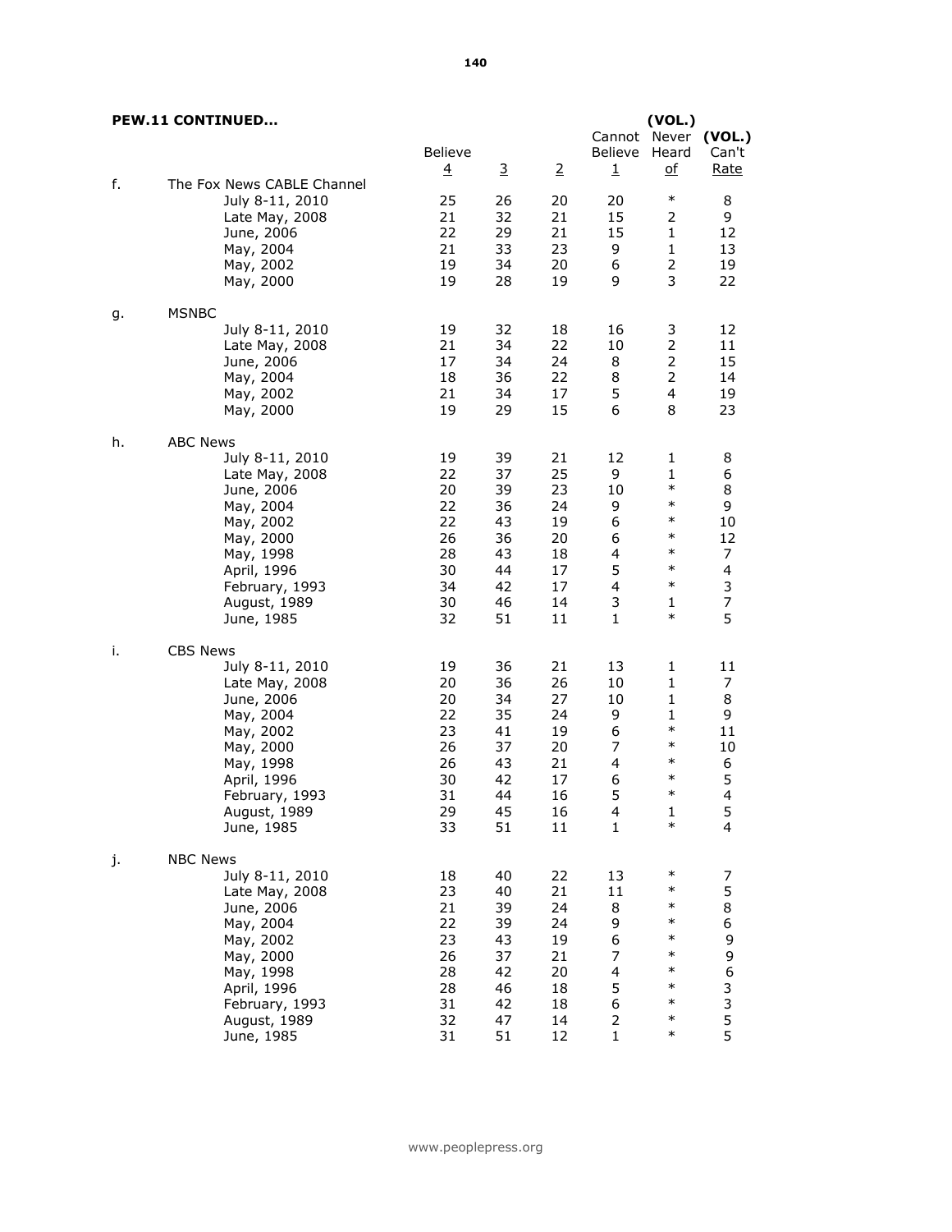**PEW.11 CONTINUED...**

| | | Believe 4 | 3 | 2 | Cannot Believe 1 | (VOL.) Never Heard of | (VOL.) Can't Rate |
|---|---|---|---|---|---|---|---|
| f. | The Fox News CABLE Channel | | | | | | |
| | July 8-11, 2010 | 25 | 26 | 20 | 20 | * | 8 |
| | Late May, 2008 | 21 | 32 | 21 | 15 | 2 | 9 |
| | June, 2006 | 22 | 29 | 21 | 15 | 1 | 12 |
| | May, 2004 | 21 | 33 | 23 | 9 | 1 | 13 |
| | May, 2002 | 19 | 34 | 20 | 6 | 2 | 19 |
| | May, 2000 | 19 | 28 | 19 | 9 | 3 | 22 |
| g. | MSNBC | | | | | | |
| | July 8-11, 2010 | 19 | 32 | 18 | 16 | 3 | 12 |
| | Late May, 2008 | 21 | 34 | 22 | 10 | 2 | 11 |
| | June, 2006 | 17 | 34 | 24 | 8 | 2 | 15 |
| | May, 2004 | 18 | 36 | 22 | 8 | 2 | 14 |
| | May, 2002 | 21 | 34 | 17 | 5 | 4 | 19 |
| | May, 2000 | 19 | 29 | 15 | 6 | 8 | 23 |
| h. | ABC News | | | | | | |
| | July 8-11, 2010 | 19 | 39 | 21 | 12 | 1 | 8 |
| | Late May, 2008 | 22 | 37 | 25 | 9 | 1 | 6 |
| | June, 2006 | 20 | 39 | 23 | 10 | * | 8 |
| | May, 2004 | 22 | 36 | 24 | 9 | * | 9 |
| | May, 2002 | 22 | 43 | 19 | 6 | * | 10 |
| | May, 2000 | 26 | 36 | 20 | 6 | * | 12 |
| | May, 1998 | 28 | 43 | 18 | 4 | * | 7 |
| | April, 1996 | 30 | 44 | 17 | 5 | * | 4 |
| | February, 1993 | 34 | 42 | 17 | 4 | * | 3 |
| | August, 1989 | 30 | 46 | 14 | 3 | 1 | 7 |
| | June, 1985 | 32 | 51 | 11 | 1 | * | 5 |
| i. | CBS News | | | | | | |
| | July 8-11, 2010 | 19 | 36 | 21 | 13 | 1 | 11 |
| | Late May, 2008 | 20 | 36 | 26 | 10 | 1 | 7 |
| | June, 2006 | 20 | 34 | 27 | 10 | 1 | 8 |
| | May, 2004 | 22 | 35 | 24 | 9 | 1 | 9 |
| | May, 2002 | 23 | 41 | 19 | 6 | * | 11 |
| | May, 2000 | 26 | 37 | 20 | 7 | * | 10 |
| | May, 1998 | 26 | 43 | 21 | 4 | * | 6 |
| | April, 1996 | 30 | 42 | 17 | 6 | * | 5 |
| | February, 1993 | 31 | 44 | 16 | 5 | * | 4 |
| | August, 1989 | 29 | 45 | 16 | 4 | 1 | 5 |
| | June, 1985 | 33 | 51 | 11 | 1 | * | 4 |
| j. | NBC News | | | | | | |
| | July 8-11, 2010 | 18 | 40 | 22 | 13 | * | 7 |
| | Late May, 2008 | 23 | 40 | 21 | 11 | * | 5 |
| | June, 2006 | 21 | 39 | 24 | 8 | * | 8 |
| | May, 2004 | 22 | 39 | 24 | 9 | * | 6 |
| | May, 2002 | 23 | 43 | 19 | 6 | * | 9 |
| | May, 2000 | 26 | 37 | 21 | 7 | * | 9 |
| | May, 1998 | 28 | 42 | 20 | 4 | * | 6 |
| | April, 1996 | 28 | 46 | 18 | 5 | * | 3 |
| | February, 1993 | 31 | 42 | 18 | 6 | * | 3 |
| | August, 1989 | 32 | 47 | 14 | 2 | * | 5 |
| | June, 1985 | 31 | 51 | 12 | 1 | * | 5 |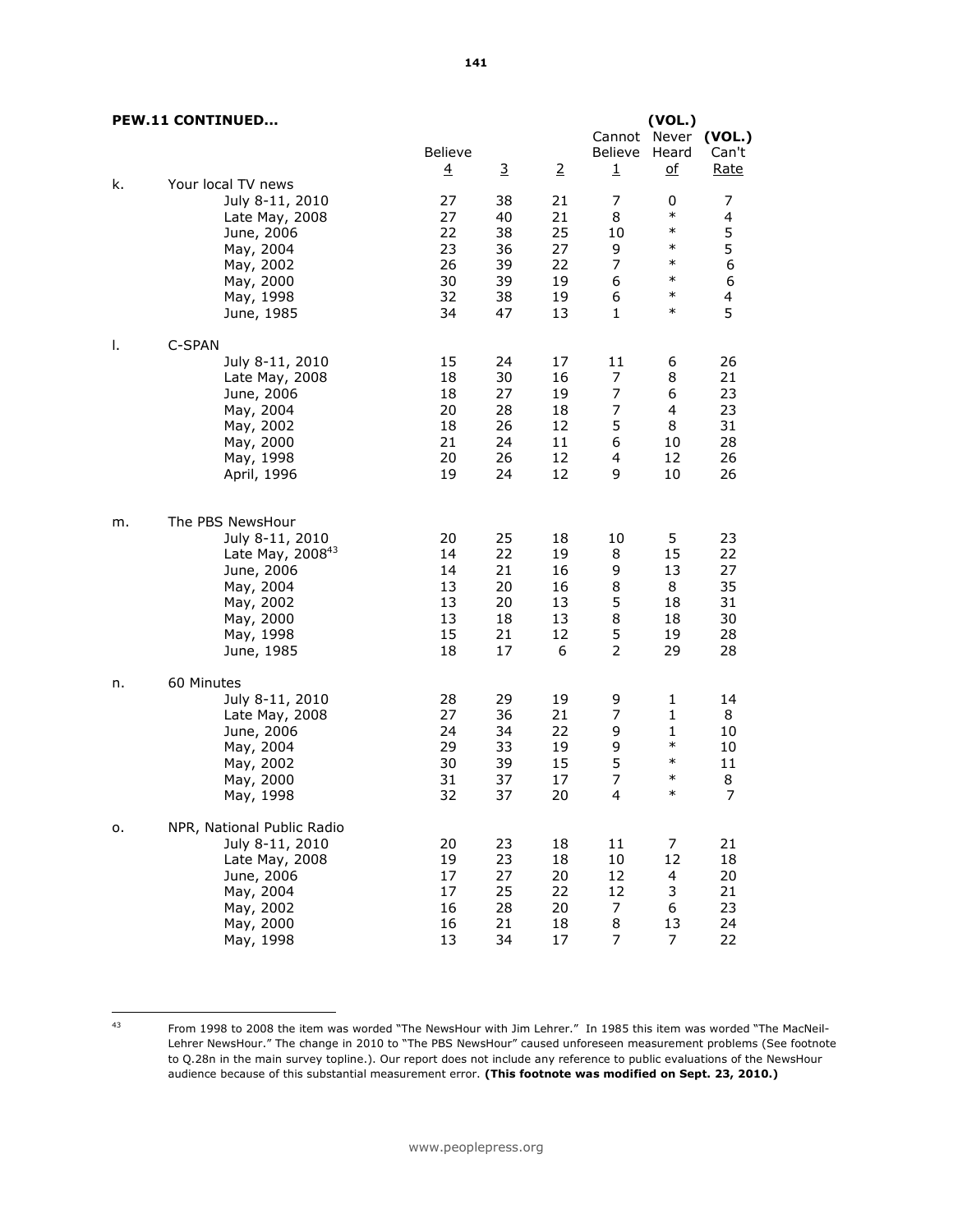**PEW.11 CONTINUED...**

| | | Believe 4 | 3 | 2 | Cannot Believe 1 | (VOL.) Never Heard of | (VOL.) Can't Rate |
|---|---|---|---|---|---|---|---|
| k. | Your local TV news | | | | | | |
| | July 8-11, 2010 | 27 | 38 | 21 | 7 | 0 | 7 |
| | Late May, 2008 | 27 | 40 | 21 | 8 | * | 4 |
| | June, 2006 | 22 | 38 | 25 | 10 | * | 5 |
| | May, 2004 | 23 | 36 | 27 | 9 | * | 5 |
| | May, 2002 | 26 | 39 | 22 | 7 | * | 6 |
| | May, 2000 | 30 | 39 | 19 | 6 | * | 6 |
| | May, 1998 | 32 | 38 | 19 | 6 | * | 4 |
| | June, 1985 | 34 | 47 | 13 | 1 | * | 5 |
| l. | C-SPAN | | | | | | |
| | July 8-11, 2010 | 15 | 24 | 17 | 11 | 6 | 26 |
| | Late May, 2008 | 18 | 30 | 16 | 7 | 8 | 21 |
| | June, 2006 | 18 | 27 | 19 | 7 | 6 | 23 |
| | May, 2004 | 20 | 28 | 18 | 7 | 4 | 23 |
| | May, 2002 | 18 | 26 | 12 | 5 | 8 | 31 |
| | May, 2000 | 21 | 24 | 11 | 6 | 10 | 28 |
| | May, 1998 | 20 | 26 | 12 | 4 | 12 | 26 |
| | April, 1996 | 19 | 24 | 12 | 9 | 10 | 26 |
| m. | The PBS NewsHour | | | | | | |
| | July 8-11, 2010 | 20 | 25 | 18 | 10 | 5 | 23 |
| | Late May, 2008[43] | 14 | 22 | 19 | 8 | 15 | 22 |
| | June, 2006 | 14 | 21 | 16 | 9 | 13 | 27 |
| | May, 2004 | 13 | 20 | 16 | 8 | 8 | 35 |
| | May, 2002 | 13 | 20 | 13 | 5 | 18 | 31 |
| | May, 2000 | 13 | 18 | 13 | 8 | 18 | 30 |
| | May, 1998 | 15 | 21 | 12 | 5 | 19 | 28 |
| | June, 1985 | 18 | 17 | 6 | 2 | 29 | 28 |
| n. | 60 Minutes | | | | | | |
| | July 8-11, 2010 | 28 | 29 | 19 | 9 | 1 | 14 |
| | Late May, 2008 | 27 | 36 | 21 | 7 | 1 | 8 |
| | June, 2006 | 24 | 34 | 22 | 9 | 1 | 10 |
| | May, 2004 | 29 | 33 | 19 | 9 | * | 10 |
| | May, 2002 | 30 | 39 | 15 | 5 | * | 11 |
| | May, 2000 | 31 | 37 | 17 | 7 | * | 8 |
| | May, 1998 | 32 | 37 | 20 | 4 | * | 7 |
| o. | NPR, National Public Radio | | | | | | |
| | July 8-11, 2010 | 20 | 23 | 18 | 11 | 7 | 21 |
| | Late May, 2008 | 19 | 23 | 18 | 10 | 12 | 18 |
| | June, 2006 | 17 | 27 | 20 | 12 | 4 | 20 |
| | May, 2004 | 17 | 25 | 22 | 12 | 3 | 21 |
| | May, 2002 | 16 | 28 | 20 | 7 | 6 | 23 |
| | May, 2000 | 16 | 21 | 18 | 8 | 13 | 24 |
| | May, 1998 | 13 | 34 | 17 | 7 | 7 | 22 |

[43] From 1998 to 2008 the item was worded "The NewsHour with Jim Lehrer." In 1985 this item was worded "The MacNeil-Lehrer NewsHour." The change in 2010 to "The PBS NewsHour" caused unforeseen measurement problems (See footnote to Q.28n in the main survey topline.). Our report does not include any reference to public evaluations of the NewsHour audience because of this substantial measurement error. **(This footnote was modified on Sept. 23, 2010.)**